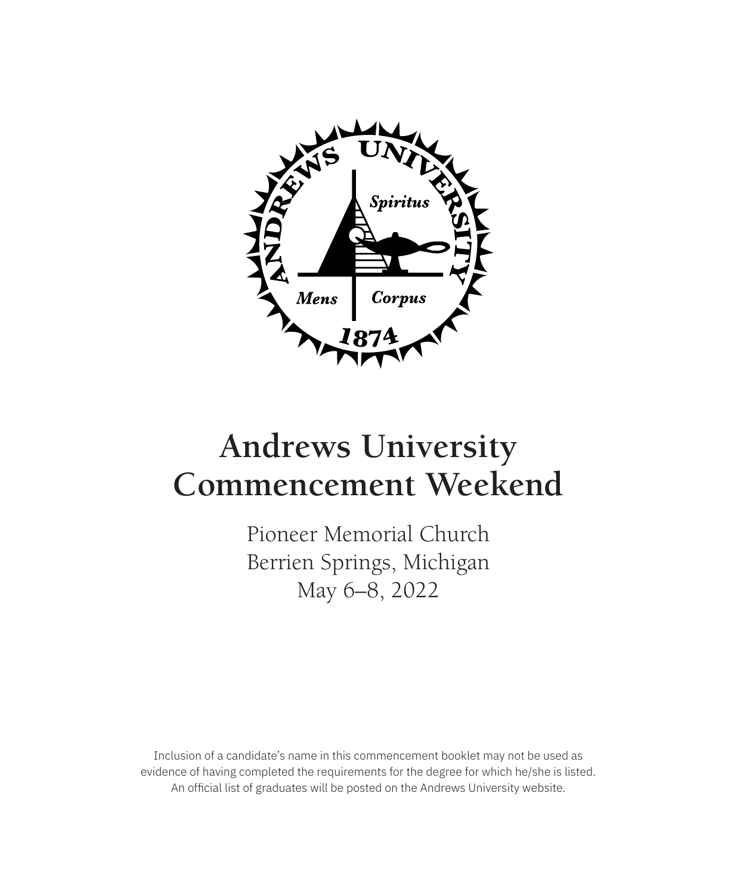# Andrews University Commencement Weekend

Pioneer Memorial Church
Berrien Springs, Michigan
May 6–8, 2022

Inclusion of a candidate's name in this commencement booklet may not be used as evidence of having completed the requirements for the degree for which he/she is listed. An official list of graduates will be posted on the Andrews University website.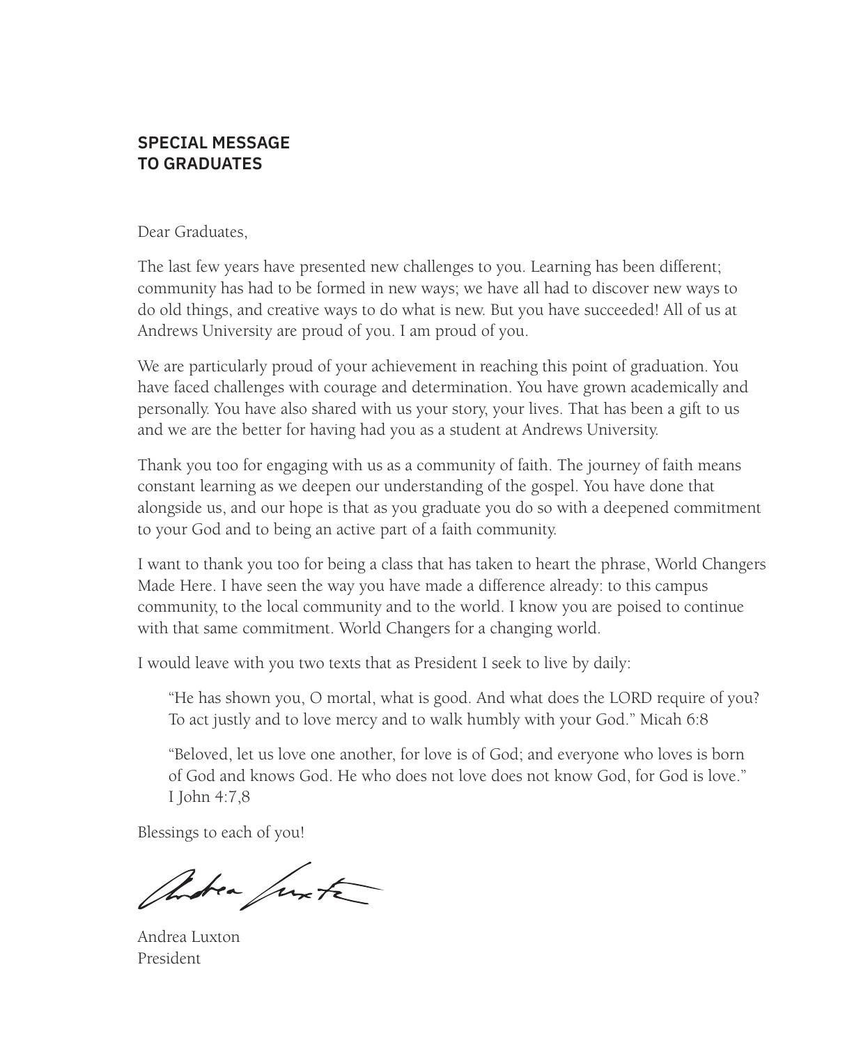## SPECIAL MESSAGE TO GRADUATES

Dear Graduates,

The last few years have presented new challenges to you. Learning has been different; community has had to be formed in new ways; we have all had to discover new ways to do old things, and creative ways to do what is new. But you have succeeded! All of us at Andrews University are proud of you. I am proud of you.

We are particularly proud of your achievement in reaching this point of graduation. You have faced challenges with courage and determination. You have grown academically and personally. You have also shared with us your story, your lives. That has been a gift to us and we are the better for having had you as a student at Andrews University.

Thank you too for engaging with us as a community of faith. The journey of faith means constant learning as we deepen our understanding of the gospel. You have done that alongside us, and our hope is that as you graduate you do so with a deepened commitment to your God and to being an active part of a faith community.

I want to thank you too for being a class that has taken to heart the phrase, World Changers Made Here. I have seen the way you have made a difference already: to this campus community, to the local community and to the world. I know you are poised to continue with that same commitment. World Changers for a changing world.

I would leave with you two texts that as President I seek to live by daily:

> "He has shown you, O mortal, what is good. And what does the LORD require of you? To act justly and to love mercy and to walk humbly with your God." Micah 6:8
>
> "Beloved, let us love one another, for love is of God; and everyone who loves is born of God and knows God. He who does not love does not know God, for God is love." I John 4:7,8

Blessings to each of you!

Andrea Luxton
President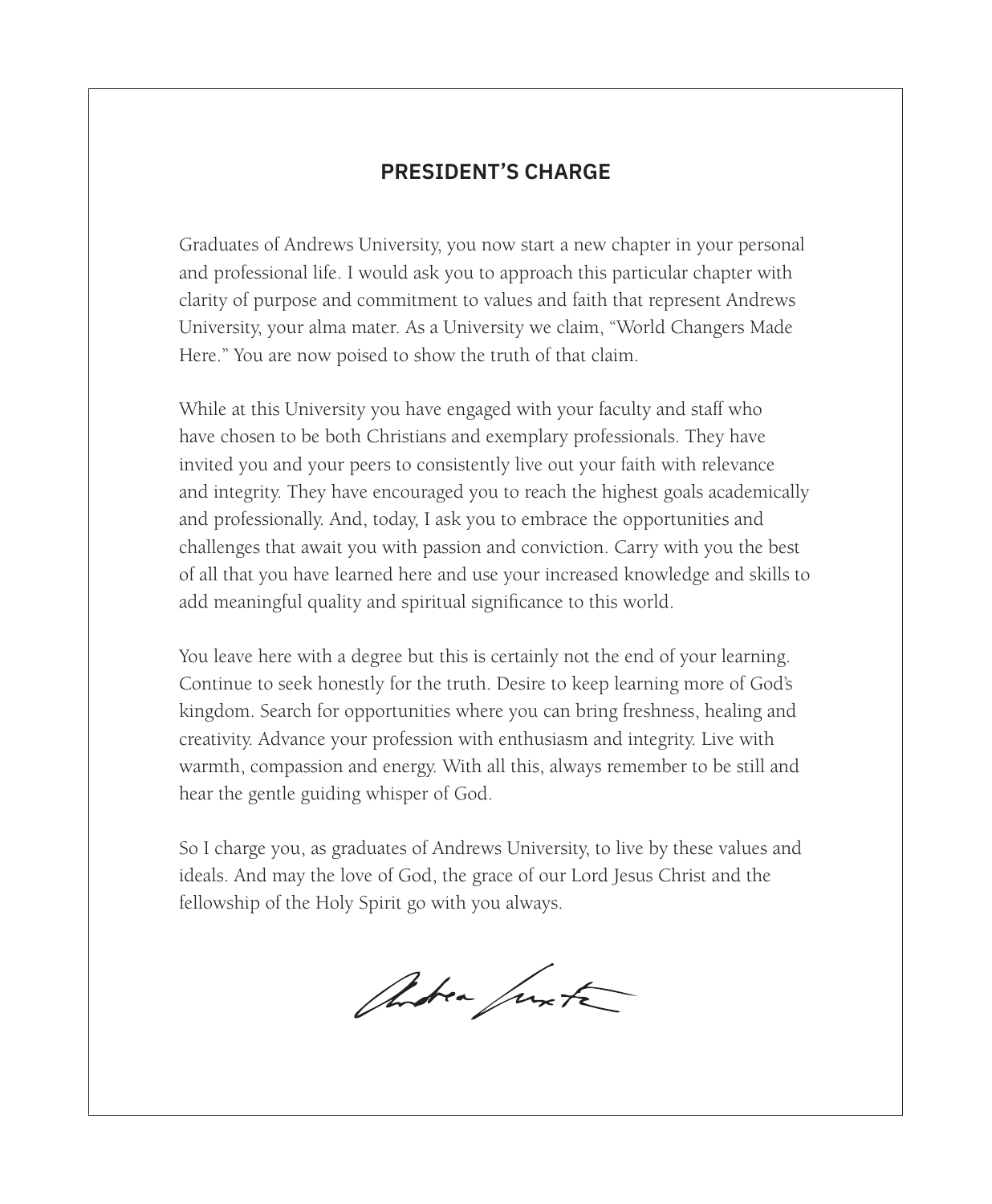## PRESIDENT'S CHARGE

Graduates of Andrews University, you now start a new chapter in your personal and professional life. I would ask you to approach this particular chapter with clarity of purpose and commitment to values and faith that represent Andrews University, your alma mater. As a University we claim, "World Changers Made Here." You are now poised to show the truth of that claim.

While at this University you have engaged with your faculty and staff who have chosen to be both Christians and exemplary professionals. They have invited you and your peers to consistently live out your faith with relevance and integrity. They have encouraged you to reach the highest goals academically and professionally. And, today, I ask you to embrace the opportunities and challenges that await you with passion and conviction. Carry with you the best of all that you have learned here and use your increased knowledge and skills to add meaningful quality and spiritual significance to this world.

You leave here with a degree but this is certainly not the end of your learning. Continue to seek honestly for the truth. Desire to keep learning more of God's kingdom. Search for opportunities where you can bring freshness, healing and creativity. Advance your profession with enthusiasm and integrity. Live with warmth, compassion and energy. With all this, always remember to be still and hear the gentle guiding whisper of God.

So I charge you, as graduates of Andrews University, to live by these values and ideals. And may the love of God, the grace of our Lord Jesus Christ and the fellowship of the Holy Spirit go with you always.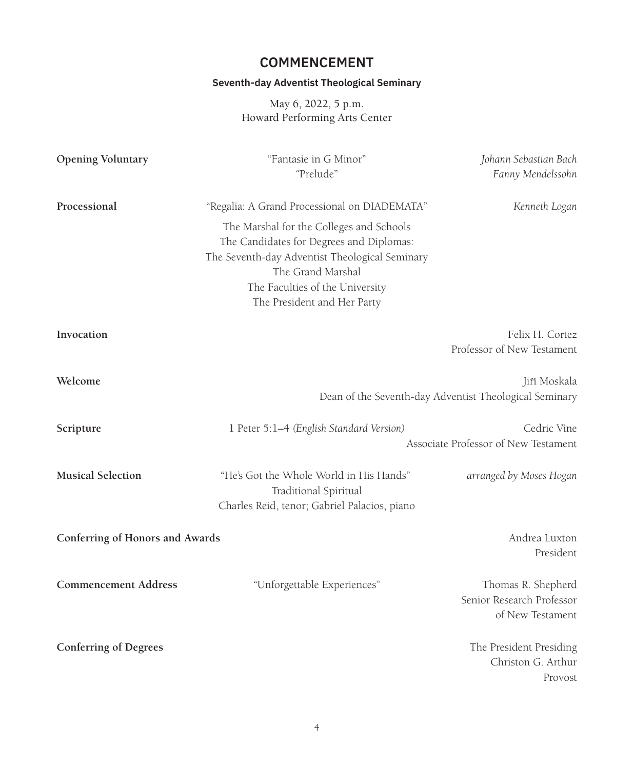# COMMENCEMENT

## Seventh-day Adventist Theological Seminary

May 6, 2022, 5 p.m.
Howard Performing Arts Center

**Opening Voluntary** — "Fantasie in G Minor" — *Johann Sebastian Bach*
"Prelude" — *Fanny Mendelssohn*

**Processional** — "Regalia: A Grand Processional on DIADEMATA" — *Kenneth Logan*

The Marshal for the Colleges and Schools
The Candidates for Degrees and Diplomas:
The Seventh-day Adventist Theological Seminary
The Grand Marshal
The Faculties of the University
The President and Her Party

**Invocation** — Felix H. Cortez
Professor of New Testament

**Welcome** — Jiří Moskala
Dean of the Seventh-day Adventist Theological Seminary

**Scripture** — 1 Peter 5:1–4 *(English Standard Version)* — Cedric Vine
Associate Professor of New Testament

**Musical Selection** — "He's Got the Whole World in His Hands" — *arranged by Moses Hogan*
Traditional Spiritual
Charles Reid, tenor; Gabriel Palacios, piano

**Conferring of Honors and Awards** — Andrea Luxton
President

**Commencement Address** — "Unforgettable Experiences" — Thomas R. Shepherd
Senior Research Professor
of New Testament

**Conferring of Degrees** — The President Presiding
Christon G. Arthur
Provost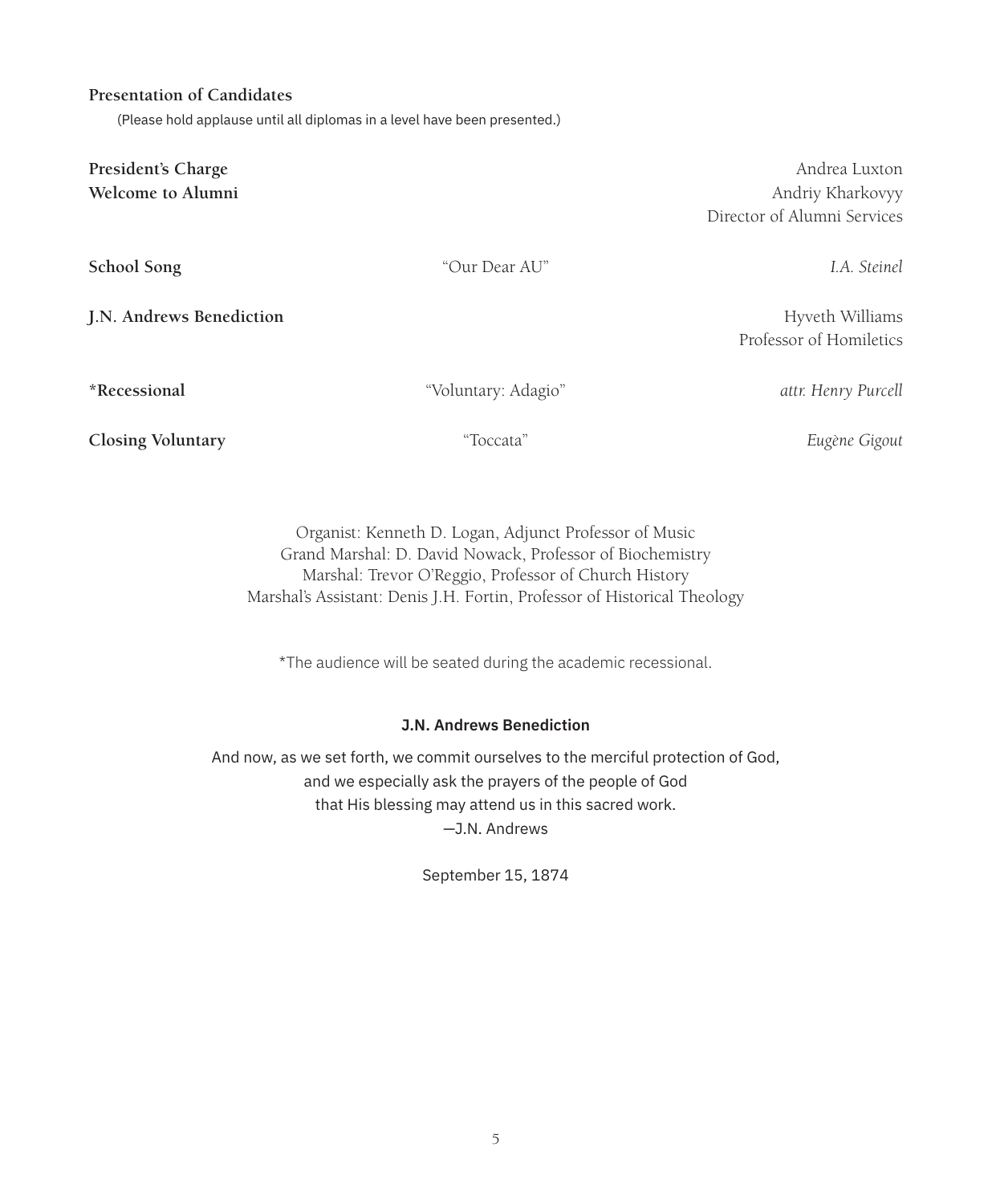**Presentation of Candidates**

(Please hold applause until all diplomas in a level have been presented.)

| | | |
|---|---|---|
| **President's Charge** | | Andrea Luxton |
| **Welcome to Alumni** | | Andriy Kharkovyy<br>Director of Alumni Services |
| **School Song** | "Our Dear AU" | *I.A. Steinel* |
| **J.N. Andrews Benediction** | | Hyveth Williams<br>Professor of Homiletics |
| ***Recessional** | "Voluntary: Adagio" | *attr. Henry Purcell* |
| **Closing Voluntary** | "Toccata" | *Eugène Gigout* |

Organist: Kenneth D. Logan, Adjunct Professor of Music
Grand Marshal: D. David Nowack, Professor of Biochemistry
Marshal: Trevor O'Reggio, Professor of Church History
Marshal's Assistant: Denis J.H. Fortin, Professor of Historical Theology

*The audience will be seated during the academic recessional.

**J.N. Andrews Benediction**

And now, as we set forth, we commit ourselves to the merciful protection of God,
and we especially ask the prayers of the people of God
that His blessing may attend us in this sacred work.
—J.N. Andrews

September 15, 1874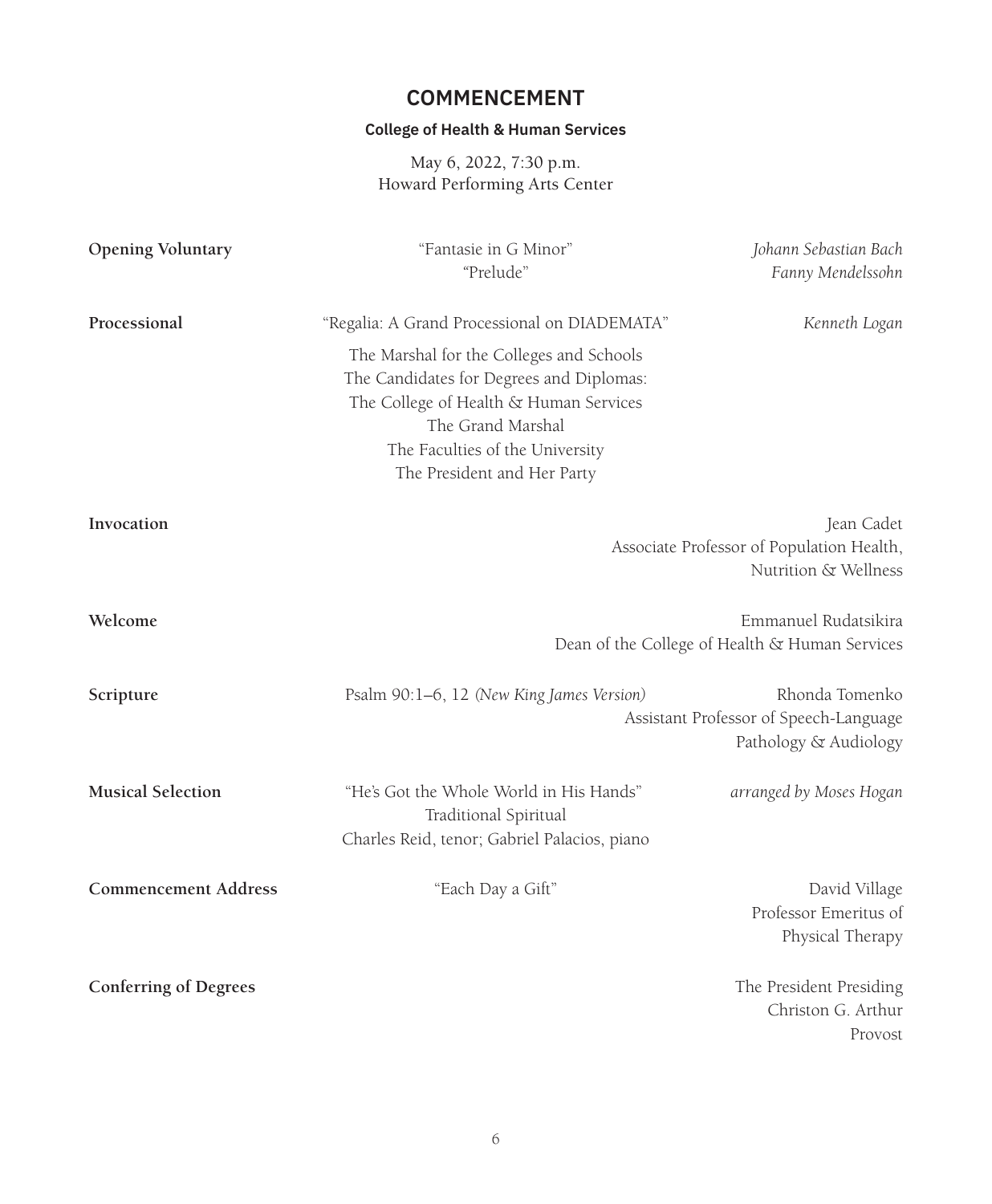# COMMENCEMENT

## College of Health & Human Services

May 6, 2022, 7:30 p.m.
Howard Performing Arts Center

**Opening Voluntary** — "Fantasie in G Minor" — *Johann Sebastian Bach*
"Prelude" — *Fanny Mendelssohn*

**Processional** — "Regalia: A Grand Processional on DIADEMATA" — *Kenneth Logan*

The Marshal for the Colleges and Schools
The Candidates for Degrees and Diplomas:
The College of Health & Human Services
The Grand Marshal
The Faculties of the University
The President and Her Party

**Invocation** — Jean Cadet
Associate Professor of Population Health, Nutrition & Wellness

**Welcome** — Emmanuel Rudatsikira
Dean of the College of Health & Human Services

**Scripture** — Psalm 90:1–6, 12 *(New King James Version)* — Rhonda Tomenko
Assistant Professor of Speech-Language Pathology & Audiology

**Musical Selection** — "He's Got the Whole World in His Hands" — *arranged by Moses Hogan*
Traditional Spiritual
Charles Reid, tenor; Gabriel Palacios, piano

**Commencement Address** — "Each Day a Gift" — David Village
Professor Emeritus of Physical Therapy

**Conferring of Degrees** — The President Presiding
Christon G. Arthur
Provost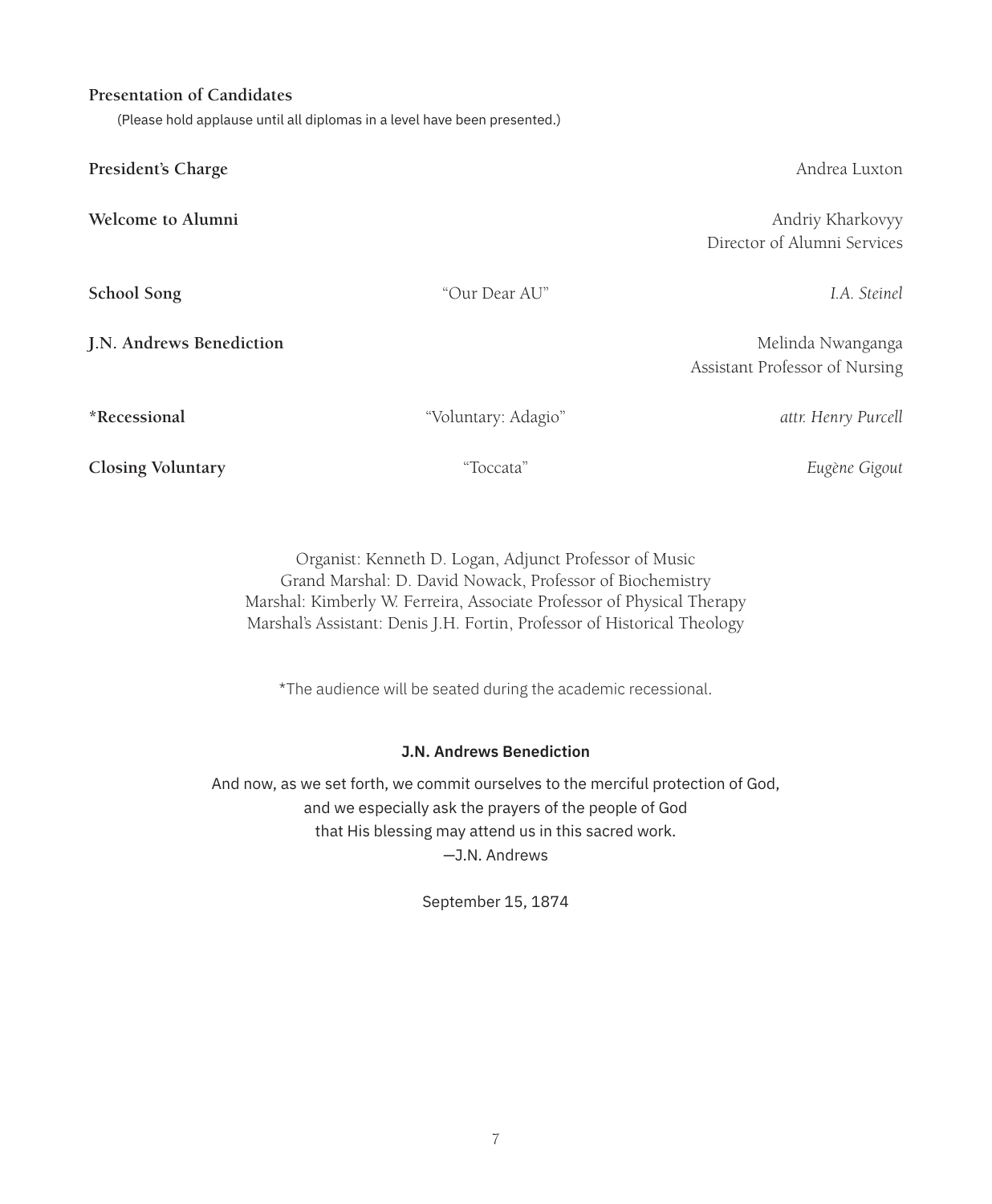**Presentation of Candidates**

(Please hold applause until all diplomas in a level have been presented.)

| | | |
|---|---|---|
| **President's Charge** | | Andrea Luxton |
| **Welcome to Alumni** | | Andriy Kharkovyy<br>Director of Alumni Services |
| **School Song** | "Our Dear AU" | *I.A. Steinel* |
| **J.N. Andrews Benediction** | | Melinda Nwanganga<br>Assistant Professor of Nursing |
| ***Recessional** | "Voluntary: Adagio" | *attr. Henry Purcell* |
| **Closing Voluntary** | "Toccata" | *Eugène Gigout* |

Organist: Kenneth D. Logan, Adjunct Professor of Music
Grand Marshal: D. David Nowack, Professor of Biochemistry
Marshal: Kimberly W. Ferreira, Associate Professor of Physical Therapy
Marshal's Assistant: Denis J.H. Fortin, Professor of Historical Theology

*The audience will be seated during the academic recessional.

**J.N. Andrews Benediction**

And now, as we set forth, we commit ourselves to the merciful protection of God,
and we especially ask the prayers of the people of God
that His blessing may attend us in this sacred work.
—J.N. Andrews

September 15, 1874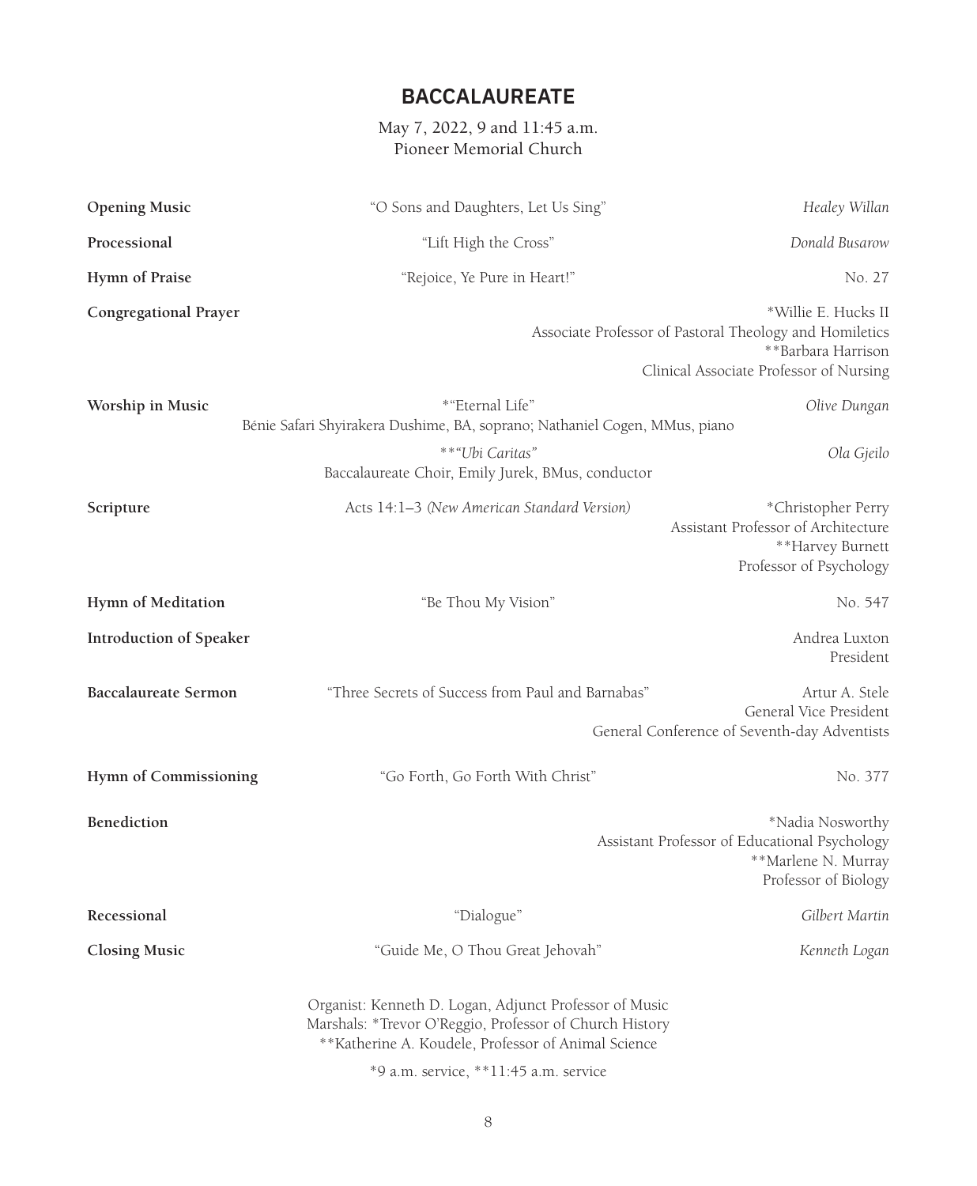## BACCALAUREATE

May 7, 2022, 9 and 11:45 a.m.
Pioneer Memorial Church

| | | |
|---|---|---|
| **Opening Music** | "O Sons and Daughters, Let Us Sing" | *Healey Willan* |
| **Processional** | "Lift High the Cross" | *Donald Busarow* |
| **Hymn of Praise** | "Rejoice, Ye Pure in Heart!" | No. 27 |
| **Congregational Prayer** | | *Willie E. Hucks II<br>Associate Professor of Pastoral Theology and Homiletics<br>**Barbara Harrison<br>Clinical Associate Professor of Nursing |
| **Worship in Music** | *"Eternal Life"<br>Bénie Safari Shyirakera Dushime, BA, soprano; Nathaniel Cogen, MMus, piano | *Olive Dungan* |
| | ***"Ubi Caritas"*<br>Baccalaureate Choir, Emily Jurek, BMus, conductor | *Ola Gjeilo* |
| **Scripture** | Acts 14:1–3 *(New American Standard Version)* | *Christopher Perry<br>Assistant Professor of Architecture<br>**Harvey Burnett<br>Professor of Psychology |
| **Hymn of Meditation** | "Be Thou My Vision" | No. 547 |
| **Introduction of Speaker** | | Andrea Luxton<br>President |
| **Baccalaureate Sermon** | "Three Secrets of Success from Paul and Barnabas" | Artur A. Stele<br>General Vice President<br>General Conference of Seventh-day Adventists |
| **Hymn of Commissioning** | "Go Forth, Go Forth With Christ" | No. 377 |
| **Benediction** | | *Nadia Nosworthy<br>Assistant Professor of Educational Psychology<br>**Marlene N. Murray<br>Professor of Biology |
| **Recessional** | "Dialogue" | *Gilbert Martin* |
| **Closing Music** | "Guide Me, O Thou Great Jehovah" | *Kenneth Logan* |

Organist: Kenneth D. Logan, Adjunct Professor of Music
Marshals: *Trevor O'Reggio, Professor of Church History
**Katherine A. Koudele, Professor of Animal Science

*9 a.m. service, **11:45 a.m. service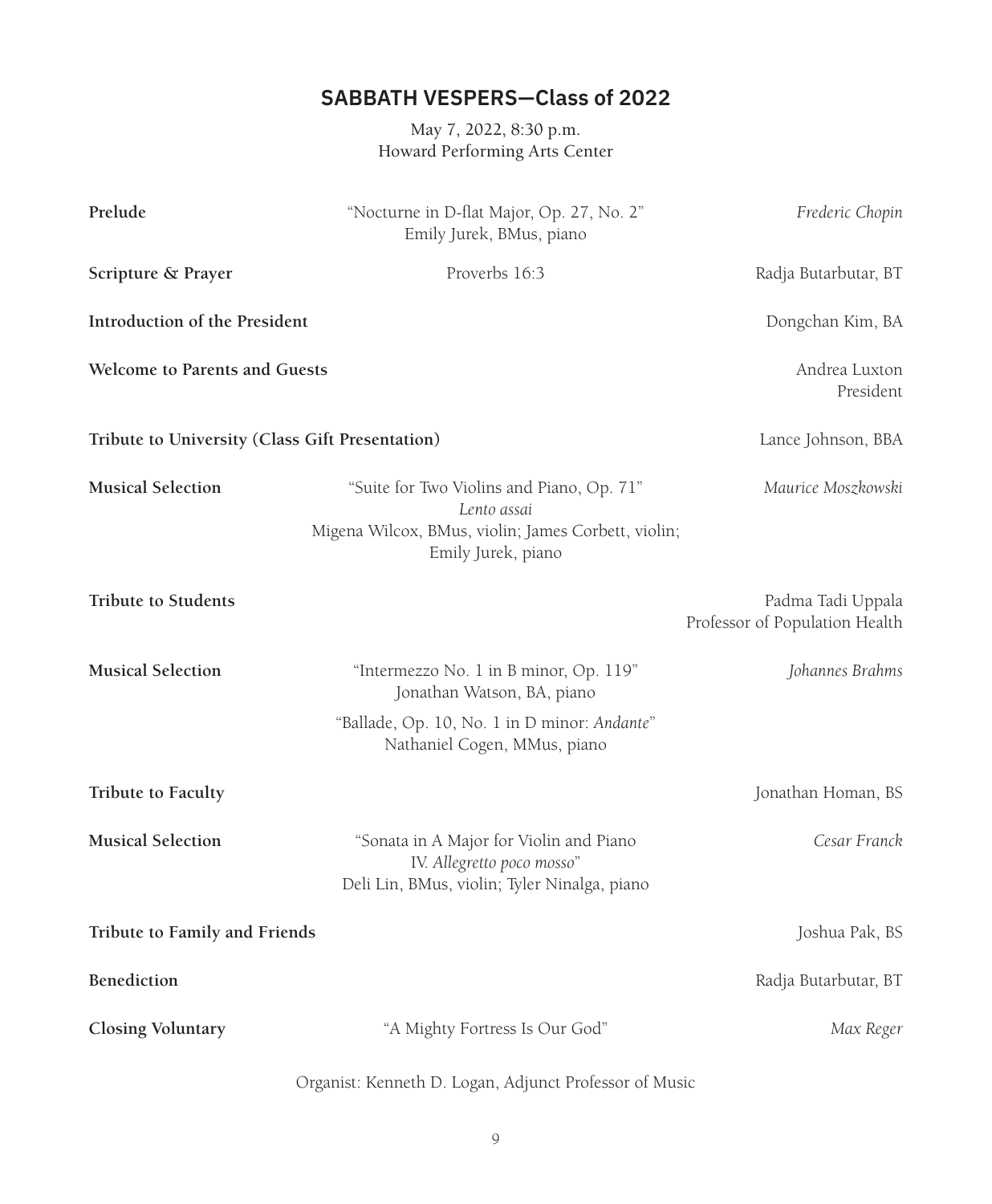## SABBATH VESPERS—Class of 2022

May 7, 2022, 8:30 p.m.
Howard Performing Arts Center

**Prelude** — "Nocturne in D-flat Major, Op. 27, No. 2" — *Frederic Chopin*
Emily Jurek, BMus, piano

**Scripture & Prayer** — Proverbs 16:3 — Radja Butarbutar, BT

**Introduction of the President** — Dongchan Kim, BA

**Welcome to Parents and Guests** — Andrea Luxton, President

**Tribute to University (Class Gift Presentation)** — Lance Johnson, BBA

**Musical Selection** — "Suite for Two Violins and Piano, Op. 71" — *Maurice Moszkowski*
*Lento assai*
Migena Wilcox, BMus, violin; James Corbett, violin; Emily Jurek, piano

**Tribute to Students** — Padma Tadi Uppala, Professor of Population Health

**Musical Selection** — "Intermezzo No. 1 in B minor, Op. 119" — *Johannes Brahms*
Jonathan Watson, BA, piano

"Ballade, Op. 10, No. 1 in D minor: *Andante*"
Nathaniel Cogen, MMus, piano

**Tribute to Faculty** — Jonathan Homan, BS

**Musical Selection** — "Sonata in A Major for Violin and Piano IV. *Allegretto poco mosso*" — *Cesar Franck*
Deli Lin, BMus, violin; Tyler Ninalga, piano

**Tribute to Family and Friends** — Joshua Pak, BS

**Benediction** — Radja Butarbutar, BT

**Closing Voluntary** — "A Mighty Fortress Is Our God" — *Max Reger*

Organist: Kenneth D. Logan, Adjunct Professor of Music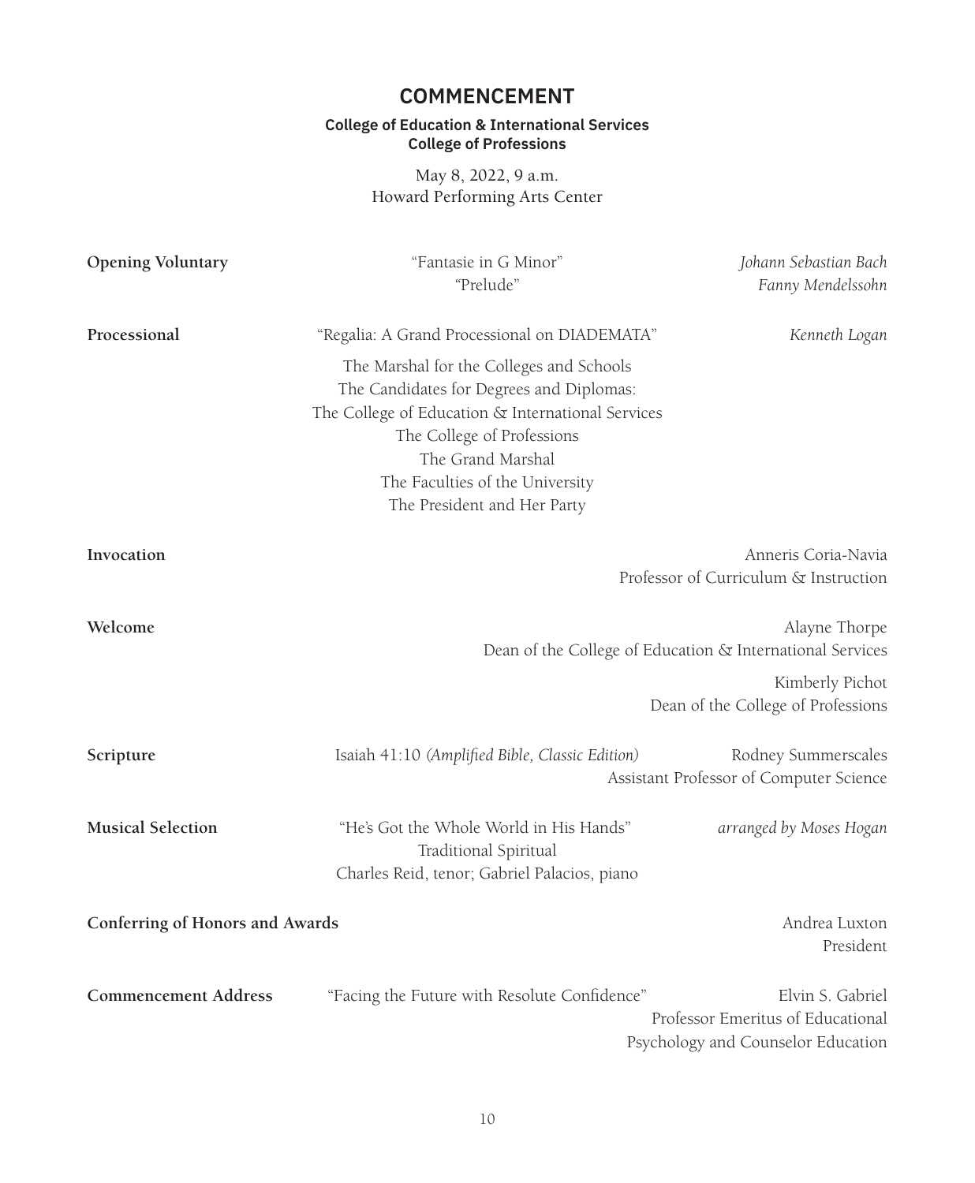# COMMENCEMENT

**College of Education & International Services**
**College of Professions**

May 8, 2022, 9 a.m.
Howard Performing Arts Center

**Opening Voluntary**
"Fantasie in G Minor" — *Johann Sebastian Bach*
"Prelude" — *Fanny Mendelssohn*

**Processional**
"Regalia: A Grand Processional on DIADEMATA" — *Kenneth Logan*

The Marshal for the Colleges and Schools
The Candidates for Degrees and Diplomas:
The College of Education & International Services
The College of Professions
The Grand Marshal
The Faculties of the University
The President and Her Party

**Invocation**
Anneris Coria-Navia
Professor of Curriculum & Instruction

**Welcome**
Alayne Thorpe
Dean of the College of Education & International Services

Kimberly Pichot
Dean of the College of Professions

**Scripture**
Isaiah 41:10 *(Amplified Bible, Classic Edition)*
Rodney Summerscales
Assistant Professor of Computer Science

**Musical Selection**
"He's Got the Whole World in His Hands" — *arranged by Moses Hogan*
Traditional Spiritual
Charles Reid, tenor; Gabriel Palacios, piano

**Conferring of Honors and Awards**
Andrea Luxton
President

**Commencement Address**
"Facing the Future with Resolute Confidence"
Elvin S. Gabriel
Professor Emeritus of Educational Psychology and Counselor Education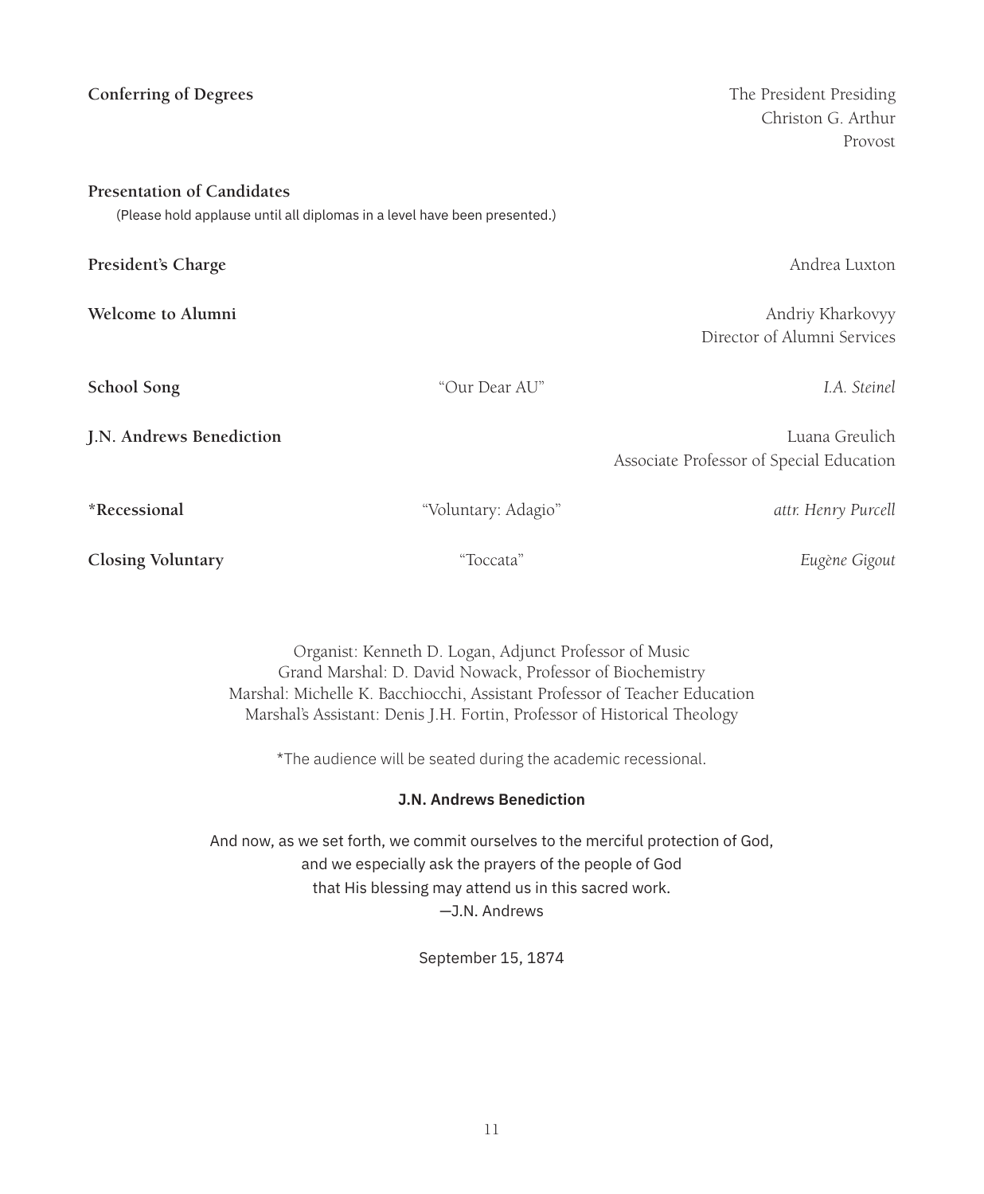**Conferring of Degrees**
The President Presiding
Christon G. Arthur
Provost

**Presentation of Candidates**
(Please hold applause until all diplomas in a level have been presented.)

**President's Charge**
Andrea Luxton

**Welcome to Alumni**
Andriy Kharkovyy
Director of Alumni Services

**School Song** — "Our Dear AU" — *I.A. Steinel*

**J.N. Andrews Benediction**
Luana Greulich
Associate Professor of Special Education

***Recessional** — "Voluntary: Adagio" — *attr. Henry Purcell*

**Closing Voluntary** — "Toccata" — *Eugène Gigout*

Organist: Kenneth D. Logan, Adjunct Professor of Music
Grand Marshal: D. David Nowack, Professor of Biochemistry
Marshal: Michelle K. Bacchiocchi, Assistant Professor of Teacher Education
Marshal's Assistant: Denis J.H. Fortin, Professor of Historical Theology

*The audience will be seated during the academic recessional.

**J.N. Andrews Benediction**

And now, as we set forth, we commit ourselves to the merciful protection of God,
and we especially ask the prayers of the people of God
that His blessing may attend us in this sacred work.
—J.N. Andrews

September 15, 1874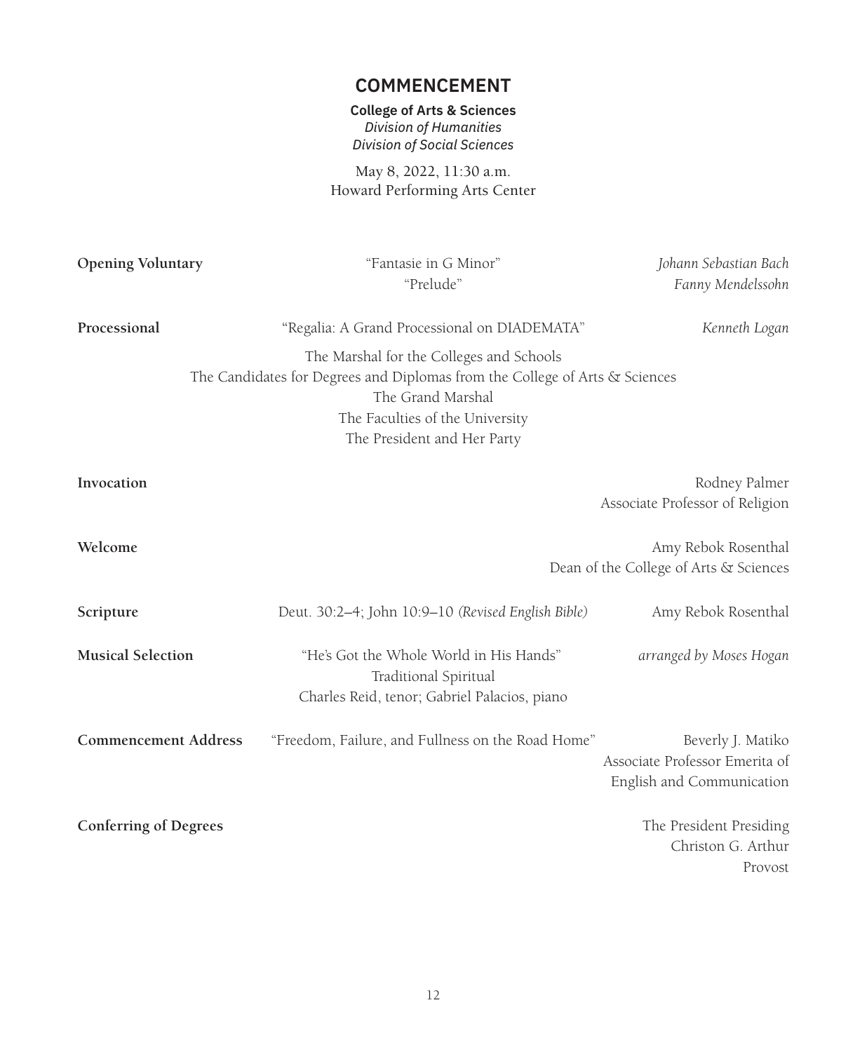# COMMENCEMENT

**College of Arts & Sciences**
*Division of Humanities*
*Division of Social Sciences*

May 8, 2022, 11:30 a.m.
Howard Performing Arts Center

**Opening Voluntary** — "Fantasie in G Minor" — *Johann Sebastian Bach*
"Prelude" — *Fanny Mendelssohn*

**Processional** — "Regalia: A Grand Processional on DIADEMATA" — *Kenneth Logan*

The Marshal for the Colleges and Schools
The Candidates for Degrees and Diplomas from the College of Arts & Sciences
The Grand Marshal
The Faculties of the University
The President and Her Party

**Invocation** — Rodney Palmer, Associate Professor of Religion

**Welcome** — Amy Rebok Rosenthal, Dean of the College of Arts & Sciences

**Scripture** — Deut. 30:2–4; John 10:9–10 *(Revised English Bible)* — Amy Rebok Rosenthal

**Musical Selection** — "He's Got the Whole World in His Hands" — *arranged by Moses Hogan*
Traditional Spiritual
Charles Reid, tenor; Gabriel Palacios, piano

**Commencement Address** — "Freedom, Failure, and Fullness on the Road Home" — Beverly J. Matiko, Associate Professor Emerita of English and Communication

**Conferring of Degrees** — The President Presiding
Christon G. Arthur
Provost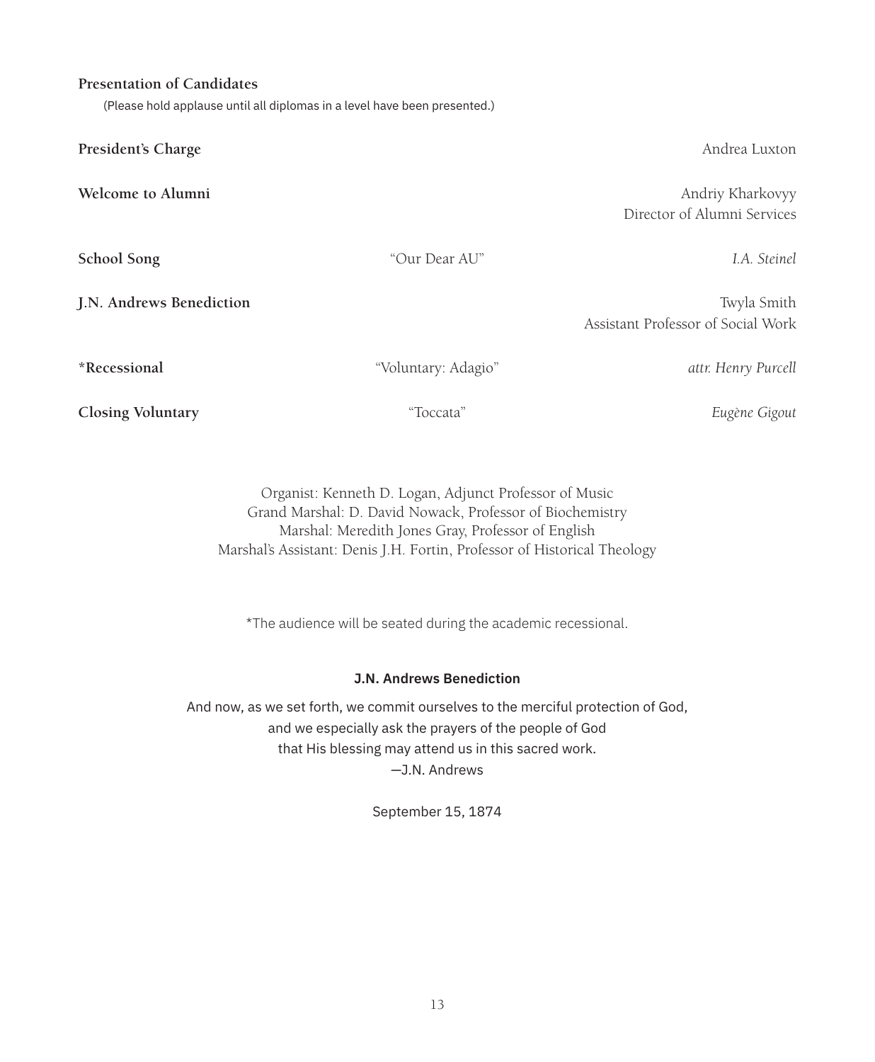**Presentation of Candidates**

(Please hold applause until all diplomas in a level have been presented.)

| | | |
|---|---|---|
| **President's Charge** | | Andrea Luxton |
| **Welcome to Alumni** | | Andriy Kharkovyy<br>Director of Alumni Services |
| **School Song** | "Our Dear AU" | *I.A. Steinel* |
| **J.N. Andrews Benediction** | | Twyla Smith<br>Assistant Professor of Social Work |
| **\*Recessional** | "Voluntary: Adagio" | *attr. Henry Purcell* |
| **Closing Voluntary** | "Toccata" | *Eugène Gigout* |

Organist: Kenneth D. Logan, Adjunct Professor of Music
Grand Marshal: D. David Nowack, Professor of Biochemistry
Marshal: Meredith Jones Gray, Professor of English
Marshal's Assistant: Denis J.H. Fortin, Professor of Historical Theology

*The audience will be seated during the academic recessional.

**J.N. Andrews Benediction**

And now, as we set forth, we commit ourselves to the merciful protection of God,
and we especially ask the prayers of the people of God
that His blessing may attend us in this sacred work.
—J.N. Andrews

September 15, 1874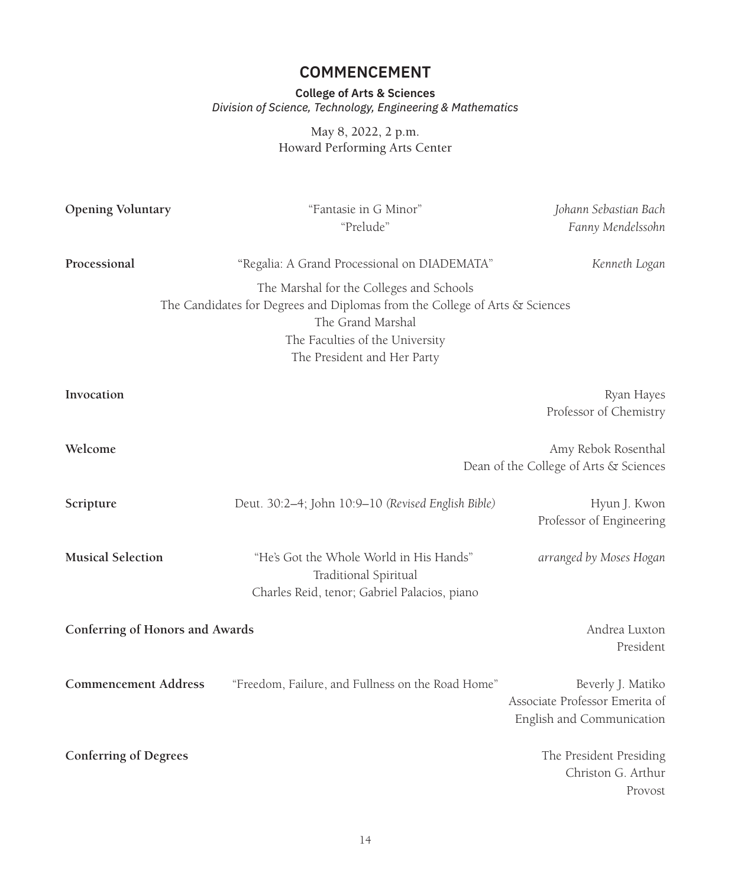# COMMENCEMENT

**College of Arts & Sciences**
*Division of Science, Technology, Engineering & Mathematics*

May 8, 2022, 2 p.m.
Howard Performing Arts Center

**Opening Voluntary**
"Fantasie in G Minor" — *Johann Sebastian Bach*
"Prelude" — *Fanny Mendelssohn*

**Processional**
"Regalia: A Grand Processional on DIADEMATA" — *Kenneth Logan*

The Marshal for the Colleges and Schools
The Candidates for Degrees and Diplomas from the College of Arts & Sciences
The Grand Marshal
The Faculties of the University
The President and Her Party

**Invocation**
Ryan Hayes
Professor of Chemistry

**Welcome**
Amy Rebok Rosenthal
Dean of the College of Arts & Sciences

**Scripture**
Deut. 30:2–4; John 10:9–10 *(Revised English Bible)*
Hyun J. Kwon
Professor of Engineering

**Musical Selection**
"He's Got the Whole World in His Hands" — *arranged by Moses Hogan*
Traditional Spiritual
Charles Reid, tenor; Gabriel Palacios, piano

**Conferring of Honors and Awards**
Andrea Luxton
President

**Commencement Address**
"Freedom, Failure, and Fullness on the Road Home"
Beverly J. Matiko
Associate Professor Emerita of English and Communication

**Conferring of Degrees**
The President Presiding
Christon G. Arthur
Provost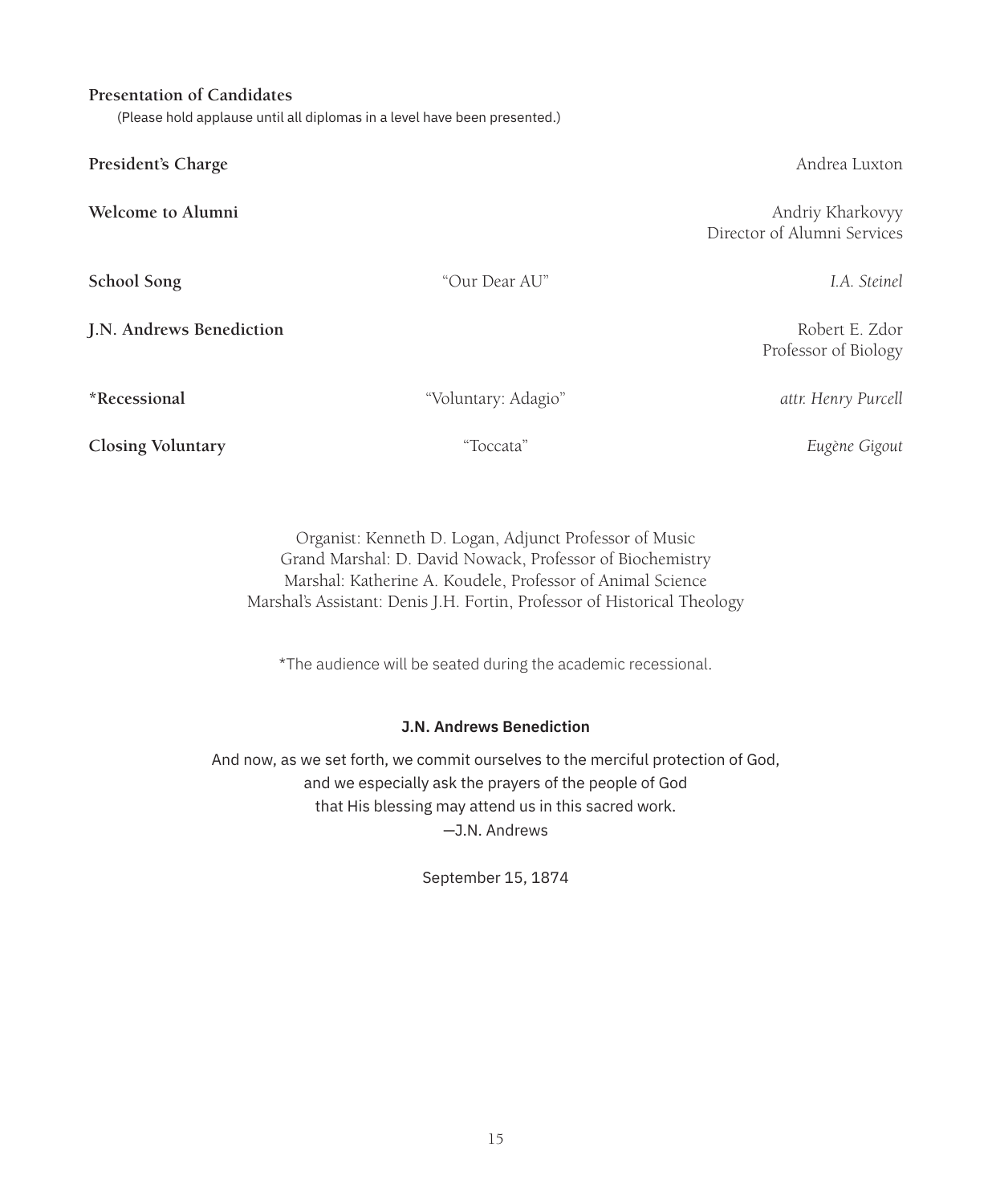**Presentation of Candidates**

(Please hold applause until all diplomas in a level have been presented.)

| | | |
|---|---|---|
| **President's Charge** | | Andrea Luxton |
| **Welcome to Alumni** | | Andriy Kharkovyy<br>Director of Alumni Services |
| **School Song** | "Our Dear AU" | *I.A. Steinel* |
| **J.N. Andrews Benediction** | | Robert E. Zdor<br>Professor of Biology |
| ***Recessional** | "Voluntary: Adagio" | *attr. Henry Purcell* |
| **Closing Voluntary** | "Toccata" | *Eugène Gigout* |

Organist: Kenneth D. Logan, Adjunct Professor of Music
Grand Marshal: D. David Nowack, Professor of Biochemistry
Marshal: Katherine A. Koudele, Professor of Animal Science
Marshal's Assistant: Denis J.H. Fortin, Professor of Historical Theology

*The audience will be seated during the academic recessional.

**J.N. Andrews Benediction**

And now, as we set forth, we commit ourselves to the merciful protection of God,
and we especially ask the prayers of the people of God
that His blessing may attend us in this sacred work.
—J.N. Andrews

September 15, 1874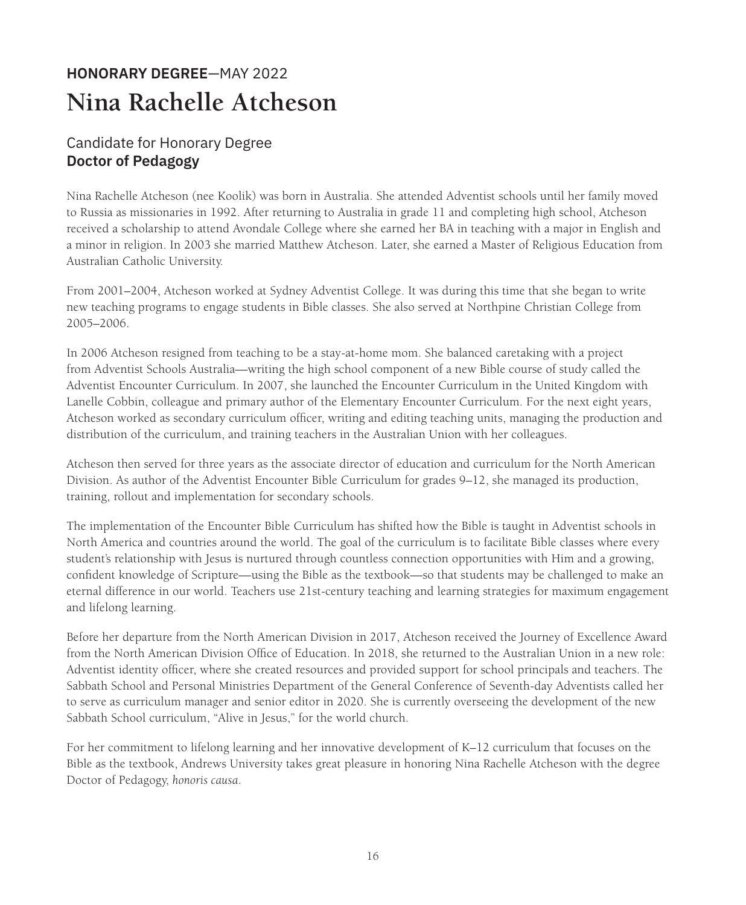**HONORARY DEGREE**—MAY 2022

# Nina Rachelle Atcheson

## Candidate for Honorary Degree
**Doctor of Pedagogy**

Nina Rachelle Atcheson (nee Koolik) was born in Australia. She attended Adventist schools until her family moved to Russia as missionaries in 1992. After returning to Australia in grade 11 and completing high school, Atcheson received a scholarship to attend Avondale College where she earned her BA in teaching with a major in English and a minor in religion. In 2003 she married Matthew Atcheson. Later, she earned a Master of Religious Education from Australian Catholic University.

From 2001–2004, Atcheson worked at Sydney Adventist College. It was during this time that she began to write new teaching programs to engage students in Bible classes. She also served at Northpine Christian College from 2005–2006.

In 2006 Atcheson resigned from teaching to be a stay-at-home mom. She balanced caretaking with a project from Adventist Schools Australia—writing the high school component of a new Bible course of study called the Adventist Encounter Curriculum. In 2007, she launched the Encounter Curriculum in the United Kingdom with Lanelle Cobbin, colleague and primary author of the Elementary Encounter Curriculum. For the next eight years, Atcheson worked as secondary curriculum officer, writing and editing teaching units, managing the production and distribution of the curriculum, and training teachers in the Australian Union with her colleagues.

Atcheson then served for three years as the associate director of education and curriculum for the North American Division. As author of the Adventist Encounter Bible Curriculum for grades 9–12, she managed its production, training, rollout and implementation for secondary schools.

The implementation of the Encounter Bible Curriculum has shifted how the Bible is taught in Adventist schools in North America and countries around the world. The goal of the curriculum is to facilitate Bible classes where every student's relationship with Jesus is nurtured through countless connection opportunities with Him and a growing, confident knowledge of Scripture—using the Bible as the textbook—so that students may be challenged to make an eternal difference in our world. Teachers use 21st-century teaching and learning strategies for maximum engagement and lifelong learning.

Before her departure from the North American Division in 2017, Atcheson received the Journey of Excellence Award from the North American Division Office of Education. In 2018, she returned to the Australian Union in a new role: Adventist identity officer, where she created resources and provided support for school principals and teachers. The Sabbath School and Personal Ministries Department of the General Conference of Seventh-day Adventists called her to serve as curriculum manager and senior editor in 2020. She is currently overseeing the development of the new Sabbath School curriculum, "Alive in Jesus," for the world church.

For her commitment to lifelong learning and her innovative development of K–12 curriculum that focuses on the Bible as the textbook, Andrews University takes great pleasure in honoring Nina Rachelle Atcheson with the degree Doctor of Pedagogy, *honoris causa*.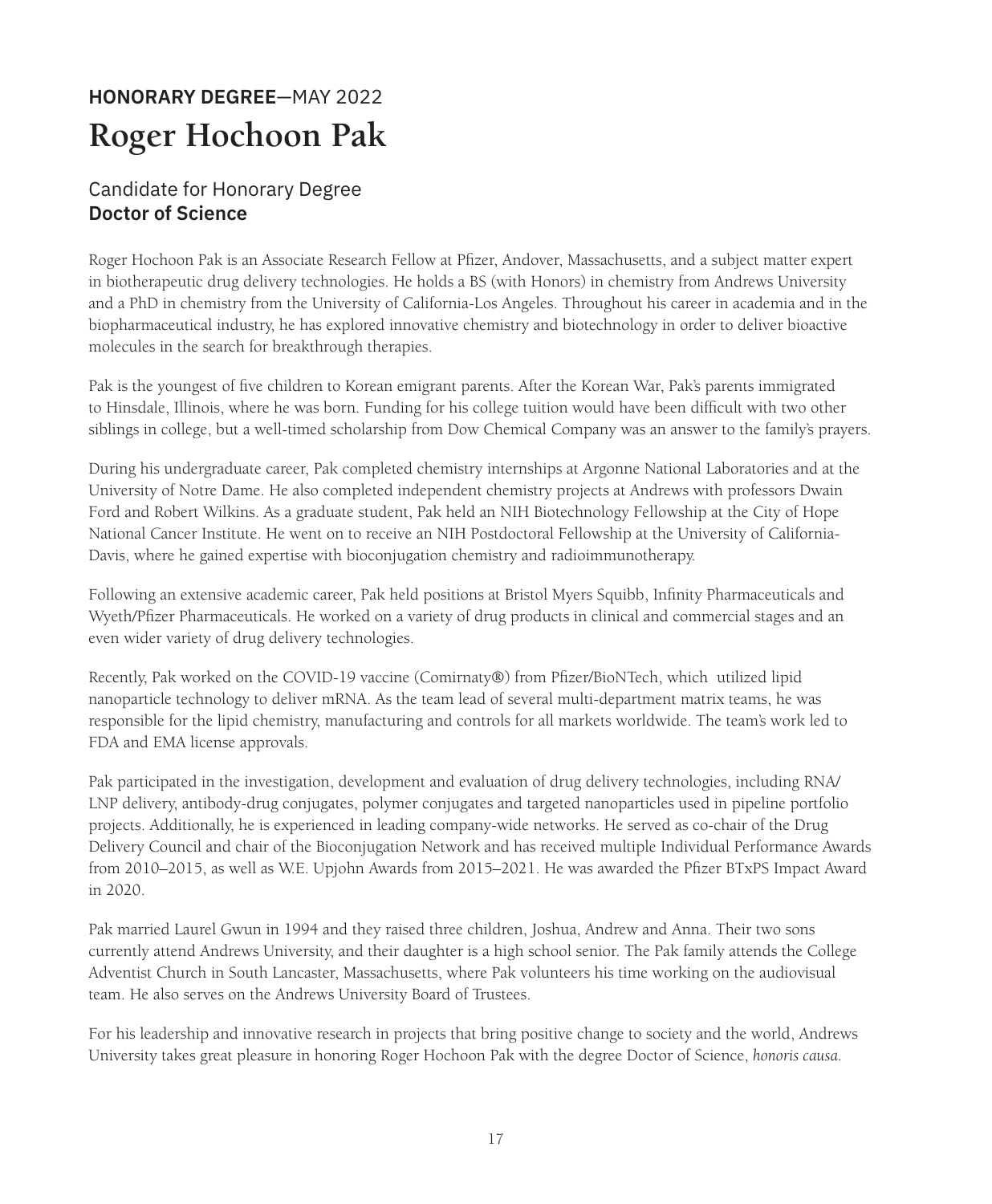**HONORARY DEGREE**—MAY 2022

# Roger Hochoon Pak

## Candidate for Honorary Degree
**Doctor of Science**

Roger Hochoon Pak is an Associate Research Fellow at Pfizer, Andover, Massachusetts, and a subject matter expert in biotherapeutic drug delivery technologies. He holds a BS (with Honors) in chemistry from Andrews University and a PhD in chemistry from the University of California-Los Angeles. Throughout his career in academia and in the biopharmaceutical industry, he has explored innovative chemistry and biotechnology in order to deliver bioactive molecules in the search for breakthrough therapies.

Pak is the youngest of five children to Korean emigrant parents. After the Korean War, Pak's parents immigrated to Hinsdale, Illinois, where he was born. Funding for his college tuition would have been difficult with two other siblings in college, but a well-timed scholarship from Dow Chemical Company was an answer to the family's prayers.

During his undergraduate career, Pak completed chemistry internships at Argonne National Laboratories and at the University of Notre Dame. He also completed independent chemistry projects at Andrews with professors Dwain Ford and Robert Wilkins. As a graduate student, Pak held an NIH Biotechnology Fellowship at the City of Hope National Cancer Institute. He went on to receive an NIH Postdoctoral Fellowship at the University of California-Davis, where he gained expertise with bioconjugation chemistry and radioimmunotherapy.

Following an extensive academic career, Pak held positions at Bristol Myers Squibb, Infinity Pharmaceuticals and Wyeth/Pfizer Pharmaceuticals. He worked on a variety of drug products in clinical and commercial stages and an even wider variety of drug delivery technologies.

Recently, Pak worked on the COVID-19 vaccine (Comirnaty®) from Pfizer/BioNTech, which utilized lipid nanoparticle technology to deliver mRNA. As the team lead of several multi-department matrix teams, he was responsible for the lipid chemistry, manufacturing and controls for all markets worldwide. The team's work led to FDA and EMA license approvals.

Pak participated in the investigation, development and evaluation of drug delivery technologies, including RNA/LNP delivery, antibody-drug conjugates, polymer conjugates and targeted nanoparticles used in pipeline portfolio projects. Additionally, he is experienced in leading company-wide networks. He served as co-chair of the Drug Delivery Council and chair of the Bioconjugation Network and has received multiple Individual Performance Awards from 2010–2015, as well as W.E. Upjohn Awards from 2015–2021. He was awarded the Pfizer BTxPS Impact Award in 2020.

Pak married Laurel Gwun in 1994 and they raised three children, Joshua, Andrew and Anna. Their two sons currently attend Andrews University, and their daughter is a high school senior. The Pak family attends the College Adventist Church in South Lancaster, Massachusetts, where Pak volunteers his time working on the audiovisual team. He also serves on the Andrews University Board of Trustees.

For his leadership and innovative research in projects that bring positive change to society and the world, Andrews University takes great pleasure in honoring Roger Hochoon Pak with the degree Doctor of Science, *honoris causa.*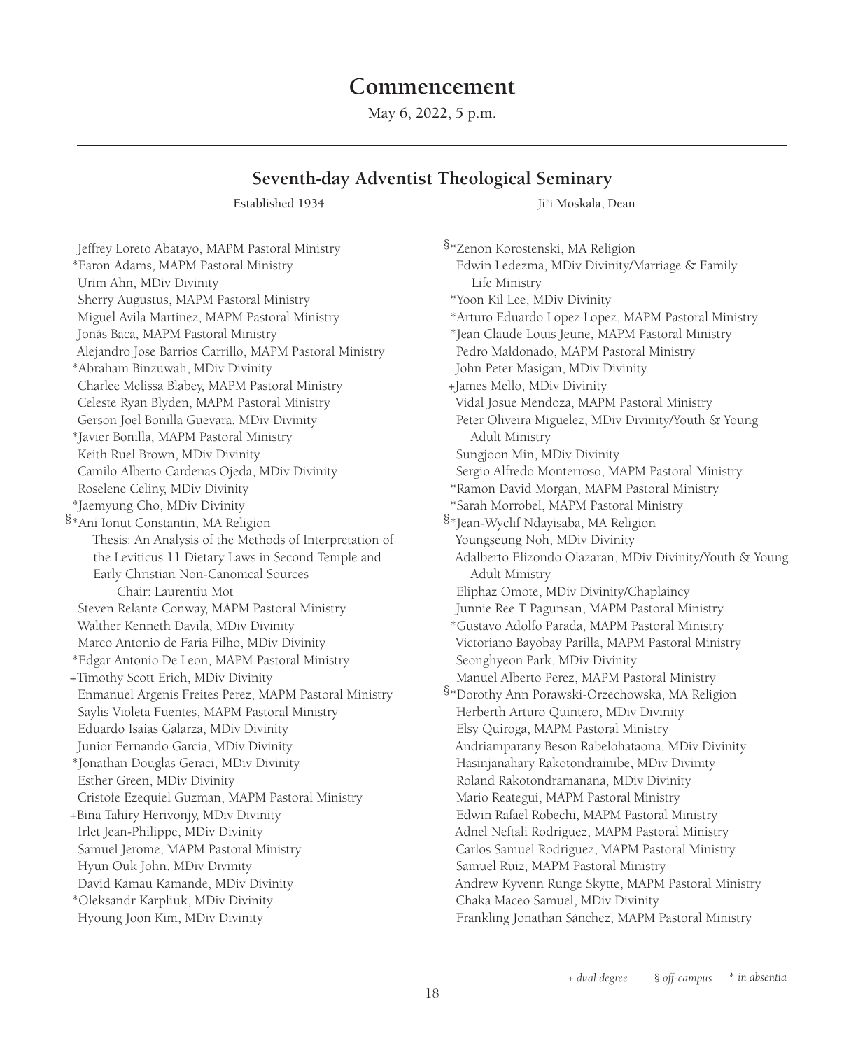# Commencement

May 6, 2022, 5 p.m.

## Seventh-day Adventist Theological Seminary

Established 1934

Jiří Moskala, Dean

Jeffrey Loreto Abatayo, MAPM Pastoral Ministry
*Faron Adams, MAPM Pastoral Ministry
Urim Ahn, MDiv Divinity
Sherry Augustus, MAPM Pastoral Ministry
Miguel Avila Martinez, MAPM Pastoral Ministry
Jonás Baca, MAPM Pastoral Ministry
Alejandro Jose Barrios Carrillo, MAPM Pastoral Ministry
*Abraham Binzuwah, MDiv Divinity
Charlee Melissa Blabey, MAPM Pastoral Ministry
Celeste Ryan Blyden, MAPM Pastoral Ministry
Gerson Joel Bonilla Guevara, MDiv Divinity
*Javier Bonilla, MAPM Pastoral Ministry
Keith Ruel Brown, MDiv Divinity
Camilo Alberto Cardenas Ojeda, MDiv Divinity
Roselene Celiny, MDiv Divinity
*Jaemyung Cho, MDiv Divinity
§*Ani Ionut Constantin, MA Religion
Thesis: An Analysis of the Methods of Interpretation of the Leviticus 11 Dietary Laws in Second Temple and Early Christian Non-Canonical Sources
Chair: Laurentiu Mot
Steven Relante Conway, MAPM Pastoral Ministry
Walther Kenneth Davila, MDiv Divinity
Marco Antonio de Faria Filho, MDiv Divinity
*Edgar Antonio De Leon, MAPM Pastoral Ministry
+Timothy Scott Erich, MDiv Divinity
Enmanuel Argenis Freites Perez, MAPM Pastoral Ministry
Saylis Violeta Fuentes, MAPM Pastoral Ministry
Eduardo Isaias Galarza, MDiv Divinity
Junior Fernando Garcia, MDiv Divinity
*Jonathan Douglas Geraci, MDiv Divinity
Esther Green, MDiv Divinity
Cristofe Ezequiel Guzman, MAPM Pastoral Ministry
+Bina Tahiry Herivonjy, MDiv Divinity
Irlet Jean-Philippe, MDiv Divinity
Samuel Jerome, MAPM Pastoral Ministry
Hyun Ouk John, MDiv Divinity
David Kamau Kamande, MDiv Divinity
*Oleksandr Karpliuk, MDiv Divinity
Hyoung Joon Kim, MDiv Divinity
§*Zenon Korostenski, MA Religion
Edwin Ledezma, MDiv Divinity/Marriage & Family Life Ministry
*Yoon Kil Lee, MDiv Divinity
*Arturo Eduardo Lopez Lopez, MAPM Pastoral Ministry
*Jean Claude Louis Jeune, MAPM Pastoral Ministry
Pedro Maldonado, MAPM Pastoral Ministry
John Peter Masigan, MDiv Divinity
+James Mello, MDiv Divinity
Vidal Josue Mendoza, MAPM Pastoral Ministry
Peter Oliveira Miguelez, MDiv Divinity/Youth & Young Adult Ministry
Sungjoon Min, MDiv Divinity
Sergio Alfredo Monterroso, MAPM Pastoral Ministry
*Ramon David Morgan, MAPM Pastoral Ministry
*Sarah Morrobel, MAPM Pastoral Ministry
§*Jean-Wyclif Ndayisaba, MA Religion
Youngseung Noh, MDiv Divinity
Adalberto Elizondo Olazaran, MDiv Divinity/Youth & Young Adult Ministry
Eliphaz Omote, MDiv Divinity/Chaplaincy
Junnie Ree T Pagunsan, MAPM Pastoral Ministry
*Gustavo Adolfo Parada, MAPM Pastoral Ministry
Victoriano Bayobay Parilla, MAPM Pastoral Ministry
Seonghyeon Park, MDiv Divinity
Manuel Alberto Perez, MAPM Pastoral Ministry
§*Dorothy Ann Porawski-Orzechowska, MA Religion
Herberth Arturo Quintero, MDiv Divinity
Elsy Quiroga, MAPM Pastoral Ministry
Andriamparany Beson Rabelohataona, MDiv Divinity
Hasinjanahary Rakotondrainibe, MDiv Divinity
Roland Rakotondramanana, MDiv Divinity
Mario Reategui, MAPM Pastoral Ministry
Edwin Rafael Robechi, MAPM Pastoral Ministry
Adnel Neftali Rodriguez, MAPM Pastoral Ministry
Carlos Samuel Rodriguez, MAPM Pastoral Ministry
Samuel Ruiz, MAPM Pastoral Ministry
Andrew Kyvenn Runge Skytte, MAPM Pastoral Ministry
Chaka Maceo Samuel, MDiv Divinity
Frankling Jonathan Sánchez, MAPM Pastoral Ministry

*+ dual degree* *§ off-campus* *\* in absentia*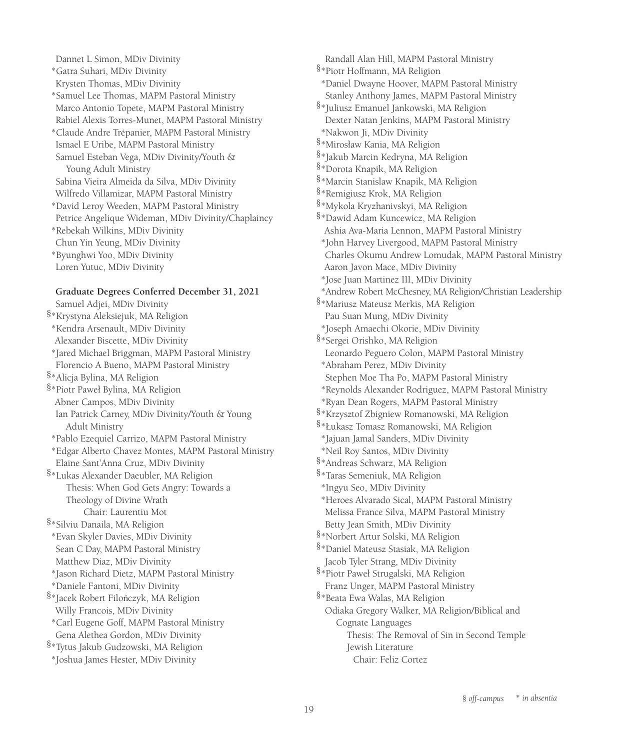Dannet L Simon, MDiv Divinity
*Gatra Suhari, MDiv Divinity
Krysten Thomas, MDiv Divinity
*Samuel Lee Thomas, MAPM Pastoral Ministry
Marco Antonio Topete, MAPM Pastoral Ministry
Rabiel Alexis Torres-Munet, MAPM Pastoral Ministry
*Claude Andre Trépanier, MAPM Pastoral Ministry
Ismael E Uribe, MAPM Pastoral Ministry
Samuel Esteban Vega, MDiv Divinity/Youth & Young Adult Ministry
Sabina Vieira Almeida da Silva, MDiv Divinity
Wilfredo Villamizar, MAPM Pastoral Ministry
*David Leroy Weeden, MAPM Pastoral Ministry
Petrice Angelique Wideman, MDiv Divinity/Chaplaincy
*Rebekah Wilkins, MDiv Divinity
Chun Yin Yeung, MDiv Divinity
*Byunghwi Yoo, MDiv Divinity
Loren Yutuc, MDiv Divinity

**Graduate Degrees Conferred December 31, 2021**

Samuel Adjei, MDiv Divinity
§*Krystyna Aleksiejuk, MA Religion
*Kendra Arsenault, MDiv Divinity
Alexander Biscette, MDiv Divinity
*Jared Michael Briggman, MAPM Pastoral Ministry
Florencio A Bueno, MAPM Pastoral Ministry
§*Alicja Bylina, MA Religion
§*Piotr Paweł Bylina, MA Religion
Abner Campos, MDiv Divinity
Ian Patrick Carney, MDiv Divinity/Youth & Young Adult Ministry
*Pablo Ezequiel Carrizo, MAPM Pastoral Ministry
*Edgar Alberto Chavez Montes, MAPM Pastoral Ministry
Elaine Sant'Anna Cruz, MDiv Divinity
§*Lukas Alexander Daeubler, MA Religion
Thesis: When God Gets Angry: Towards a Theology of Divine Wrath
Chair: Laurentiu Mot
§*Silviu Danaila, MA Religion
*Evan Skyler Davies, MDiv Divinity
Sean C Day, MAPM Pastoral Ministry
Matthew Diaz, MDiv Divinity
*Jason Richard Dietz, MAPM Pastoral Ministry
*Daniele Fantoni, MDiv Divinity
§*Jacek Robert Filończyk, MA Religion
Willy Francois, MDiv Divinity
*Carl Eugene Goff, MAPM Pastoral Ministry
Gena Alethea Gordon, MDiv Divinity
§*Tytus Jakub Gudzowski, MA Religion
*Joshua James Hester, MDiv Divinity
Randall Alan Hill, MAPM Pastoral Ministry
§*Piotr Hoffmann, MA Religion
*Daniel Dwayne Hoover, MAPM Pastoral Ministry
Stanley Anthony James, MAPM Pastoral Ministry
§*Juliusz Emanuel Jankowski, MA Religion
Dexter Natan Jenkins, MAPM Pastoral Ministry
*Nakwon Ji, MDiv Divinity
§*Mirosław Kania, MA Religion
§*Jakub Marcin Kedryna, MA Religion
§*Dorota Knapik, MA Religion
§*Marcin Stanislaw Knapik, MA Religion
§*Remigiusz Krok, MA Religion
§*Mykola Kryzhanivskyi, MA Religion
§*Dawid Adam Kuncewicz, MA Religion
Ashia Ava-Maria Lennon, MAPM Pastoral Ministry
*John Harvey Livergood, MAPM Pastoral Ministry
Charles Okumu Andrew Lomudak, MAPM Pastoral Ministry
Aaron Javon Mace, MDiv Divinity
*Jose Juan Martinez III, MDiv Divinity
*Andrew Robert McChesney, MA Religion/Christian Leadership
§*Mariusz Mateusz Merkis, MA Religion
Pau Suan Mung, MDiv Divinity
*Joseph Amaechi Okorie, MDiv Divinity
§*Sergei Orishko, MA Religion
Leonardo Peguero Colon, MAPM Pastoral Ministry
*Abraham Perez, MDiv Divinity
Stephen Moe Tha Po, MAPM Pastoral Ministry
*Reynolds Alexander Rodriguez, MAPM Pastoral Ministry
*Ryan Dean Rogers, MAPM Pastoral Ministry
§*Krzysztof Zbigniew Romanowski, MA Religion
§*Łukasz Tomasz Romanowski, MA Religion
*Jajuan Jamal Sanders, MDiv Divinity
*Neil Roy Santos, MDiv Divinity
§*Andreas Schwarz, MA Religion
§*Taras Semeniuk, MA Religion
*Ingyu Seo, MDiv Divinity
*Heroes Alvarado Sical, MAPM Pastoral Ministry
Melissa France Silva, MAPM Pastoral Ministry
Betty Jean Smith, MDiv Divinity
§*Norbert Artur Solski, MA Religion
§*Daniel Mateusz Stasiak, MA Religion
Jacob Tyler Strang, MDiv Divinity
§*Piotr Paweł Strugalski, MA Religion
Franz Unger, MAPM Pastoral Ministry
§*Beata Ewa Walas, MA Religion
Odiaka Gregory Walker, MA Religion/Biblical and Cognate Languages
Thesis: The Removal of Sin in Second Temple Jewish Literature
Chair: Feliz Cortez

§ *off-campus* * *in absentia*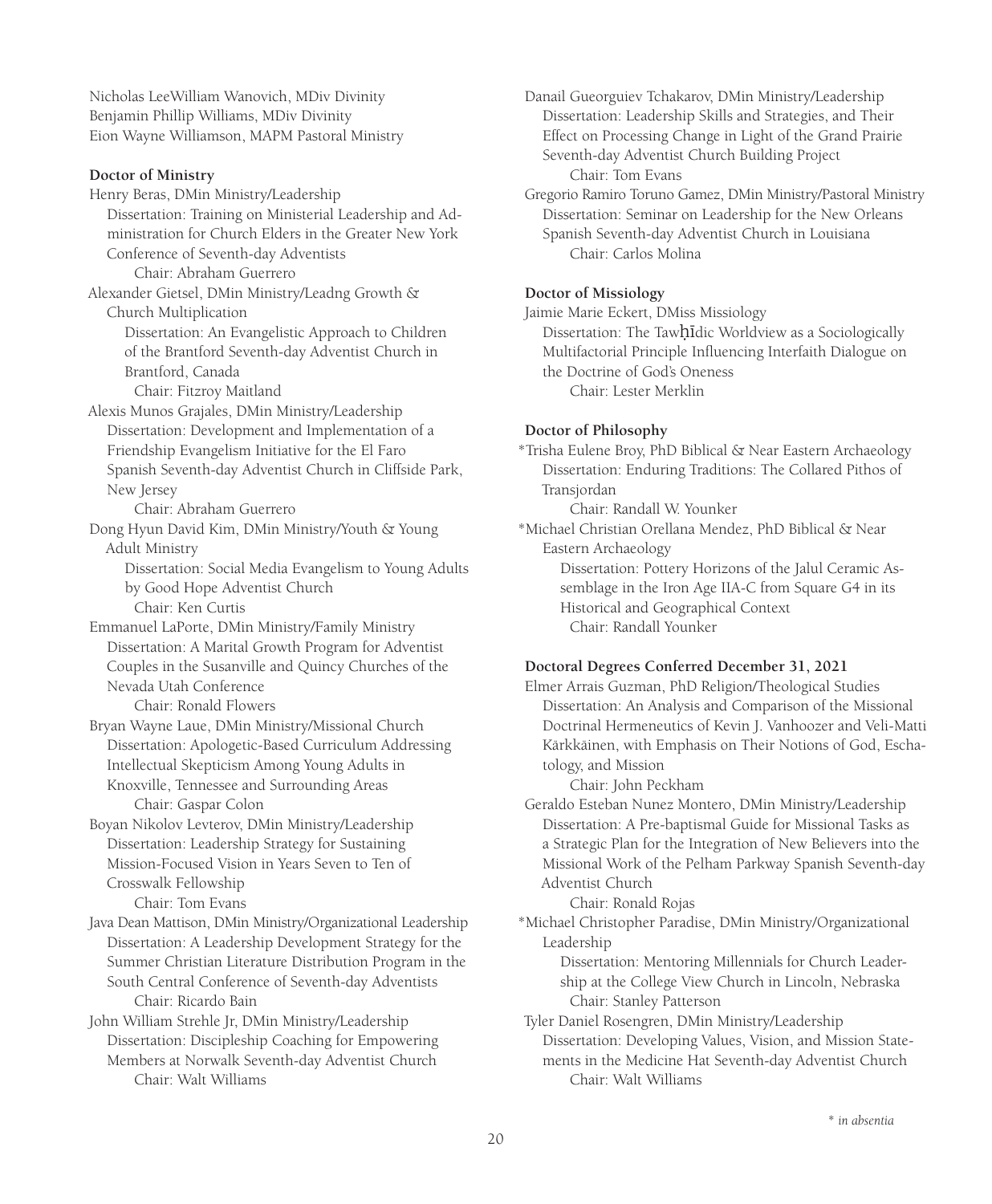Nicholas LeeWilliam Wanovich, MDiv Divinity
Benjamin Phillip Williams, MDiv Divinity
Eion Wayne Williamson, MAPM Pastoral Ministry

**Doctor of Ministry**

Henry Beras, DMin Ministry/Leadership
Dissertation: Training on Ministerial Leadership and Administration for Church Elders in the Greater New York Conference of Seventh-day Adventists
Chair: Abraham Guerrero

Alexander Gietsel, DMin Ministry/Leadng Growth & Church Multiplication
Dissertation: An Evangelistic Approach to Children of the Brantford Seventh-day Adventist Church in Brantford, Canada
Chair: Fitzroy Maitland

Alexis Munos Grajales, DMin Ministry/Leadership
Dissertation: Development and Implementation of a Friendship Evangelism Initiative for the El Faro Spanish Seventh-day Adventist Church in Cliffside Park, New Jersey
Chair: Abraham Guerrero

Dong Hyun David Kim, DMin Ministry/Youth & Young Adult Ministry
Dissertation: Social Media Evangelism to Young Adults by Good Hope Adventist Church
Chair: Ken Curtis

Emmanuel LaPorte, DMin Ministry/Family Ministry
Dissertation: A Marital Growth Program for Adventist Couples in the Susanville and Quincy Churches of the Nevada Utah Conference
Chair: Ronald Flowers

Bryan Wayne Laue, DMin Ministry/Missional Church
Dissertation: Apologetic-Based Curriculum Addressing Intellectual Skepticism Among Young Adults in Knoxville, Tennessee and Surrounding Areas
Chair: Gaspar Colon

Boyan Nikolov Levterov, DMin Ministry/Leadership
Dissertation: Leadership Strategy for Sustaining Mission-Focused Vision in Years Seven to Ten of Crosswalk Fellowship
Chair: Tom Evans

Java Dean Mattison, DMin Ministry/Organizational Leadership
Dissertation: A Leadership Development Strategy for the Summer Christian Literature Distribution Program in the South Central Conference of Seventh-day Adventists
Chair: Ricardo Bain

John William Strehle Jr, DMin Ministry/Leadership
Dissertation: Discipleship Coaching for Empowering Members at Norwalk Seventh-day Adventist Church
Chair: Walt Williams

Danail Gueorguiev Tchakarov, DMin Ministry/Leadership
Dissertation: Leadership Skills and Strategies, and Their Effect on Processing Change in Light of the Grand Prairie Seventh-day Adventist Church Building Project
Chair: Tom Evans

Gregorio Ramiro Toruno Gamez, DMin Ministry/Pastoral Ministry
Dissertation: Seminar on Leadership for the New Orleans Spanish Seventh-day Adventist Church in Louisiana
Chair: Carlos Molina

**Doctor of Missiology**

Jaimie Marie Eckert, DMiss Missiology
Dissertation: The Tawḥīdic Worldview as a Sociologically Multifactorial Principle Influencing Interfaith Dialogue on the Doctrine of God's Oneness
Chair: Lester Merklin

**Doctor of Philosophy**

*Trisha Eulene Broy, PhD Biblical & Near Eastern Archaeology
Dissertation: Enduring Traditions: The Collared Pithos of Transjordan
Chair: Randall W. Younker

*Michael Christian Orellana Mendez, PhD Biblical & Near Eastern Archaeology
Dissertation: Pottery Horizons of the Jalul Ceramic Assemblage in the Iron Age IIA-C from Square G4 in its Historical and Geographical Context
Chair: Randall Younker

**Doctoral Degrees Conferred December 31, 2021**

Elmer Arrais Guzman, PhD Religion/Theological Studies
Dissertation: An Analysis and Comparison of the Missional Doctrinal Hermeneutics of Kevin J. Vanhoozer and Veli-Matti Kärkkäinen, with Emphasis on Their Notions of God, Eschatology, and Mission
Chair: John Peckham

Geraldo Esteban Nunez Montero, DMin Ministry/Leadership
Dissertation: A Pre-baptismal Guide for Missional Tasks as a Strategic Plan for the Integration of New Believers into the Missional Work of the Pelham Parkway Spanish Seventh-day Adventist Church
Chair: Ronald Rojas

*Michael Christopher Paradise, DMin Ministry/Organizational Leadership
Dissertation: Mentoring Millennials for Church Leadership at the College View Church in Lincoln, Nebraska
Chair: Stanley Patterson

Tyler Daniel Rosengren, DMin Ministry/Leadership
Dissertation: Developing Values, Vision, and Mission Statements in the Medicine Hat Seventh-day Adventist Church
Chair: Walt Williams

*\* in absentia*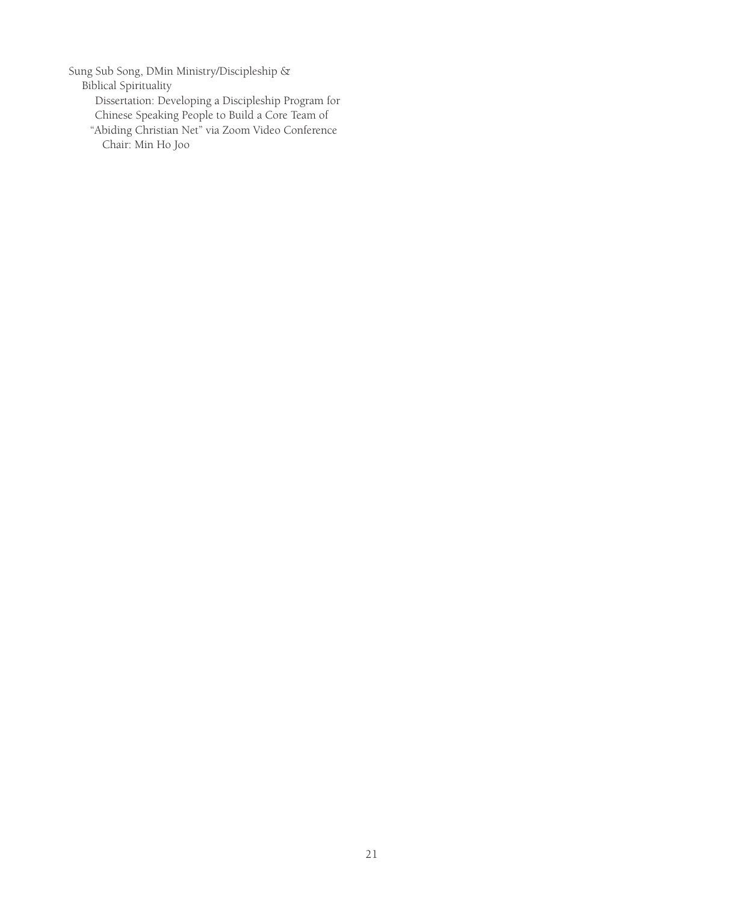Sung Sub Song, DMin Ministry/Discipleship & Biblical Spirituality

Dissertation: Developing a Discipleship Program for Chinese Speaking People to Build a Core Team of "Abiding Christian Net" via Zoom Video Conference

Chair: Min Ho Joo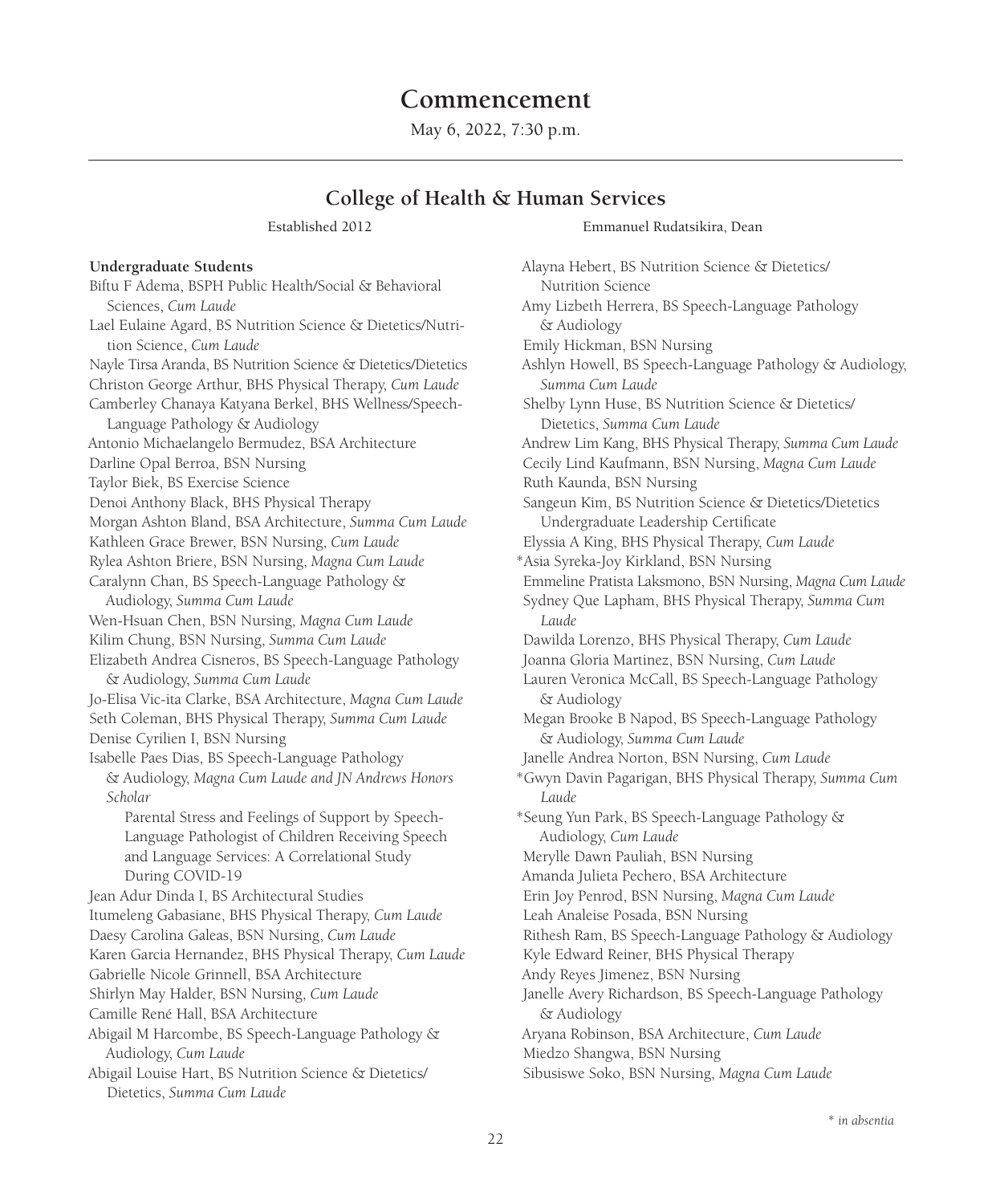# Commencement

May 6, 2022, 7:30 p.m.

## College of Health & Human Services

Established 2012

Emmanuel Rudatsikira, Dean

**Undergraduate Students**

Biftu F Adema, BSPH Public Health/Social & Behavioral Sciences, *Cum Laude*
Lael Eulaine Agard, BS Nutrition Science & Dietetics/Nutrition Science, *Cum Laude*
Nayle Tirsa Aranda, BS Nutrition Science & Dietetics/Dietetics
Christon George Arthur, BHS Physical Therapy, *Cum Laude*
Camberley Chanaya Katyana Berkel, BHS Wellness/Speech-Language Pathology & Audiology
Antonio Michaelangelo Bermudez, BSA Architecture
Darline Opal Berroa, BSN Nursing
Taylor Biek, BS Exercise Science
Denoi Anthony Black, BHS Physical Therapy
Morgan Ashton Bland, BSA Architecture, *Summa Cum Laude*
Kathleen Grace Brewer, BSN Nursing, *Cum Laude*
Rylea Ashton Briere, BSN Nursing, *Magna Cum Laude*
Caralynn Chan, BS Speech-Language Pathology & Audiology, *Summa Cum Laude*
Wen-Hsuan Chen, BSN Nursing, *Magna Cum Laude*
Kilim Chung, BSN Nursing, *Summa Cum Laude*
Elizabeth Andrea Cisneros, BS Speech-Language Pathology & Audiology, *Summa Cum Laude*
Jo-Elisa Vic-ita Clarke, BSA Architecture, *Magna Cum Laude*
Seth Coleman, BHS Physical Therapy, *Summa Cum Laude*
Denise Cyrilien I, BSN Nursing
Isabelle Paes Dias, BS Speech-Language Pathology & Audiology, *Magna Cum Laude and JN Andrews Honors Scholar*
    Parental Stress and Feelings of Support by Speech-Language Pathologist of Children Receiving Speech and Language Services: A Correlational Study During COVID-19
Jean Adur Dinda I, BS Architectural Studies
Itumeleng Gabasiane, BHS Physical Therapy, *Cum Laude*
Daesy Carolina Galeas, BSN Nursing, *Cum Laude*
Karen Garcia Hernandez, BHS Physical Therapy, *Cum Laude*
Gabrielle Nicole Grinnell, BSA Architecture
Shirlyn May Halder, BSN Nursing, *Cum Laude*
Camille René Hall, BSA Architecture
Abigail M Harcombe, BS Speech-Language Pathology & Audiology, *Cum Laude*
Abigail Louise Hart, BS Nutrition Science & Dietetics/Dietetics, *Summa Cum Laude*
Alayna Hebert, BS Nutrition Science & Dietetics/Nutrition Science
Amy Lizbeth Herrera, BS Speech-Language Pathology & Audiology
Emily Hickman, BSN Nursing
Ashlyn Howell, BS Speech-Language Pathology & Audiology, *Summa Cum Laude*
Shelby Lynn Huse, BS Nutrition Science & Dietetics/Dietetics, *Summa Cum Laude*
Andrew Lim Kang, BHS Physical Therapy, *Summa Cum Laude*
Cecily Lind Kaufmann, BSN Nursing, *Magna Cum Laude*
Ruth Kaunda, BSN Nursing
Sangeun Kim, BS Nutrition Science & Dietetics/Dietetics Undergraduate Leadership Certificate
Elyssia A King, BHS Physical Therapy, *Cum Laude*
*Asia Syreka-Joy Kirkland, BSN Nursing
Emmeline Pratista Laksmono, BSN Nursing, *Magna Cum Laude*
Sydney Que Lapham, BHS Physical Therapy, *Summa Cum Laude*
Dawilda Lorenzo, BHS Physical Therapy, *Cum Laude*
Joanna Gloria Martinez, BSN Nursing, *Cum Laude*
Lauren Veronica McCall, BS Speech-Language Pathology & Audiology
Megan Brooke B Napod, BS Speech-Language Pathology & Audiology, *Summa Cum Laude*
Janelle Andrea Norton, BSN Nursing, *Cum Laude*
*Gwyn Davin Pagarigan, BHS Physical Therapy, *Summa Cum Laude*
*Seung Yun Park, BS Speech-Language Pathology & Audiology, *Cum Laude*
Merylle Dawn Pauliah, BSN Nursing
Amanda Julieta Pechero, BSA Architecture
Erin Joy Penrod, BSN Nursing, *Magna Cum Laude*
Leah Analeise Posada, BSN Nursing
Rithesh Ram, BS Speech-Language Pathology & Audiology
Kyle Edward Reiner, BHS Physical Therapy
Andy Reyes Jimenez, BSN Nursing
Janelle Avery Richardson, BS Speech-Language Pathology & Audiology
Aryana Robinson, BSA Architecture, *Cum Laude*
Miedzo Shangwa, BSN Nursing
Sibusiswe Soko, BSN Nursing, *Magna Cum Laude*

\* *in absentia*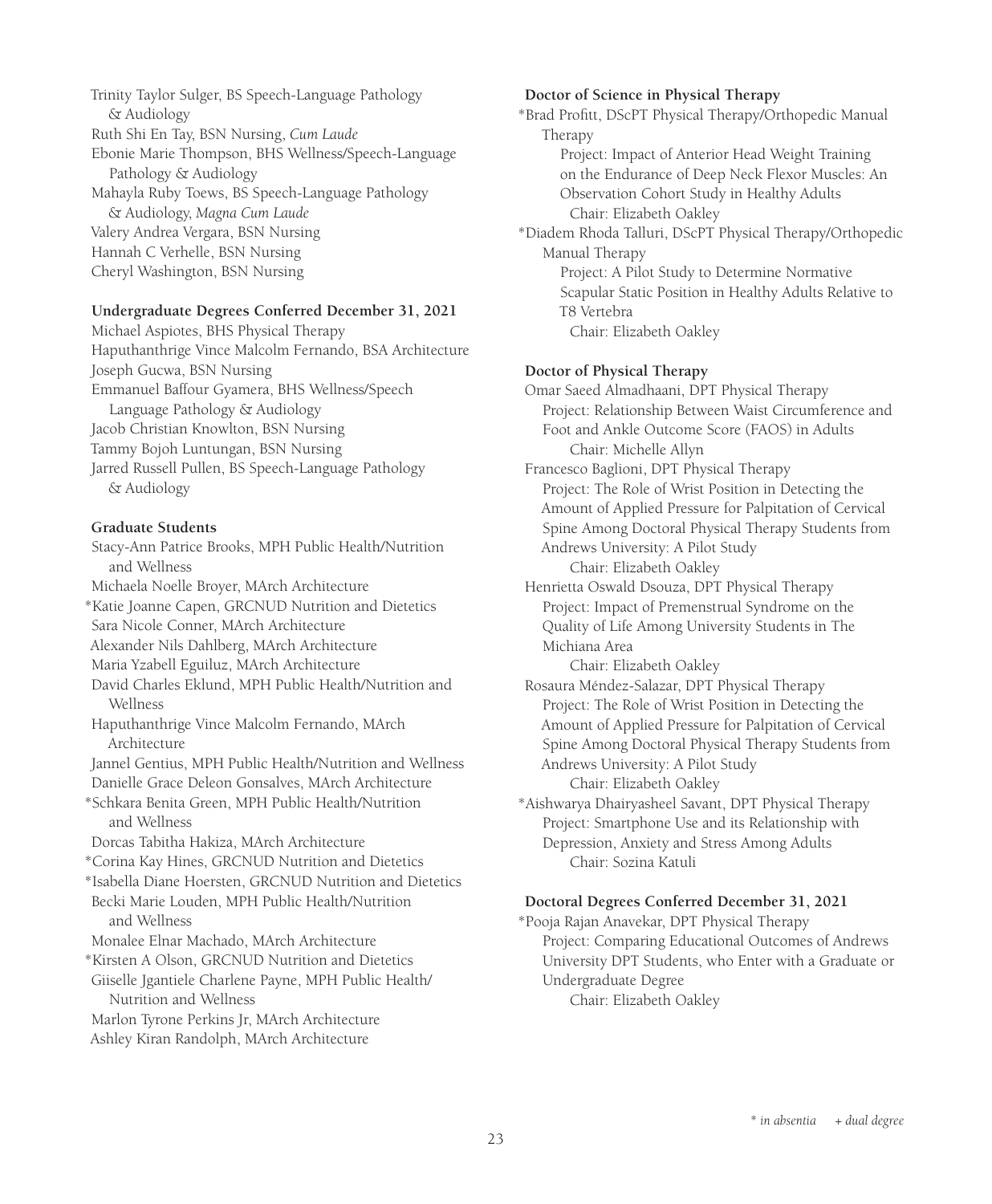Trinity Taylor Sulger, BS Speech-Language Pathology & Audiology
Ruth Shi En Tay, BSN Nursing, *Cum Laude*
Ebonie Marie Thompson, BHS Wellness/Speech-Language Pathology & Audiology
Mahayla Ruby Toews, BS Speech-Language Pathology & Audiology, *Magna Cum Laude*
Valery Andrea Vergara, BSN Nursing
Hannah C Verhelle, BSN Nursing
Cheryl Washington, BSN Nursing

**Undergraduate Degrees Conferred December 31, 2021**

Michael Aspiotes, BHS Physical Therapy
Haputhanthrige Vince Malcolm Fernando, BSA Architecture
Joseph Gucwa, BSN Nursing
Emmanuel Baffour Gyamera, BHS Wellness/Speech Language Pathology & Audiology
Jacob Christian Knowlton, BSN Nursing
Tammy Bojoh Luntungan, BSN Nursing
Jarred Russell Pullen, BS Speech-Language Pathology & Audiology

**Graduate Students**

Stacy-Ann Patrice Brooks, MPH Public Health/Nutrition and Wellness
Michaela Noelle Broyer, MArch Architecture
*Katie Joanne Capen, GRCNUD Nutrition and Dietetics
Sara Nicole Conner, MArch Architecture
Alexander Nils Dahlberg, MArch Architecture
Maria Yzabell Eguiluz, MArch Architecture
David Charles Eklund, MPH Public Health/Nutrition and Wellness
Haputhanthrige Vince Malcolm Fernando, MArch Architecture
Jannel Gentius, MPH Public Health/Nutrition and Wellness
Danielle Grace Deleon Gonsalves, MArch Architecture
*Schkara Benita Green, MPH Public Health/Nutrition and Wellness
Dorcas Tabitha Hakiza, MArch Architecture
*Corina Kay Hines, GRCNUD Nutrition and Dietetics
*Isabella Diane Hoersten, GRCNUD Nutrition and Dietetics
Becki Marie Louden, MPH Public Health/Nutrition and Wellness
Monalee Elnar Machado, MArch Architecture
*Kirsten A Olson, GRCNUD Nutrition and Dietetics
Giiselle Jgantiele Charlene Payne, MPH Public Health/Nutrition and Wellness
Marlon Tyrone Perkins Jr, MArch Architecture
Ashley Kiran Randolph, MArch Architecture

**Doctor of Science in Physical Therapy**

*Brad Profitt, DScPT Physical Therapy/Orthopedic Manual Therapy
Project: Impact of Anterior Head Weight Training on the Endurance of Deep Neck Flexor Muscles: An Observation Cohort Study in Healthy Adults
Chair: Elizabeth Oakley

*Diadem Rhoda Talluri, DScPT Physical Therapy/Orthopedic Manual Therapy
Project: A Pilot Study to Determine Normative Scapular Static Position in Healthy Adults Relative to T8 Vertebra
Chair: Elizabeth Oakley

**Doctor of Physical Therapy**

Omar Saeed Almadhaani, DPT Physical Therapy
Project: Relationship Between Waist Circumference and Foot and Ankle Outcome Score (FAOS) in Adults
Chair: Michelle Allyn

Francesco Baglioni, DPT Physical Therapy
Project: The Role of Wrist Position in Detecting the Amount of Applied Pressure for Palpitation of Cervical Spine Among Doctoral Physical Therapy Students from Andrews University: A Pilot Study
Chair: Elizabeth Oakley

Henrietta Oswald Dsouza, DPT Physical Therapy
Project: Impact of Premenstrual Syndrome on the Quality of Life Among University Students in The Michiana Area
Chair: Elizabeth Oakley

Rosaura Méndez-Salazar, DPT Physical Therapy
Project: The Role of Wrist Position in Detecting the Amount of Applied Pressure for Palpitation of Cervical Spine Among Doctoral Physical Therapy Students from Andrews University: A Pilot Study
Chair: Elizabeth Oakley

*Aishwarya Dhairyasheel Savant, DPT Physical Therapy
Project: Smartphone Use and its Relationship with Depression, Anxiety and Stress Among Adults
Chair: Sozina Katuli

**Doctoral Degrees Conferred December 31, 2021**

*Pooja Rajan Anavekar, DPT Physical Therapy
Project: Comparing Educational Outcomes of Andrews University DPT Students, who Enter with a Graduate or Undergraduate Degree
Chair: Elizabeth Oakley

*\* in absentia    + dual degree*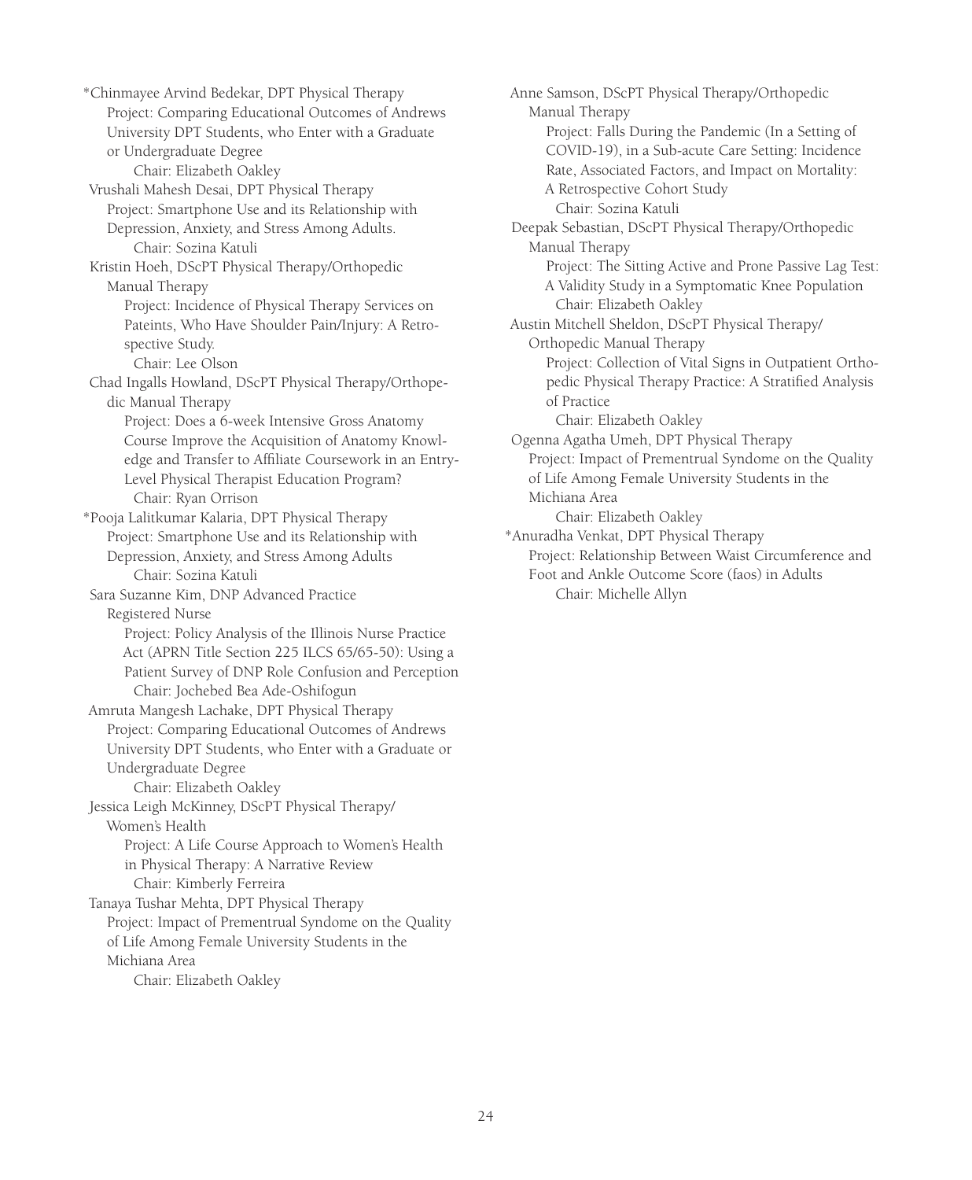*Chinmayee Arvind Bedekar, DPT Physical Therapy
Project: Comparing Educational Outcomes of Andrews University DPT Students, who Enter with a Graduate or Undergraduate Degree
Chair: Elizabeth Oakley

Vrushali Mahesh Desai, DPT Physical Therapy
Project: Smartphone Use and its Relationship with Depression, Anxiety, and Stress Among Adults.
Chair: Sozina Katuli

Kristin Hoeh, DScPT Physical Therapy/Orthopedic Manual Therapy
Project: Incidence of Physical Therapy Services on Pateints, Who Have Shoulder Pain/Injury: A Retrospective Study.
Chair: Lee Olson

Chad Ingalls Howland, DScPT Physical Therapy/Orthopedic Manual Therapy
Project: Does a 6-week Intensive Gross Anatomy Course Improve the Acquisition of Anatomy Knowledge and Transfer to Affiliate Coursework in an Entry-Level Physical Therapist Education Program?
Chair: Ryan Orrison

*Pooja Lalitkumar Kalaria, DPT Physical Therapy
Project: Smartphone Use and its Relationship with Depression, Anxiety, and Stress Among Adults
Chair: Sozina Katuli

Sara Suzanne Kim, DNP Advanced Practice Registered Nurse
Project: Policy Analysis of the Illinois Nurse Practice Act (APRN Title Section 225 ILCS 65/65-50): Using a Patient Survey of DNP Role Confusion and Perception
Chair: Jochebed Bea Ade-Oshifogun

Amruta Mangesh Lachake, DPT Physical Therapy
Project: Comparing Educational Outcomes of Andrews University DPT Students, who Enter with a Graduate or Undergraduate Degree
Chair: Elizabeth Oakley

Jessica Leigh McKinney, DScPT Physical Therapy/Women's Health
Project: A Life Course Approach to Women's Health in Physical Therapy: A Narrative Review
Chair: Kimberly Ferreira

Tanaya Tushar Mehta, DPT Physical Therapy
Project: Impact of Prementrual Syndome on the Quality of Life Among Female University Students in the Michiana Area
Chair: Elizabeth Oakley

Anne Samson, DScPT Physical Therapy/Orthopedic Manual Therapy
Project: Falls During the Pandemic (In a Setting of COVID-19), in a Sub-acute Care Setting: Incidence Rate, Associated Factors, and Impact on Mortality: A Retrospective Cohort Study
Chair: Sozina Katuli

Deepak Sebastian, DScPT Physical Therapy/Orthopedic Manual Therapy
Project: The Sitting Active and Prone Passive Lag Test: A Validity Study in a Symptomatic Knee Population
Chair: Elizabeth Oakley

Austin Mitchell Sheldon, DScPT Physical Therapy/Orthopedic Manual Therapy
Project: Collection of Vital Signs in Outpatient Orthopedic Physical Therapy Practice: A Stratified Analysis of Practice
Chair: Elizabeth Oakley

Ogenna Agatha Umeh, DPT Physical Therapy
Project: Impact of Prementrual Syndome on the Quality of Life Among Female University Students in the Michiana Area
Chair: Elizabeth Oakley

*Anuradha Venkat, DPT Physical Therapy
Project: Relationship Between Waist Circumference and Foot and Ankle Outcome Score (faos) in Adults
Chair: Michelle Allyn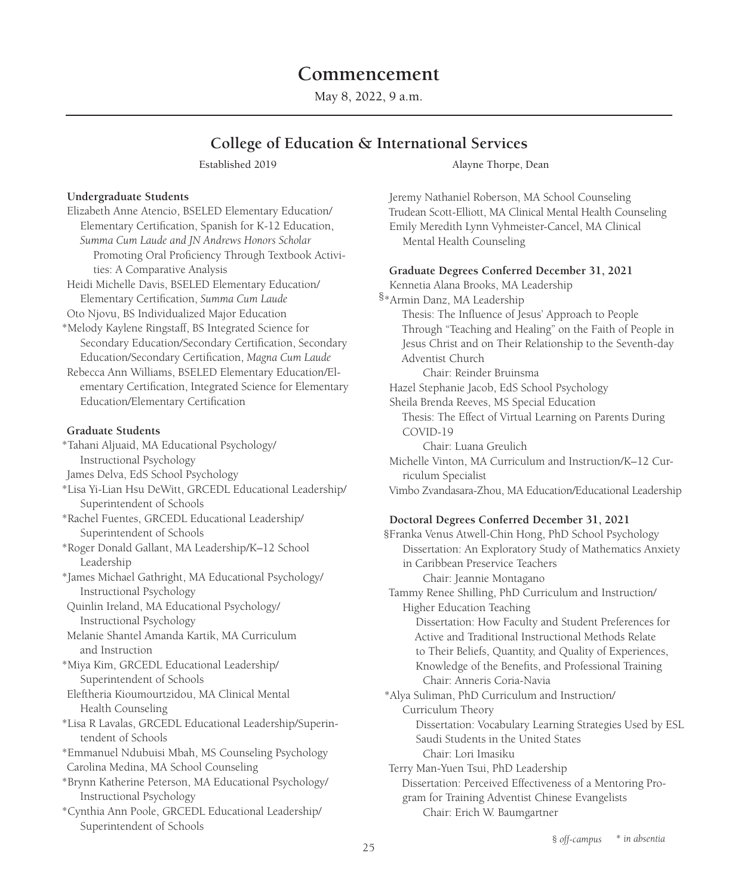# Commencement

May 8, 2022, 9 a.m.

## College of Education & International Services

Established 2019 — Alayne Thorpe, Dean

### Undergraduate Students

Elizabeth Anne Atencio, BSELED Elementary Education/Elementary Certification, Spanish for K-12 Education, *Summa Cum Laude and JN Andrews Honors Scholar*
Promoting Oral Proficiency Through Textbook Activities: A Comparative Analysis

Heidi Michelle Davis, BSELED Elementary Education/Elementary Certification, *Summa Cum Laude*

Oto Njovu, BS Individualized Major Education

*Melody Kaylene Ringstaff, BS Integrated Science for Secondary Education/Secondary Certification, Secondary Education/Secondary Certification, *Magna Cum Laude*

Rebecca Ann Williams, BSELED Elementary Education/Elementary Certification, Integrated Science for Elementary Education/Elementary Certification

### Graduate Students

*Tahani Aljuaid, MA Educational Psychology/Instructional Psychology

James Delva, EdS School Psychology

*Lisa Yi-Lian Hsu DeWitt, GRCEDL Educational Leadership/Superintendent of Schools

*Rachel Fuentes, GRCEDL Educational Leadership/Superintendent of Schools

*Roger Donald Gallant, MA Leadership/K–12 School Leadership

*James Michael Gathright, MA Educational Psychology/Instructional Psychology

Quinlin Ireland, MA Educational Psychology/Instructional Psychology

Melanie Shantel Amanda Kartik, MA Curriculum and Instruction

*Miya Kim, GRCEDL Educational Leadership/Superintendent of Schools

Eleftheria Kioumourtzidou, MA Clinical Mental Health Counseling

*Lisa R Lavalas, GRCEDL Educational Leadership/Superintendent of Schools

*Emmanuel Ndubuisi Mbah, MS Counseling Psychology

Carolina Medina, MA School Counseling

*Brynn Katherine Peterson, MA Educational Psychology/Instructional Psychology

*Cynthia Ann Poole, GRCEDL Educational Leadership/Superintendent of Schools

Jeremy Nathaniel Roberson, MA School Counseling

Trudean Scott-Elliott, MA Clinical Mental Health Counseling

Emily Meredith Lynn Vyhmeister-Cancel, MA Clinical Mental Health Counseling

### Graduate Degrees Conferred December 31, 2021

Kennetia Alana Brooks, MA Leadership

§*Armin Danz, MA Leadership
Thesis: The Influence of Jesus' Approach to People Through "Teaching and Healing" on the Faith of People in Jesus Christ and on Their Relationship to the Seventh-day Adventist Church
Chair: Reinder Bruinsma

Hazel Stephanie Jacob, EdS School Psychology

Sheila Brenda Reeves, MS Special Education
Thesis: The Effect of Virtual Learning on Parents During COVID-19
Chair: Luana Greulich

Michelle Vinton, MA Curriculum and Instruction/K–12 Curriculum Specialist

Vimbo Zvandasara-Zhou, MA Education/Educational Leadership

### Doctoral Degrees Conferred December 31, 2021

§Franka Venus Atwell-Chin Hong, PhD School Psychology
Dissertation: An Exploratory Study of Mathematics Anxiety in Caribbean Preservice Teachers
Chair: Jeannie Montagano

Tammy Renee Shilling, PhD Curriculum and Instruction/Higher Education Teaching
Dissertation: How Faculty and Student Preferences for Active and Traditional Instructional Methods Relate to Their Beliefs, Quantity, and Quality of Experiences, Knowledge of the Benefits, and Professional Training
Chair: Anneris Coria-Navia

*Alya Suliman, PhD Curriculum and Instruction/Curriculum Theory
Dissertation: Vocabulary Learning Strategies Used by ESL Saudi Students in the United States
Chair: Lori Imasiku

Terry Man-Yuen Tsui, PhD Leadership
Dissertation: Perceived Effectiveness of a Mentoring Program for Training Adventist Chinese Evangelists
Chair: Erich W. Baumgartner

§ *off-campus* * *in absentia*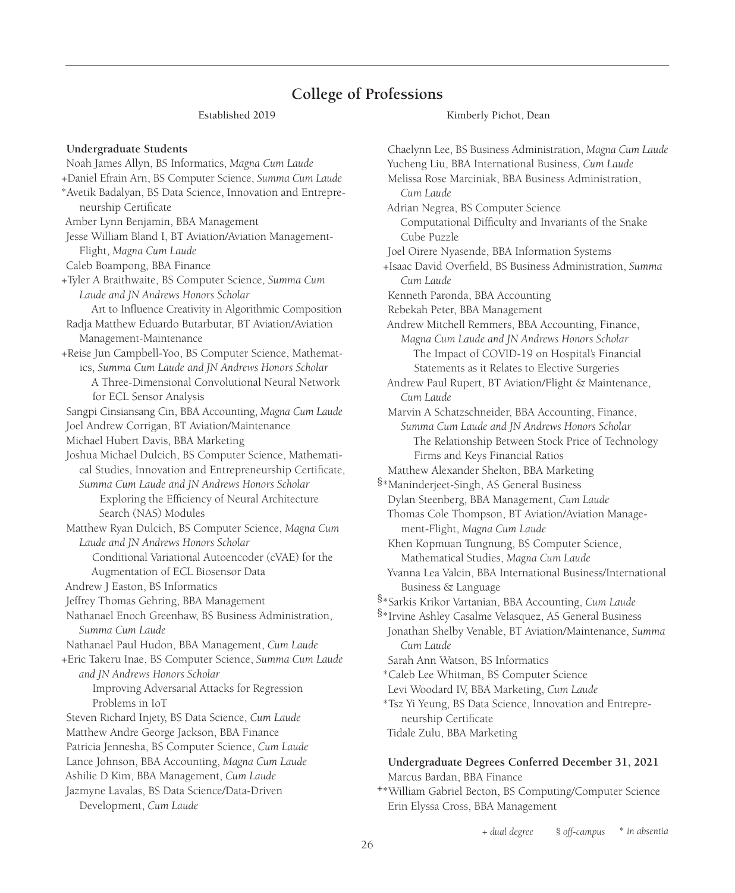## College of Professions

Established 2019

Kimberly Pichot, Dean

### Undergraduate Students

Noah James Allyn, BS Informatics, *Magna Cum Laude*
+Daniel Efrain Arn, BS Computer Science, *Summa Cum Laude*
*Avetik Badalyan, BS Data Science, Innovation and Entrepreneurship Certificate
Amber Lynn Benjamin, BBA Management
Jesse William Bland I, BT Aviation/Aviation Management-Flight, *Magna Cum Laude*
Caleb Boampong, BBA Finance
+Tyler A Braithwaite, BS Computer Science, *Summa Cum Laude and JN Andrews Honors Scholar*
  Art to Influence Creativity in Algorithmic Composition
Radja Matthew Eduardo Butarbutar, BT Aviation/Aviation Management-Maintenance
+Reise Jun Campbell-Yoo, BS Computer Science, Mathematics, *Summa Cum Laude and JN Andrews Honors Scholar*
  A Three-Dimensional Convolutional Neural Network for ECL Sensor Analysis
Sangpi Cinsiansang Cin, BBA Accounting, *Magna Cum Laude*
Joel Andrew Corrigan, BT Aviation/Maintenance
Michael Hubert Davis, BBA Marketing
Joshua Michael Dulcich, BS Computer Science, Mathematical Studies, Innovation and Entrepreneurship Certificate, *Summa Cum Laude and JN Andrews Honors Scholar*
  Exploring the Efficiency of Neural Architecture Search (NAS) Modules
Matthew Ryan Dulcich, BS Computer Science, *Magna Cum Laude and JN Andrews Honors Scholar*
  Conditional Variational Autoencoder (cVAE) for the Augmentation of ECL Biosensor Data
Andrew J Easton, BS Informatics
Jeffrey Thomas Gehring, BBA Management
Nathanael Enoch Greenhaw, BS Business Administration, *Summa Cum Laude*
Nathanael Paul Hudon, BBA Management, *Cum Laude*
+Eric Takeru Inae, BS Computer Science, *Summa Cum Laude and JN Andrews Honors Scholar*
  Improving Adversarial Attacks for Regression Problems in IoT
Steven Richard Injety, BS Data Science, *Cum Laude*
Matthew Andre George Jackson, BBA Finance
Patricia Jennesha, BS Computer Science, *Cum Laude*
Lance Johnson, BBA Accounting, *Magna Cum Laude*
Ashilie D Kim, BBA Management, *Cum Laude*
Jazmyne Lavalas, BS Data Science/Data-Driven Development, *Cum Laude*
Chaelynn Lee, BS Business Administration, *Magna Cum Laude*
Yucheng Liu, BBA International Business, *Cum Laude*
Melissa Rose Marciniak, BBA Business Administration, *Cum Laude*
Adrian Negrea, BS Computer Science
  Computational Difficulty and Invariants of the Snake Cube Puzzle
Joel Oirere Nyasende, BBA Information Systems
+Isaac David Overfield, BS Business Administration, *Summa Cum Laude*
Kenneth Paronda, BBA Accounting
Rebekah Peter, BBA Management
Andrew Mitchell Remmers, BBA Accounting, Finance, *Magna Cum Laude and JN Andrews Honors Scholar*
  The Impact of COVID-19 on Hospital's Financial Statements as it Relates to Elective Surgeries
Andrew Paul Rupert, BT Aviation/Flight & Maintenance, *Cum Laude*
Marvin A Schatzschneider, BBA Accounting, Finance, *Summa Cum Laude and JN Andrews Honors Scholar*
  The Relationship Between Stock Price of Technology Firms and Keys Financial Ratios
Matthew Alexander Shelton, BBA Marketing
§*Maninderjeet-Singh, AS General Business
Dylan Steenberg, BBA Management, *Cum Laude*
Thomas Cole Thompson, BT Aviation/Aviation Management-Flight, *Magna Cum Laude*
Khen Kopmuan Tungnung, BS Computer Science, Mathematical Studies, *Magna Cum Laude*
Yvanna Lea Valcin, BBA International Business/International Business & Language
§*Sarkis Krikor Vartanian, BBA Accounting, *Cum Laude*
§*Irvine Ashley Casalme Velasquez, AS General Business
Jonathan Shelby Venable, BT Aviation/Maintenance, *Summa Cum Laude*
Sarah Ann Watson, BS Informatics
*Caleb Lee Whitman, BS Computer Science
Levi Woodard IV, BBA Marketing, *Cum Laude*
*Tsz Yi Yeung, BS Data Science, Innovation and Entrepreneurship Certificate
Tidale Zulu, BBA Marketing

### Undergraduate Degrees Conferred December 31, 2021

Marcus Bardan, BBA Finance
+*William Gabriel Becton, BS Computing/Computer Science
Erin Elyssa Cross, BBA Management

*+ dual degree   § off-campus   * in absentia*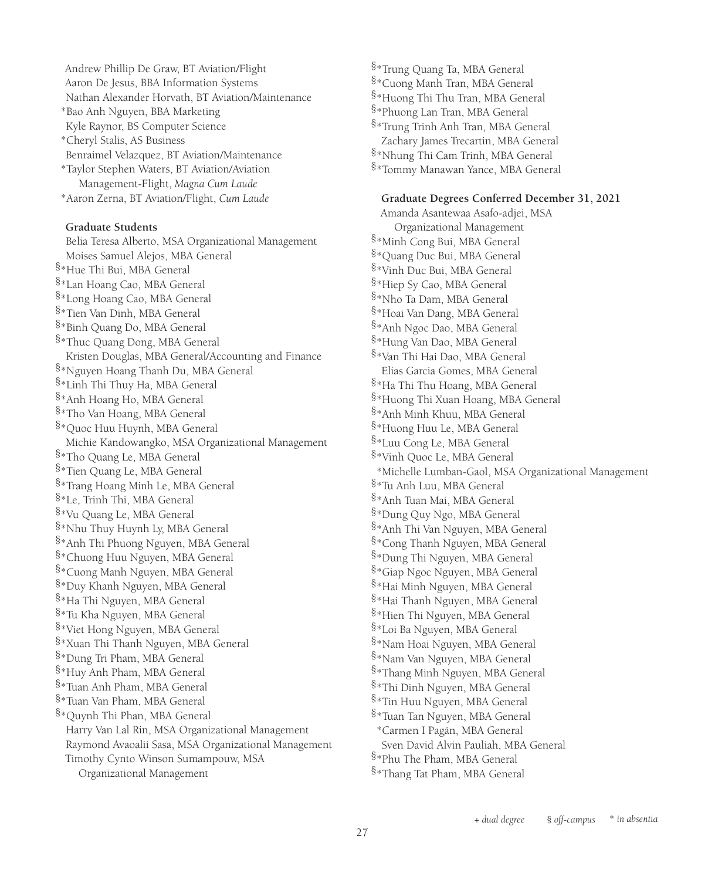Andrew Phillip De Graw, BT Aviation/Flight
Aaron De Jesus, BBA Information Systems
Nathan Alexander Horvath, BT Aviation/Maintenance
*Bao Anh Nguyen, BBA Marketing
Kyle Raynor, BS Computer Science
*Cheryl Stalis, AS Business
Benraimel Velazquez, BT Aviation/Maintenance
*Taylor Stephen Waters, BT Aviation/Aviation Management-Flight, *Magna Cum Laude*
*Aaron Zerna, BT Aviation/Flight, *Cum Laude*

**Graduate Students**

Belia Teresa Alberto, MSA Organizational Management
Moises Samuel Alejos, MBA General
§*Hue Thi Bui, MBA General
§*Lan Hoang Cao, MBA General
§*Long Hoang Cao, MBA General
§*Tien Van Dinh, MBA General
§*Binh Quang Do, MBA General
§*Thuc Quang Dong, MBA General
Kristen Douglas, MBA General/Accounting and Finance
§*Nguyen Hoang Thanh Du, MBA General
§*Linh Thi Thuy Ha, MBA General
§*Anh Hoang Ho, MBA General
§*Tho Van Hoang, MBA General
§*Quoc Huu Huynh, MBA General
Michie Kandowangko, MSA Organizational Management
§*Tho Quang Le, MBA General
§*Tien Quang Le, MBA General
§*Trang Hoang Minh Le, MBA General
§*Le, Trinh Thi, MBA General
§*Vu Quang Le, MBA General
§*Nhu Thuy Huynh Ly, MBA General
§*Anh Thi Phuong Nguyen, MBA General
§*Chuong Huu Nguyen, MBA General
§*Cuong Manh Nguyen, MBA General
§*Duy Khanh Nguyen, MBA General
§*Ha Thi Nguyen, MBA General
§*Tu Kha Nguyen, MBA General
§*Viet Hong Nguyen, MBA General
§*Xuan Thi Thanh Nguyen, MBA General
§*Dung Tri Pham, MBA General
§*Huy Anh Pham, MBA General
§*Tuan Anh Pham, MBA General
§*Tuan Van Pham, MBA General
§*Quynh Thi Phan, MBA General
Harry Van Lal Rin, MSA Organizational Management
Raymond Avaoalii Sasa, MSA Organizational Management
Timothy Cynto Winson Sumampouw, MSA Organizational Management
§*Trung Quang Ta, MBA General
§*Cuong Manh Tran, MBA General
§*Huong Thi Thu Tran, MBA General
§*Phuong Lan Tran, MBA General
§*Trung Trinh Anh Tran, MBA General
Zachary James Trecartin, MBA General
§*Nhung Thi Cam Trinh, MBA General
§*Tommy Manawan Yance, MBA General

**Graduate Degrees Conferred December 31, 2021**

Amanda Asantewaa Asafo-adjei, MSA Organizational Management
§*Minh Cong Bui, MBA General
§*Quang Duc Bui, MBA General
§*Vinh Duc Bui, MBA General
§*Hiep Sy Cao, MBA General
§*Nho Ta Dam, MBA General
§*Hoai Van Dang, MBA General
§*Anh Ngoc Dao, MBA General
§*Hung Van Dao, MBA General
§*Van Thi Hai Dao, MBA General
Elias Garcia Gomes, MBA General
§*Ha Thi Thu Hoang, MBA General
§*Huong Thi Xuan Hoang, MBA General
§*Anh Minh Khuu, MBA General
§*Huong Huu Le, MBA General
§*Luu Cong Le, MBA General
§*Vinh Quoc Le, MBA General
*Michelle Lumban-Gaol, MSA Organizational Management
§*Tu Anh Luu, MBA General
§*Anh Tuan Mai, MBA General
§*Dung Quy Ngo, MBA General
§*Anh Thi Van Nguyen, MBA General
§*Cong Thanh Nguyen, MBA General
§*Dung Thi Nguyen, MBA General
§*Giap Ngoc Nguyen, MBA General
§*Hai Minh Nguyen, MBA General
§*Hai Thanh Nguyen, MBA General
§*Hien Thi Nguyen, MBA General
§*Loi Ba Nguyen, MBA General
§*Nam Hoai Nguyen, MBA General
§*Nam Van Nguyen, MBA General
§*Thang Minh Nguyen, MBA General
§*Thi Dinh Nguyen, MBA General
§*Tin Huu Nguyen, MBA General
§*Tuan Tan Nguyen, MBA General
*Carmen I Pagán, MBA General
Sven David Alvin Pauliah, MBA General
§*Phu The Pham, MBA General
§*Thang Tat Pham, MBA General

*+ dual degree* § *off-campus* * *in absentia*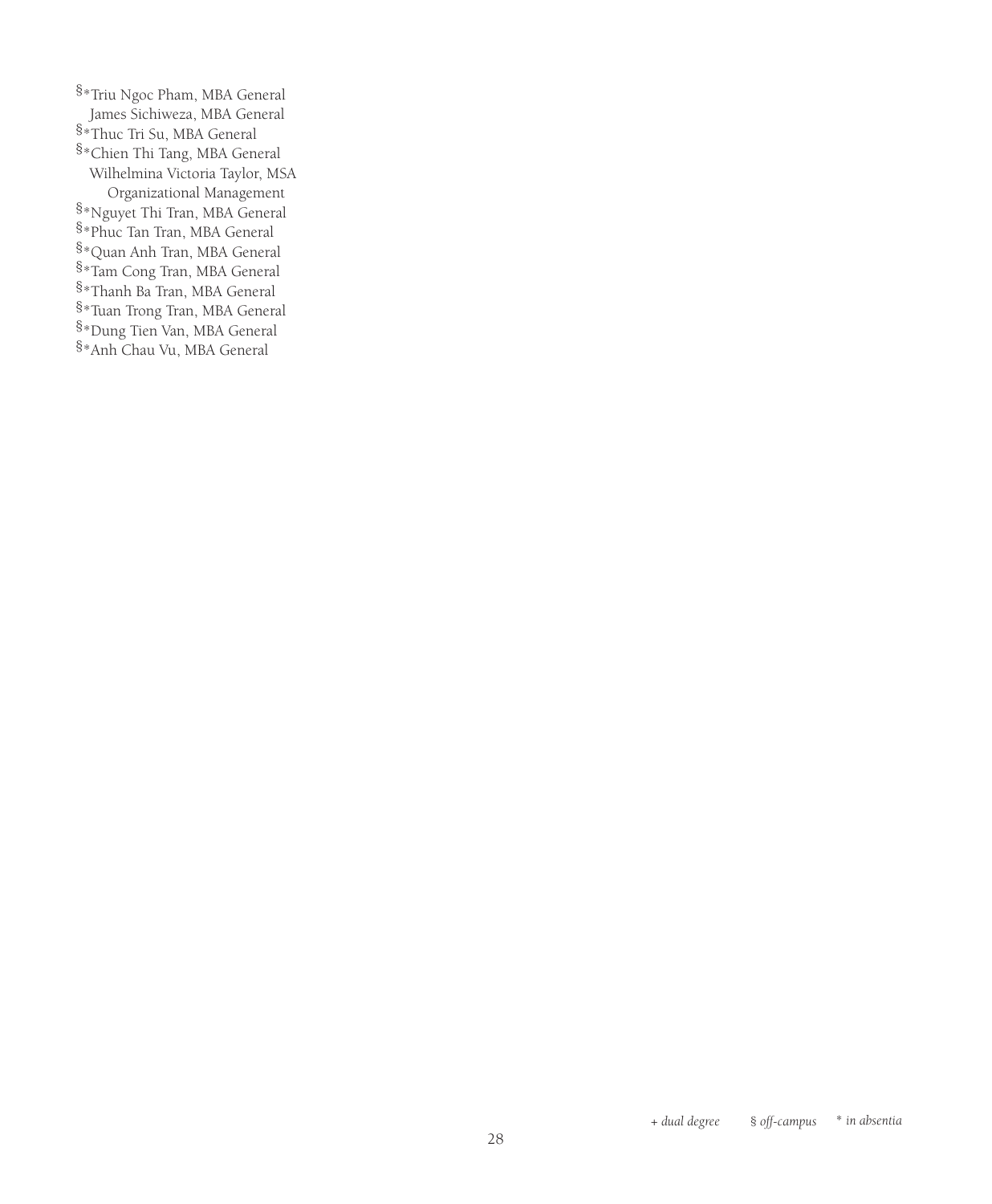§*Triu Ngoc Pham, MBA General
James Sichiweza, MBA General
§*Thuc Tri Su, MBA General
§*Chien Thi Tang, MBA General
Wilhelmina Victoria Taylor, MSA Organizational Management
§*Nguyet Thi Tran, MBA General
§*Phuc Tan Tran, MBA General
§*Quan Anh Tran, MBA General
§*Tam Cong Tran, MBA General
§*Thanh Ba Tran, MBA General
§*Tuan Trong Tran, MBA General
§*Dung Tien Van, MBA General
§*Anh Chau Vu, MBA General

*+ dual degree* *§ off-campus* *\* in absentia*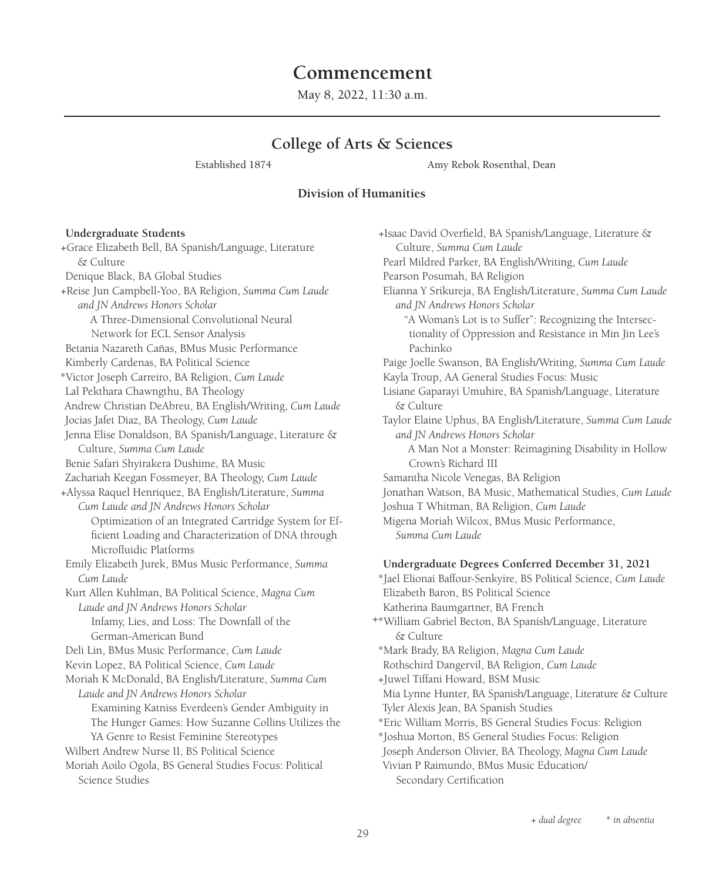# Commencement

May 8, 2022, 11:30 a.m.

## College of Arts & Sciences

Established 1874 — Amy Rebok Rosenthal, Dean

### Division of Humanities

**Undergraduate Students**

+Grace Elizabeth Bell, BA Spanish/Language, Literature & Culture
Denique Black, BA Global Studies
+Reise Jun Campbell-Yoo, BA Religion, *Summa Cum Laude and JN Andrews Honors Scholar*
  A Three-Dimensional Convolutional Neural Network for ECL Sensor Analysis
Betania Nazareth Cañas, BMus Music Performance
Kimberly Cardenas, BA Political Science
*Victor Joseph Carreiro, BA Religion, *Cum Laude*
Lal Pekthara Chawngthu, BA Theology
Andrew Christian DeAbreu, BA English/Writing, *Cum Laude*
Jocias Jafet Diaz, BA Theology, *Cum Laude*
Jenna Elise Donaldson, BA Spanish/Language, Literature & Culture, *Summa Cum Laude*
Benie Safari Shyirakera Dushime, BA Music
Zachariah Keegan Fossmeyer, BA Theology, *Cum Laude*
+Alyssa Raquel Henriquez, BA English/Literature, *Summa Cum Laude and JN Andrews Honors Scholar*
  Optimization of an Integrated Cartridge System for Efficient Loading and Characterization of DNA through Microfluidic Platforms
Emily Elizabeth Jurek, BMus Music Performance, *Summa Cum Laude*
Kurt Allen Kuhlman, BA Political Science, *Magna Cum Laude and JN Andrews Honors Scholar*
  Infamy, Lies, and Loss: The Downfall of the German-American Bund
Deli Lin, BMus Music Performance, *Cum Laude*
Kevin Lopez, BA Political Science, *Cum Laude*
Moriah K McDonald, BA English/Literature, *Summa Cum Laude and JN Andrews Honors Scholar*
  Examining Katniss Everdeen's Gender Ambiguity in The Hunger Games: How Suzanne Collins Utilizes the YA Genre to Resist Feminine Stereotypes
Wilbert Andrew Nurse II, BS Political Science
Moriah Aoilo Ogola, BS General Studies Focus: Political Science Studies
+Isaac David Overfield, BA Spanish/Language, Literature & Culture, *Summa Cum Laude*
Pearl Mildred Parker, BA English/Writing, *Cum Laude*
Pearson Posumah, BA Religion
Elianna Y Srikureja, BA English/Literature, *Summa Cum Laude and JN Andrews Honors Scholar*
  "A Woman's Lot is to Suffer": Recognizing the Intersectionality of Oppression and Resistance in Min Jin Lee's Pachinko
Paige Joelle Swanson, BA English/Writing, *Summa Cum Laude*
Kayla Troup, AA General Studies Focus: Music
Lisiane Gaparayi Umuhire, BA Spanish/Language, Literature & Culture
Taylor Elaine Uphus, BA English/Literature, *Summa Cum Laude and JN Andrews Honors Scholar*
  A Man Not a Monster: Reimagining Disability in Hollow Crown's Richard III
Samantha Nicole Venegas, BA Religion
Jonathan Watson, BA Music, Mathematical Studies, *Cum Laude*
Joshua T Whitman, BA Religion, *Cum Laude*
Migena Moriah Wilcox, BMus Music Performance, *Summa Cum Laude*

**Undergraduate Degrees Conferred December 31, 2021**

*Jael Elionai Baffour-Senkyire, BS Political Science, *Cum Laude*
Elizabeth Baron, BS Political Science
Katherina Baumgartner, BA French
+*William Gabriel Becton, BA Spanish/Language, Literature & Culture
*Mark Brady, BA Religion, *Magna Cum Laude*
Rothschird Dangervil, BA Religion, *Cum Laude*
+Juwel Tiffani Howard, BSM Music
Mia Lynne Hunter, BA Spanish/Language, Literature & Culture
Tyler Alexis Jean, BA Spanish Studies
*Eric William Morris, BS General Studies Focus: Religion
*Joshua Morton, BS General Studies Focus: Religion
Joseph Anderson Olivier, BA Theology, *Magna Cum Laude*
Vivian P Raimundo, BMus Music Education/Secondary Certification

*+ dual degree* — ** in absentia*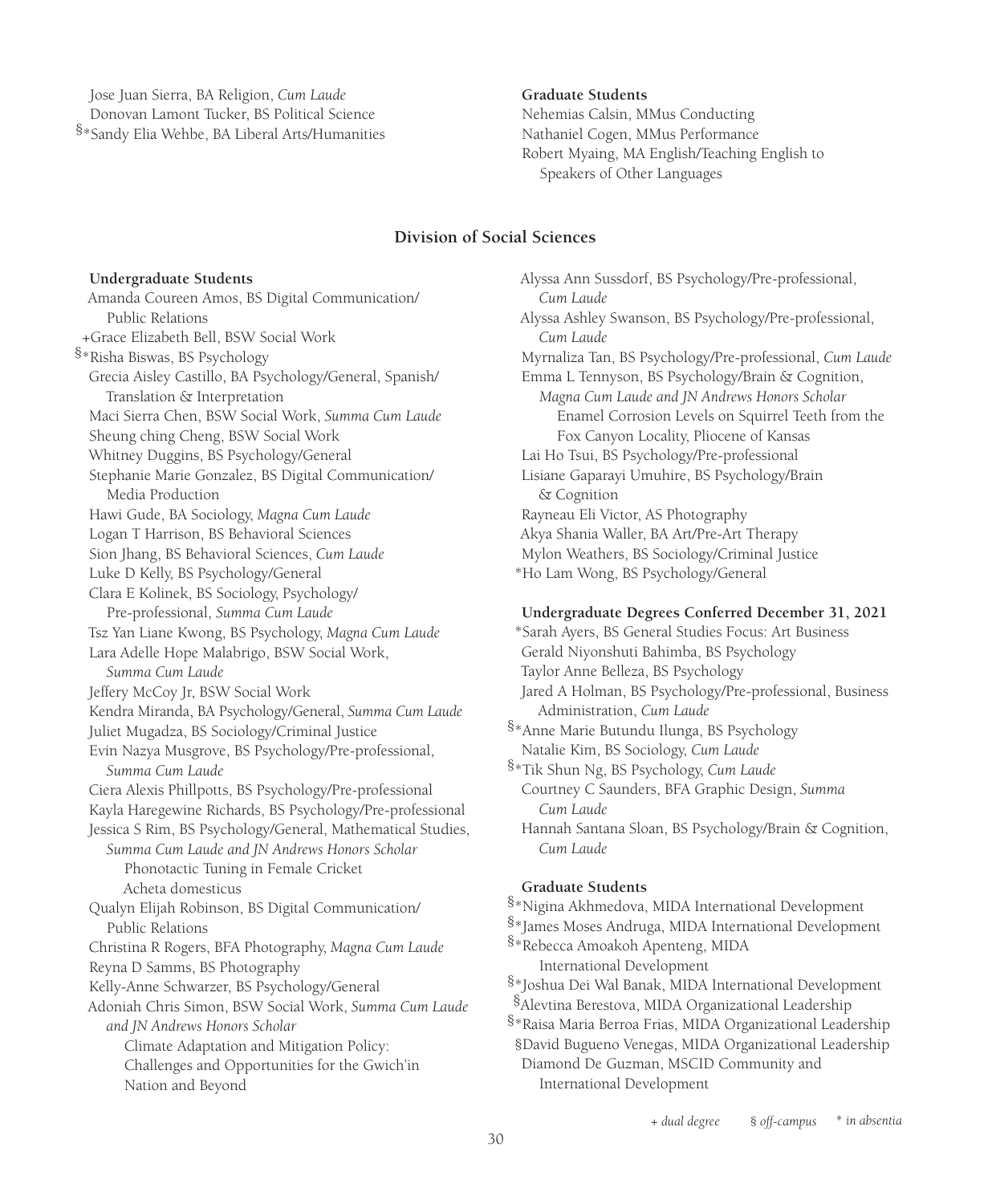Jose Juan Sierra, BA Religion, *Cum Laude*
Donovan Lamont Tucker, BS Political Science
§*Sandy Elia Wehbe, BA Liberal Arts/Humanities

**Graduate Students**

Nehemias Calsin, MMus Conducting
Nathaniel Cogen, MMus Performance
Robert Myaing, MA English/Teaching English to Speakers of Other Languages

## Division of Social Sciences

**Undergraduate Students**

Amanda Coureen Amos, BS Digital Communication/Public Relations
+Grace Elizabeth Bell, BSW Social Work
§*Risha Biswas, BS Psychology
Grecia Aisley Castillo, BA Psychology/General, Spanish/Translation & Interpretation
Maci Sierra Chen, BSW Social Work, *Summa Cum Laude*
Sheung ching Cheng, BSW Social Work
Whitney Duggins, BS Psychology/General
Stephanie Marie Gonzalez, BS Digital Communication/Media Production
Hawi Gude, BA Sociology, *Magna Cum Laude*
Logan T Harrison, BS Behavioral Sciences
Sion Jhang, BS Behavioral Sciences, *Cum Laude*
Luke D Kelly, BS Psychology/General
Clara E Kolinek, BS Sociology, Psychology/Pre-professional, *Summa Cum Laude*
Tsz Yan Liane Kwong, BS Psychology, *Magna Cum Laude*
Lara Adelle Hope Malabrigo, BSW Social Work, *Summa Cum Laude*
Jeffery McCoy Jr, BSW Social Work
Kendra Miranda, BA Psychology/General, *Summa Cum Laude*
Juliet Mugadza, BS Sociology/Criminal Justice
Evin Nazya Musgrove, BS Psychology/Pre-professional, *Summa Cum Laude*
Ciera Alexis Phillpotts, BS Psychology/Pre-professional
Kayla Haregewine Richards, BS Psychology/Pre-professional
Jessica S Rim, BS Psychology/General, Mathematical Studies, *Summa Cum Laude and JN Andrews Honors Scholar*
Phonotactic Tuning in Female Cricket Acheta domesticus
Qualyn Elijah Robinson, BS Digital Communication/Public Relations
Christina R Rogers, BFA Photography, *Magna Cum Laude*
Reyna D Samms, BS Photography
Kelly-Anne Schwarzer, BS Psychology/General
Adoniah Chris Simon, BSW Social Work, *Summa Cum Laude and JN Andrews Honors Scholar*
Climate Adaptation and Mitigation Policy: Challenges and Opportunities for the Gwich'in Nation and Beyond
Alyssa Ann Sussdorf, BS Psychology/Pre-professional, *Cum Laude*
Alyssa Ashley Swanson, BS Psychology/Pre-professional, *Cum Laude*
Myrnaliza Tan, BS Psychology/Pre-professional, *Cum Laude*
Emma L Tennyson, BS Psychology/Brain & Cognition, *Magna Cum Laude and JN Andrews Honors Scholar*
Enamel Corrosion Levels on Squirrel Teeth from the Fox Canyon Locality, Pliocene of Kansas
Lai Ho Tsui, BS Psychology/Pre-professional
Lisiane Gaparayi Umuhire, BS Psychology/Brain & Cognition
Rayneau Eli Victor, AS Photography
Akya Shania Waller, BA Art/Pre-Art Therapy
Mylon Weathers, BS Sociology/Criminal Justice
*Ho Lam Wong, BS Psychology/General

**Undergraduate Degrees Conferred December 31, 2021**

*Sarah Ayers, BS General Studies Focus: Art Business
Gerald Niyonshuti Bahimba, BS Psychology
Taylor Anne Belleza, BS Psychology
Jared A Holman, BS Psychology/Pre-professional, Business Administration, *Cum Laude*
§*Anne Marie Butundu Ilunga, BS Psychology
Natalie Kim, BS Sociology, *Cum Laude*
§*Tik Shun Ng, BS Psychology, *Cum Laude*
Courtney C Saunders, BFA Graphic Design, *Summa Cum Laude*
Hannah Santana Sloan, BS Psychology/Brain & Cognition, *Cum Laude*

**Graduate Students**

§*Nigina Akhmedova, MIDA International Development
§*James Moses Andruga, MIDA International Development
§*Rebecca Amoakoh Apenteng, MIDA International Development
§*Joshua Dei Wal Banak, MIDA International Development
§Alevtina Berestova, MIDA Organizational Leadership
§*Raisa Maria Berroa Frias, MIDA Organizational Leadership
§David Bugueno Venegas, MIDA Organizational Leadership
Diamond De Guzman, MSCID Community and International Development

*+ dual degree* *§ off-campus* *\* in absentia*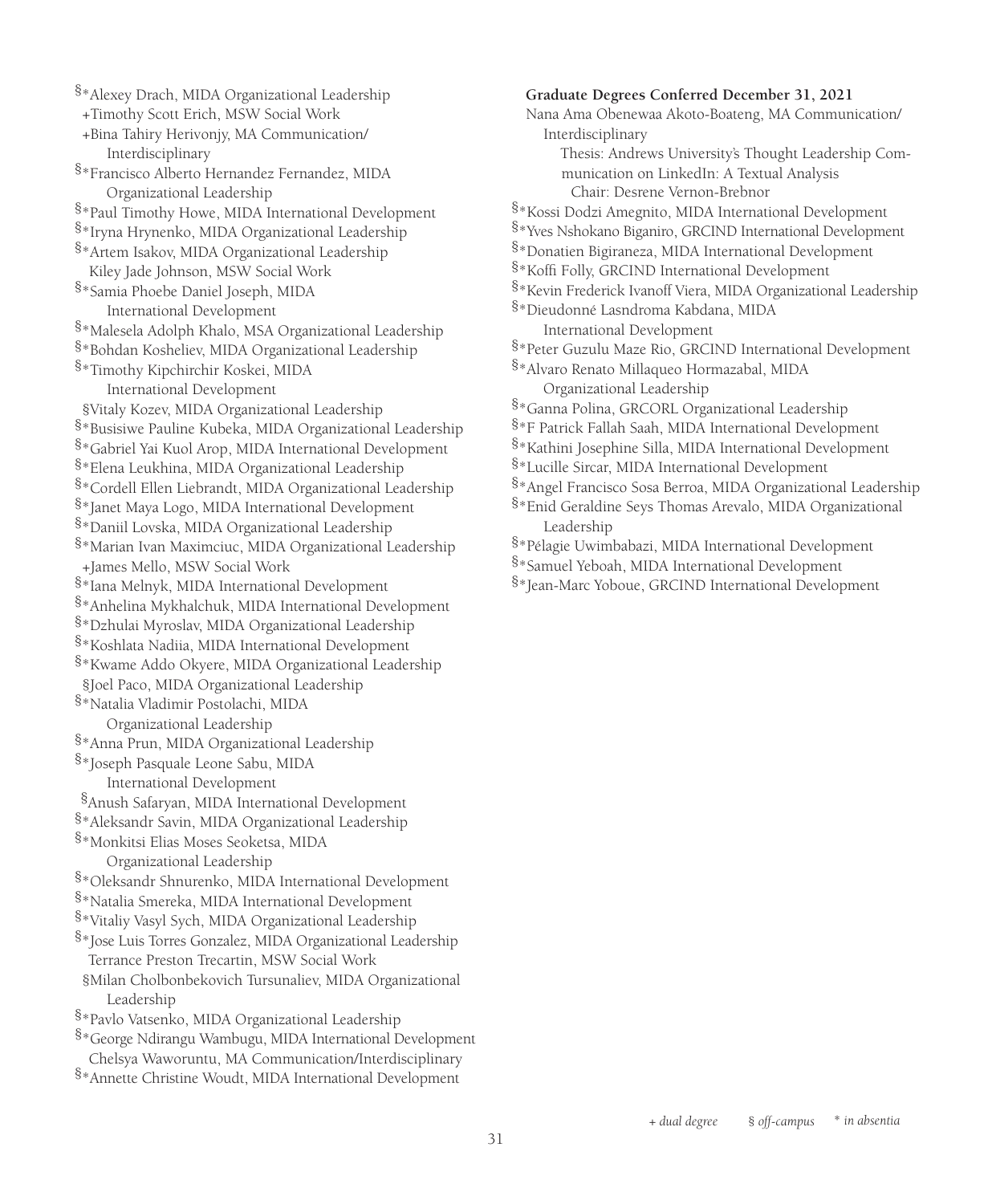§*Alexey Drach, MIDA Organizational Leadership
+Timothy Scott Erich, MSW Social Work
+Bina Tahiry Herivonjy, MA Communication/Interdisciplinary
§*Francisco Alberto Hernandez Fernandez, MIDA Organizational Leadership
§*Paul Timothy Howe, MIDA International Development
§*Iryna Hrynenko, MIDA Organizational Leadership
§*Artem Isakov, MIDA Organizational Leadership
Kiley Jade Johnson, MSW Social Work
§*Samia Phoebe Daniel Joseph, MIDA International Development
§*Malesela Adolph Khalo, MSA Organizational Leadership
§*Bohdan Kosheliev, MIDA Organizational Leadership
§*Timothy Kipchirchir Koskei, MIDA International Development
§Vitaly Kozev, MIDA Organizational Leadership
§*Busisiwe Pauline Kubeka, MIDA Organizational Leadership
§*Gabriel Yai Kuol Arop, MIDA International Development
§*Elena Leukhina, MIDA Organizational Leadership
§*Cordell Ellen Liebrandt, MIDA Organizational Leadership
§*Janet Maya Logo, MIDA International Development
§*Daniil Lovska, MIDA Organizational Leadership
§*Marian Ivan Maximciuc, MIDA Organizational Leadership
+James Mello, MSW Social Work
§*Iana Melnyk, MIDA International Development
§*Anhelina Mykhalchuk, MIDA International Development
§*Dzhulai Myroslav, MIDA Organizational Leadership
§*Koshlata Nadiia, MIDA International Development
§*Kwame Addo Okyere, MIDA Organizational Leadership
§Joel Paco, MIDA Organizational Leadership
§*Natalia Vladimir Postolachi, MIDA Organizational Leadership
§*Anna Prun, MIDA Organizational Leadership
§*Joseph Pasquale Leone Sabu, MIDA International Development
§Anush Safaryan, MIDA International Development
§*Aleksandr Savin, MIDA Organizational Leadership
§*Monkitsi Elias Moses Seoketsa, MIDA Organizational Leadership
§*Oleksandr Shnurenko, MIDA International Development
§*Natalia Smereka, MIDA International Development
§*Vitaliy Vasyl Sych, MIDA Organizational Leadership
§*Jose Luis Torres Gonzalez, MIDA Organizational Leadership
Terrance Preston Trecartin, MSW Social Work
§Milan Cholbonbekovich Tursunaliev, MIDA Organizational Leadership
§*Pavlo Vatsenko, MIDA Organizational Leadership
§*George Ndirangu Wambugu, MIDA International Development
Chelsya Waworuntu, MA Communication/Interdisciplinary
§*Annette Christine Woudt, MIDA International Development

**Graduate Degrees Conferred December 31, 2021**

Nana Ama Obenewaa Akoto-Boateng, MA Communication/Interdisciplinary
Thesis: Andrews University's Thought Leadership Communication on LinkedIn: A Textual Analysis
Chair: Desrene Vernon-Brebnor
§*Kossi Dodzi Amegnito, MIDA International Development
§*Yves Nshokano Biganiro, GRCIND International Development
§*Donatien Bigiraneza, MIDA International Development
§*Koffi Folly, GRCIND International Development
§*Kevin Frederick Ivanoff Viera, MIDA Organizational Leadership
§*Dieudonné Lasndroma Kabdana, MIDA International Development
§*Peter Guzulu Maze Rio, GRCIND International Development
§*Alvaro Renato Millaqueo Hormazabal, MIDA Organizational Leadership
§*Ganna Polina, GRCORL Organizational Leadership
§*F Patrick Fallah Saah, MIDA International Development
§*Kathini Josephine Silla, MIDA International Development
§*Lucille Sircar, MIDA International Development
§*Angel Francisco Sosa Berroa, MIDA Organizational Leadership
§*Enid Geraldine Seys Thomas Arevalo, MIDA Organizational Leadership
§*Pélagie Uwimbabazi, MIDA International Development
§*Samuel Yeboah, MIDA International Development
§*Jean-Marc Yoboue, GRCIND International Development

*+ dual degree* § *off-campus* * *in absentia*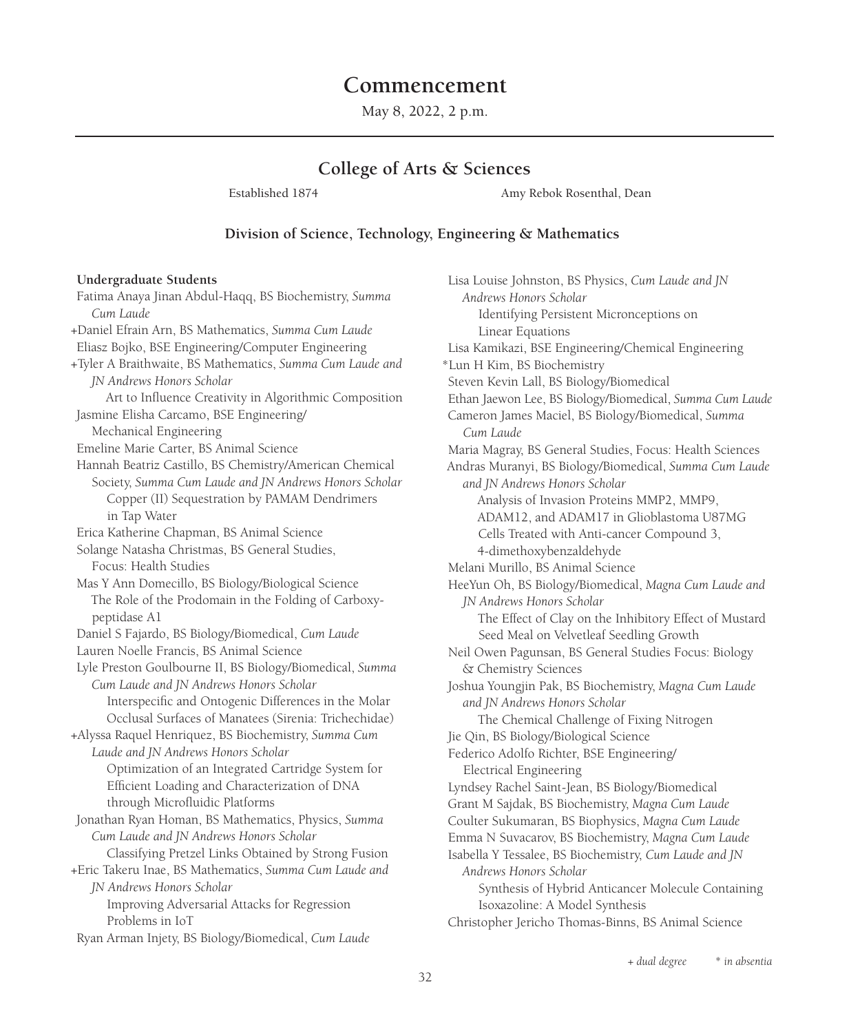# Commencement

May 8, 2022, 2 p.m.

## College of Arts & Sciences

Established 1874 — Amy Rebok Rosenthal, Dean

### Division of Science, Technology, Engineering & Mathematics

**Undergraduate Students**

Fatima Anaya Jinan Abdul-Haqq, BS Biochemistry, *Summa Cum Laude*

+Daniel Efrain Arn, BS Mathematics, *Summa Cum Laude*

Eliasz Bojko, BSE Engineering/Computer Engineering

+Tyler A Braithwaite, BS Mathematics, *Summa Cum Laude and JN Andrews Honors Scholar*
  Art to Influence Creativity in Algorithmic Composition

Jasmine Elisha Carcamo, BSE Engineering/Mechanical Engineering

Emeline Marie Carter, BS Animal Science

Hannah Beatriz Castillo, BS Chemistry/American Chemical Society, *Summa Cum Laude and JN Andrews Honors Scholar*
  Copper (II) Sequestration by PAMAM Dendrimers in Tap Water

Erica Katherine Chapman, BS Animal Science

Solange Natasha Christmas, BS General Studies, Focus: Health Studies

Mas Y Ann Domecillo, BS Biology/Biological Science
  The Role of the Prodomain in the Folding of Carboxypeptidase A1

Daniel S Fajardo, BS Biology/Biomedical, *Cum Laude*

Lauren Noelle Francis, BS Animal Science

Lyle Preston Goulbourne II, BS Biology/Biomedical, *Summa Cum Laude and JN Andrews Honors Scholar*
  Interspecific and Ontogenic Differences in the Molar Occlusal Surfaces of Manatees (Sirenia: Trichechidae)

+Alyssa Raquel Henriquez, BS Biochemistry, *Summa Cum Laude and JN Andrews Honors Scholar*
  Optimization of an Integrated Cartridge System for Efficient Loading and Characterization of DNA through Microfluidic Platforms

Jonathan Ryan Homan, BS Mathematics, Physics, *Summa Cum Laude and JN Andrews Honors Scholar*
  Classifying Pretzel Links Obtained by Strong Fusion

+Eric Takeru Inae, BS Mathematics, *Summa Cum Laude and JN Andrews Honors Scholar*
  Improving Adversarial Attacks for Regression Problems in IoT

Ryan Arman Injety, BS Biology/Biomedical, *Cum Laude*

Lisa Louise Johnston, BS Physics, *Cum Laude and JN Andrews Honors Scholar*
  Identifying Persistent Microconceptions on Linear Equations

Lisa Kamikazi, BSE Engineering/Chemical Engineering

*Lun H Kim, BS Biochemistry

Steven Kevin Lall, BS Biology/Biomedical

Ethan Jaewon Lee, BS Biology/Biomedical, *Summa Cum Laude*

Cameron James Maciel, BS Biology/Biomedical, *Summa Cum Laude*

Maria Magray, BS General Studies, Focus: Health Sciences

Andras Muranyi, BS Biology/Biomedical, *Summa Cum Laude and JN Andrews Honors Scholar*
  Analysis of Invasion Proteins MMP2, MMP9, ADAM12, and ADAM17 in Glioblastoma U87MG Cells Treated with Anti-cancer Compound 3, 4-dimethoxybenzaldehyde

Melani Murillo, BS Animal Science

HeeYun Oh, BS Biology/Biomedical, *Magna Cum Laude and JN Andrews Honors Scholar*
  The Effect of Clay on the Inhibitory Effect of Mustard Seed Meal on Velvetleaf Seedling Growth

Neil Owen Pagunsan, BS General Studies Focus: Biology & Chemistry Sciences

Joshua Youngjin Pak, BS Biochemistry, *Magna Cum Laude and JN Andrews Honors Scholar*
  The Chemical Challenge of Fixing Nitrogen

Jie Qin, BS Biology/Biological Science

Federico Adolfo Richter, BSE Engineering/Electrical Engineering

Lyndsey Rachel Saint-Jean, BS Biology/Biomedical

Grant M Sajdak, BS Biochemistry, *Magna Cum Laude*

Coulter Sukumaran, BS Biophysics, *Magna Cum Laude*

Emma N Suvacarov, BS Biochemistry, *Magna Cum Laude*

Isabella Y Tessalee, BS Biochemistry, *Cum Laude and JN Andrews Honors Scholar*
  Synthesis of Hybrid Anticancer Molecule Containing Isoxazoline: A Model Synthesis

Christopher Jericho Thomas-Binns, BS Animal Science

*+ dual degree* *\* in absentia*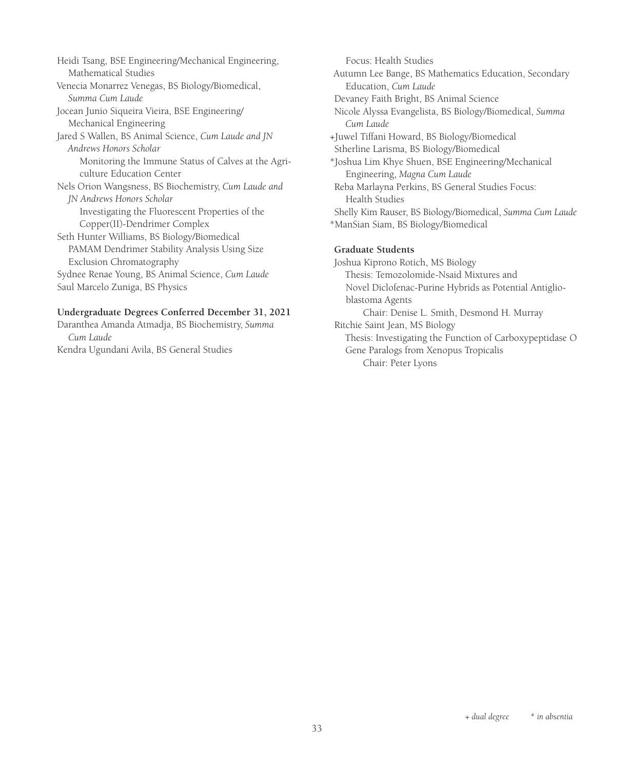Heidi Tsang, BSE Engineering/Mechanical Engineering, Mathematical Studies

Venecia Monarrez Venegas, BS Biology/Biomedical, *Summa Cum Laude*

Jocean Junio Siqueira Vieira, BSE Engineering/Mechanical Engineering

Jared S Wallen, BS Animal Science, *Cum Laude and JN Andrews Honors Scholar*
Monitoring the Immune Status of Calves at the Agriculture Education Center

Nels Orion Wangsness, BS Biochemistry, *Cum Laude and JN Andrews Honors Scholar*
Investigating the Fluorescent Properties of the Copper(II)-Dendrimer Complex

Seth Hunter Williams, BS Biology/Biomedical
PAMAM Dendrimer Stability Analysis Using Size Exclusion Chromatography

Sydnee Renae Young, BS Animal Science, *Cum Laude*

Saul Marcelo Zuniga, BS Physics

**Undergraduate Degrees Conferred December 31, 2021**

Daranthea Amanda Atmadja, BS Biochemistry, *Summa Cum Laude*

Kendra Ugundani Avila, BS General Studies Focus: Health Studies

Autumn Lee Bange, BS Mathematics Education, Secondary Education, *Cum Laude*

Devaney Faith Bright, BS Animal Science

Nicole Alyssa Evangelista, BS Biology/Biomedical, *Summa Cum Laude*

+Juwel Tiffani Howard, BS Biology/Biomedical

Stherline Larisma, BS Biology/Biomedical

*Joshua Lim Khye Shuen, BSE Engineering/Mechanical Engineering, *Magna Cum Laude*

Reba Marlayna Perkins, BS General Studies Focus: Health Studies

Shelly Kim Rauser, BS Biology/Biomedical, *Summa Cum Laude*

*ManSian Siam, BS Biology/Biomedical

**Graduate Students**

Joshua Kiprono Rotich, MS Biology
Thesis: Temozolomide-Nsaid Mixtures and Novel Diclofenac-Purine Hybrids as Potential Antiglioblastoma Agents
Chair: Denise L. Smith, Desmond H. Murray

Ritchie Saint Jean, MS Biology
Thesis: Investigating the Function of Carboxypeptidase O Gene Paralogs from Xenopus Tropicalis
Chair: Peter Lyons

*+ dual degree* *\* in absentia*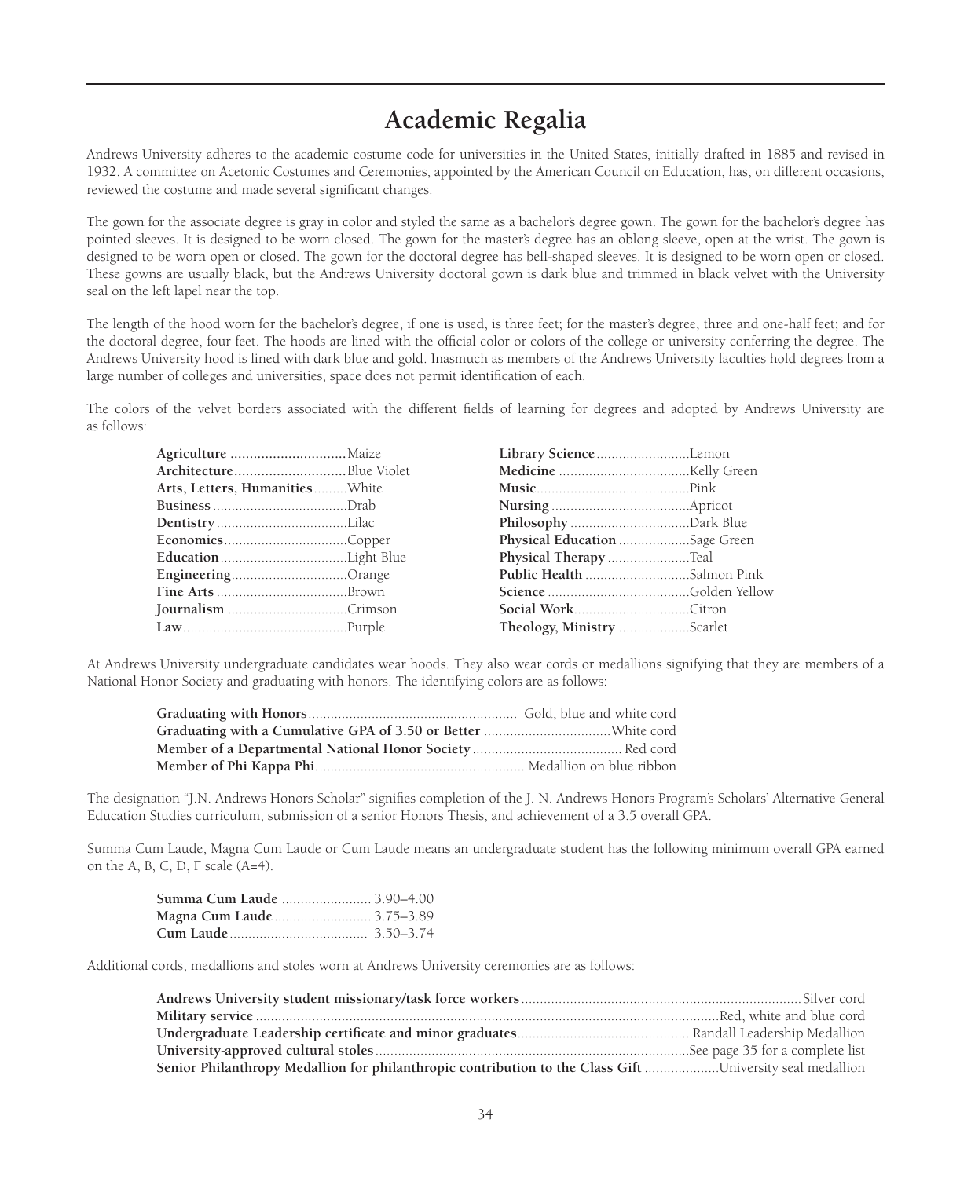# Academic Regalia

Andrews University adheres to the academic costume code for universities in the United States, initially drafted in 1885 and revised in 1932. A committee on Acetonic Costumes and Ceremonies, appointed by the American Council on Education, has, on different occasions, reviewed the costume and made several significant changes.

The gown for the associate degree is gray in color and styled the same as a bachelor's degree gown. The gown for the bachelor's degree has pointed sleeves. It is designed to be worn closed. The gown for the master's degree has an oblong sleeve, open at the wrist. The gown is designed to be worn open or closed. The gown for the doctoral degree has bell-shaped sleeves. It is designed to be worn open or closed. These gowns are usually black, but the Andrews University doctoral gown is dark blue and trimmed in black velvet with the University seal on the left lapel near the top.

The length of the hood worn for the bachelor's degree, if one is used, is three feet; for the master's degree, three and one-half feet; and for the doctoral degree, four feet. The hoods are lined with the official color or colors of the college or university conferring the degree. The Andrews University hood is lined with dark blue and gold. Inasmuch as members of the Andrews University faculties hold degrees from a large number of colleges and universities, space does not permit identification of each.

The colors of the velvet borders associated with the different fields of learning for degrees and adopted by Andrews University are as follows:

| Field | Color | Field | Color |
|---|---|---|---|
| **Agriculture** | Maize | **Library Science** | Lemon |
| **Architecture** | Blue Violet | **Medicine** | Kelly Green |
| **Arts, Letters, Humanities** | White | **Music** | Pink |
| **Business** | Drab | **Nursing** | Apricot |
| **Dentistry** | Lilac | **Philosophy** | Dark Blue |
| **Economics** | Copper | **Physical Education** | Sage Green |
| **Education** | Light Blue | **Physical Therapy** | Teal |
| **Engineering** | Orange | **Public Health** | Salmon Pink |
| **Fine Arts** | Brown | **Science** | Golden Yellow |
| **Journalism** | Crimson | **Social Work** | Citron |
| **Law** | Purple | **Theology, Ministry** | Scarlet |

At Andrews University undergraduate candidates wear hoods. They also wear cords or medallions signifying that they are members of a National Honor Society and graduating with honors. The identifying colors are as follows:

| Designation | Color |
|---|---|
| **Graduating with Honors** | Gold, blue and white cord |
| **Graduating with a Cumulative GPA of 3.50 or Better** | White cord |
| **Member of a Departmental National Honor Society** | Red cord |
| **Member of Phi Kappa Phi** | Medallion on blue ribbon |

The designation "J.N. Andrews Honors Scholar" signifies completion of the J. N. Andrews Honors Program's Scholars' Alternative General Education Studies curriculum, submission of a senior Honors Thesis, and achievement of a 3.5 overall GPA.

Summa Cum Laude, Magna Cum Laude or Cum Laude means an undergraduate student has the following minimum overall GPA earned on the A, B, C, D, F scale (A=4).

| Honor | GPA |
|---|---|
| **Summa Cum Laude** | 3.90–4.00 |
| **Magna Cum Laude** | 3.75–3.89 |
| **Cum Laude** | 3.50–3.74 |

Additional cords, medallions and stoles worn at Andrews University ceremonies are as follows:

| Designation | Regalia |
|---|---|
| **Andrews University student missionary/task force workers** | Silver cord |
| **Military service** | Red, white and blue cord |
| **Undergraduate Leadership certificate and minor graduates** | Randall Leadership Medallion |
| **University-approved cultural stoles** | See page 35 for a complete list |
| **Senior Philanthropy Medallion for philanthropic contribution to the Class Gift** | University seal medallion |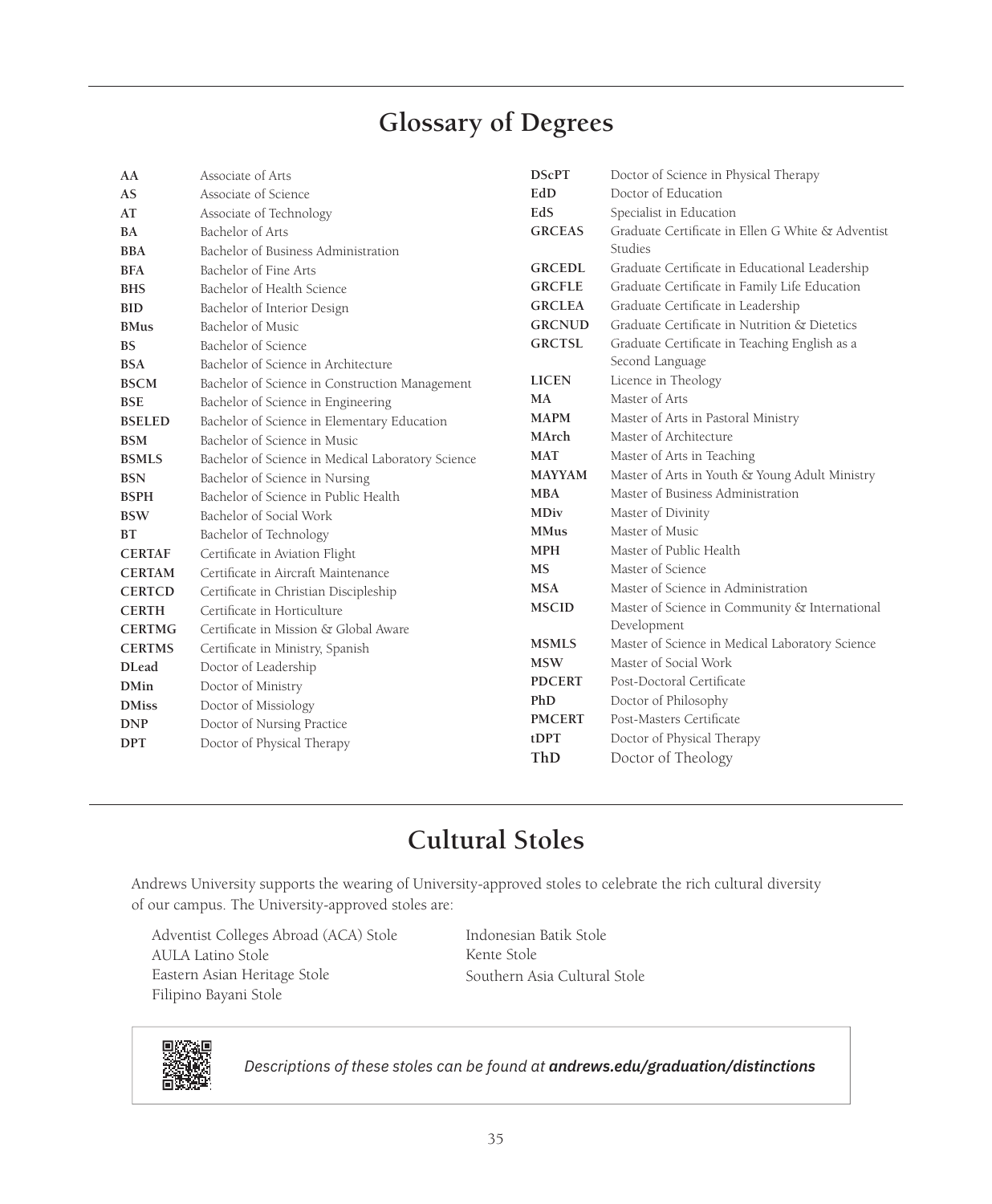## Glossary of Degrees

| | |
|---|---|
| **AA** | Associate of Arts |
| **AS** | Associate of Science |
| **AT** | Associate of Technology |
| **BA** | Bachelor of Arts |
| **BBA** | Bachelor of Business Administration |
| **BFA** | Bachelor of Fine Arts |
| **BHS** | Bachelor of Health Science |
| **BID** | Bachelor of Interior Design |
| **BMus** | Bachelor of Music |
| **BS** | Bachelor of Science |
| **BSA** | Bachelor of Science in Architecture |
| **BSCM** | Bachelor of Science in Construction Management |
| **BSE** | Bachelor of Science in Engineering |
| **BSELED** | Bachelor of Science in Elementary Education |
| **BSM** | Bachelor of Science in Music |
| **BSMLS** | Bachelor of Science in Medical Laboratory Science |
| **BSN** | Bachelor of Science in Nursing |
| **BSPH** | Bachelor of Science in Public Health |
| **BSW** | Bachelor of Social Work |
| **BT** | Bachelor of Technology |
| **CERTAF** | Certificate in Aviation Flight |
| **CERTAM** | Certificate in Aircraft Maintenance |
| **CERTCD** | Certificate in Christian Discipleship |
| **CERTH** | Certificate in Horticulture |
| **CERTMG** | Certificate in Mission & Global Aware |
| **CERTMS** | Certificate in Ministry, Spanish |
| **DLead** | Doctor of Leadership |
| **DMin** | Doctor of Ministry |
| **DMiss** | Doctor of Missiology |
| **DNP** | Doctor of Nursing Practice |
| **DPT** | Doctor of Physical Therapy |
| **DScPT** | Doctor of Science in Physical Therapy |
| **EdD** | Doctor of Education |
| **EdS** | Specialist in Education |
| **GRCEAS** | Graduate Certificate in Ellen G White & Adventist Studies |
| **GRCEDL** | Graduate Certificate in Educational Leadership |
| **GRCFLE** | Graduate Certificate in Family Life Education |
| **GRCLEA** | Graduate Certificate in Leadership |
| **GRCNUD** | Graduate Certificate in Nutrition & Dietetics |
| **GRCTSL** | Graduate Certificate in Teaching English as a Second Language |
| **LICEN** | Licence in Theology |
| **MA** | Master of Arts |
| **MAPM** | Master of Arts in Pastoral Ministry |
| **MArch** | Master of Architecture |
| **MAT** | Master of Arts in Teaching |
| **MAYYAM** | Master of Arts in Youth & Young Adult Ministry |
| **MBA** | Master of Business Administration |
| **MDiv** | Master of Divinity |
| **MMus** | Master of Music |
| **MPH** | Master of Public Health |
| **MS** | Master of Science |
| **MSA** | Master of Science in Administration |
| **MSCID** | Master of Science in Community & International Development |
| **MSMLS** | Master of Science in Medical Laboratory Science |
| **MSW** | Master of Social Work |
| **PDCERT** | Post-Doctoral Certificate |
| **PhD** | Doctor of Philosophy |
| **PMCERT** | Post-Masters Certificate |
| **tDPT** | Doctor of Physical Therapy |
| **ThD** | Doctor of Theology |

## Cultural Stoles

Andrews University supports the wearing of University-approved stoles to celebrate the rich cultural diversity of our campus. The University-approved stoles are:

- Adventist Colleges Abroad (ACA) Stole
- AULA Latino Stole
- Eastern Asian Heritage Stole
- Filipino Bayani Stole
- Indonesian Batik Stole
- Kente Stole
- Southern Asia Cultural Stole

*Descriptions of these stoles can be found at **andrews.edu/graduation/distinctions***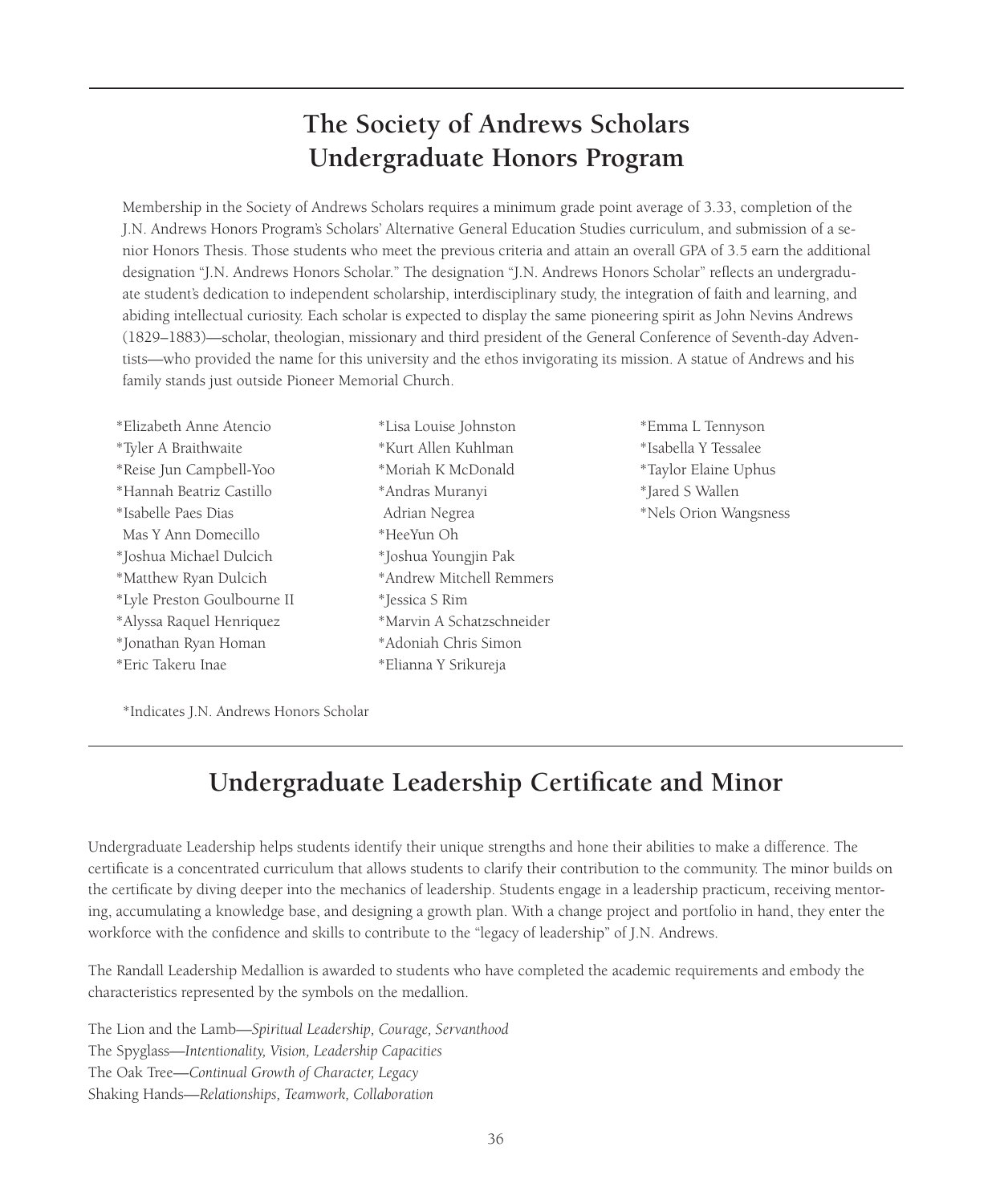# The Society of Andrews Scholars Undergraduate Honors Program

Membership in the Society of Andrews Scholars requires a minimum grade point average of 3.33, completion of the J.N. Andrews Honors Program's Scholars' Alternative General Education Studies curriculum, and submission of a senior Honors Thesis. Those students who meet the previous criteria and attain an overall GPA of 3.5 earn the additional designation "J.N. Andrews Honors Scholar." The designation "J.N. Andrews Honors Scholar" reflects an undergraduate student's dedication to independent scholarship, interdisciplinary study, the integration of faith and learning, and abiding intellectual curiosity. Each scholar is expected to display the same pioneering spirit as John Nevins Andrews (1829–1883)—scholar, theologian, missionary and third president of the General Conference of Seventh-day Adventists—who provided the name for this university and the ethos invigorating its mission. A statue of Andrews and his family stands just outside Pioneer Memorial Church.

*Elizabeth Anne Atencio
*Tyler A Braithwaite
*Reise Jun Campbell-Yoo
*Hannah Beatriz Castillo
*Isabelle Paes Dias
Mas Y Ann Domecillo
*Joshua Michael Dulcich
*Matthew Ryan Dulcich
*Lyle Preston Goulbourne II
*Alyssa Raquel Henriquez
*Jonathan Ryan Homan
*Eric Takeru Inae
*Lisa Louise Johnston
*Kurt Allen Kuhlman
*Moriah K McDonald
*Andras Muranyi
Adrian Negrea
*HeeYun Oh
*Joshua Youngjin Pak
*Andrew Mitchell Remmers
*Jessica S Rim
*Marvin A Schatzschneider
*Adoniah Chris Simon
*Elianna Y Srikureja
*Emma L Tennyson
*Isabella Y Tessalee
*Taylor Elaine Uphus
*Jared S Wallen
*Nels Orion Wangsness

*Indicates J.N. Andrews Honors Scholar

# Undergraduate Leadership Certificate and Minor

Undergraduate Leadership helps students identify their unique strengths and hone their abilities to make a difference. The certificate is a concentrated curriculum that allows students to clarify their contribution to the community. The minor builds on the certificate by diving deeper into the mechanics of leadership. Students engage in a leadership practicum, receiving mentoring, accumulating a knowledge base, and designing a growth plan. With a change project and portfolio in hand, they enter the workforce with the confidence and skills to contribute to the "legacy of leadership" of J.N. Andrews.

The Randall Leadership Medallion is awarded to students who have completed the academic requirements and embody the characteristics represented by the symbols on the medallion.

The Lion and the Lamb—*Spiritual Leadership, Courage, Servanthood*
The Spyglass—*Intentionality, Vision, Leadership Capacities*
The Oak Tree—*Continual Growth of Character, Legacy*
Shaking Hands—*Relationships, Teamwork, Collaboration*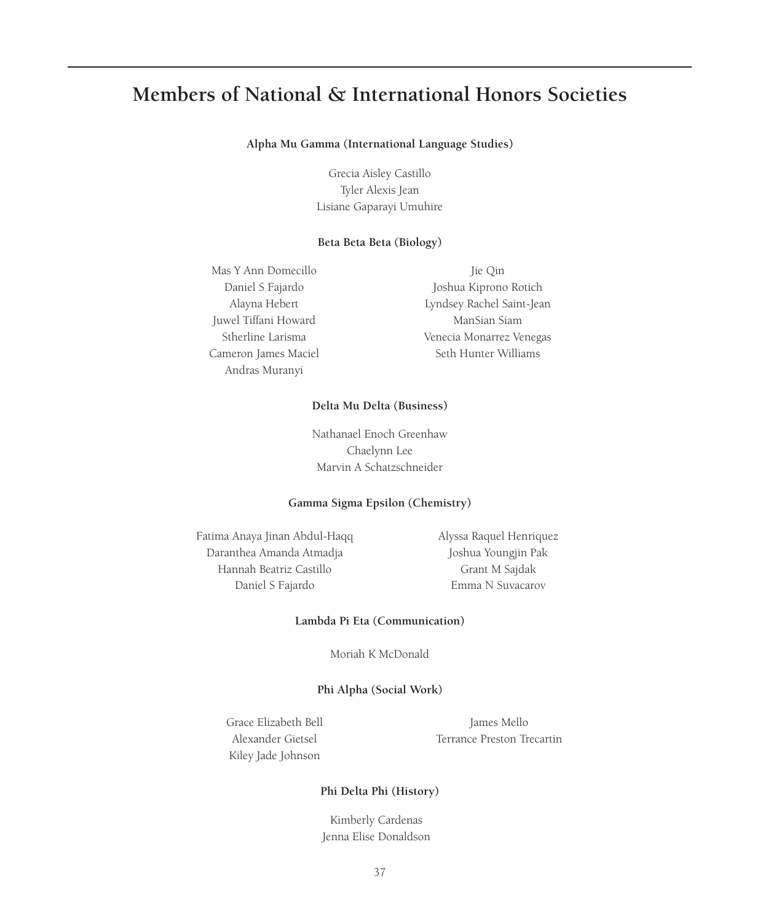# Members of National & International Honors Societies

### Alpha Mu Gamma (International Language Studies)

Grecia Aisley Castillo
Tyler Alexis Jean
Lisiane Gaparayi Umuhire

### Beta Beta Beta (Biology)

Mas Y Ann Domecillo
Daniel S Fajardo
Alayna Hebert
Juwel Tiffani Howard
Stherline Larisma
Cameron James Maciel
Andras Muranyi
Jie Qin
Joshua Kiprono Rotich
Lyndsey Rachel Saint-Jean
ManSian Siam
Venecia Monarrez Venegas
Seth Hunter Williams

### Delta Mu Delta (Business)

Nathanael Enoch Greenhaw
Chaelynn Lee
Marvin A Schatzschneider

### Gamma Sigma Epsilon (Chemistry)

Fatima Anaya Jinan Abdul-Haqq
Daranthea Amanda Atmadja
Hannah Beatriz Castillo
Daniel S Fajardo
Alyssa Raquel Henriquez
Joshua Youngjin Pak
Grant M Sajdak
Emma N Suvacarov

### Lambda Pi Eta (Communication)

Moriah K McDonald

### Phi Alpha (Social Work)

Grace Elizabeth Bell
Alexander Gietsel
Kiley Jade Johnson
James Mello
Terrance Preston Trecartin

### Phi Delta Phi (History)

Kimberly Cardenas
Jenna Elise Donaldson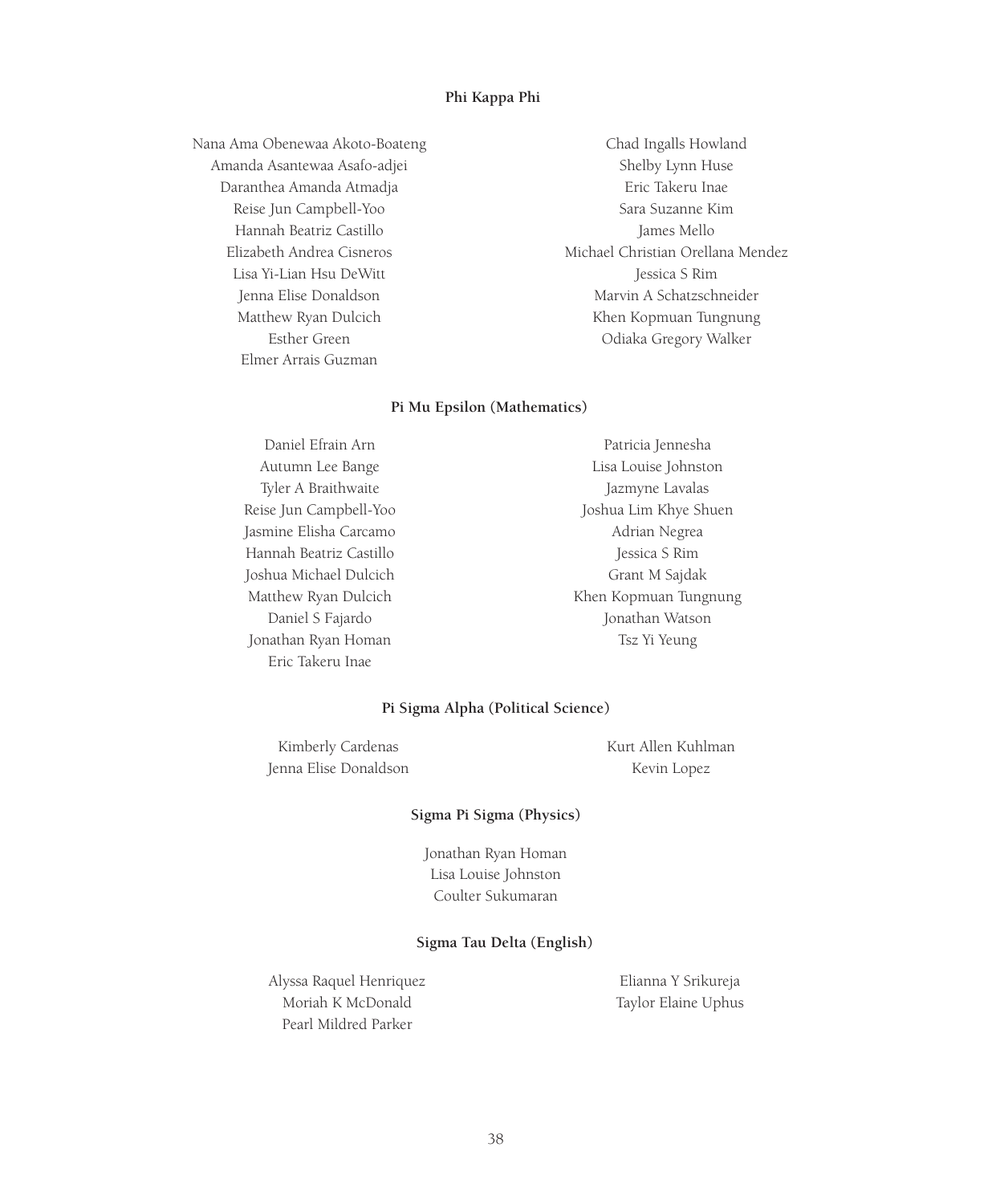**Phi Kappa Phi**

Nana Ama Obenewaa Akoto-Boateng
Amanda Asantewaa Asafo-adjei
Daranthea Amanda Atmadja
Reise Jun Campbell-Yoo
Hannah Beatriz Castillo
Elizabeth Andrea Cisneros
Lisa Yi-Lian Hsu DeWitt
Jenna Elise Donaldson
Matthew Ryan Dulcich
Esther Green
Elmer Arrais Guzman
Chad Ingalls Howland
Shelby Lynn Huse
Eric Takeru Inae
Sara Suzanne Kim
James Mello
Michael Christian Orellana Mendez
Jessica S Rim
Marvin A Schatzschneider
Khen Kopmuan Tungnung
Odiaka Gregory Walker

**Pi Mu Epsilon (Mathematics)**

Daniel Efrain Arn
Autumn Lee Bange
Tyler A Braithwaite
Reise Jun Campbell-Yoo
Jasmine Elisha Carcamo
Hannah Beatriz Castillo
Joshua Michael Dulcich
Matthew Ryan Dulcich
Daniel S Fajardo
Jonathan Ryan Homan
Eric Takeru Inae
Patricia Jennesha
Lisa Louise Johnston
Jazmyne Lavalas
Joshua Lim Khye Shuen
Adrian Negrea
Jessica S Rim
Grant M Sajdak
Khen Kopmuan Tungnung
Jonathan Watson
Tsz Yi Yeung

**Pi Sigma Alpha (Political Science)**

Kimberly Cardenas
Jenna Elise Donaldson
Kurt Allen Kuhlman
Kevin Lopez

**Sigma Pi Sigma (Physics)**

Jonathan Ryan Homan
Lisa Louise Johnston
Coulter Sukumaran

**Sigma Tau Delta (English)**

Alyssa Raquel Henriquez
Moriah K McDonald
Pearl Mildred Parker
Elianna Y Srikureja
Taylor Elaine Uphus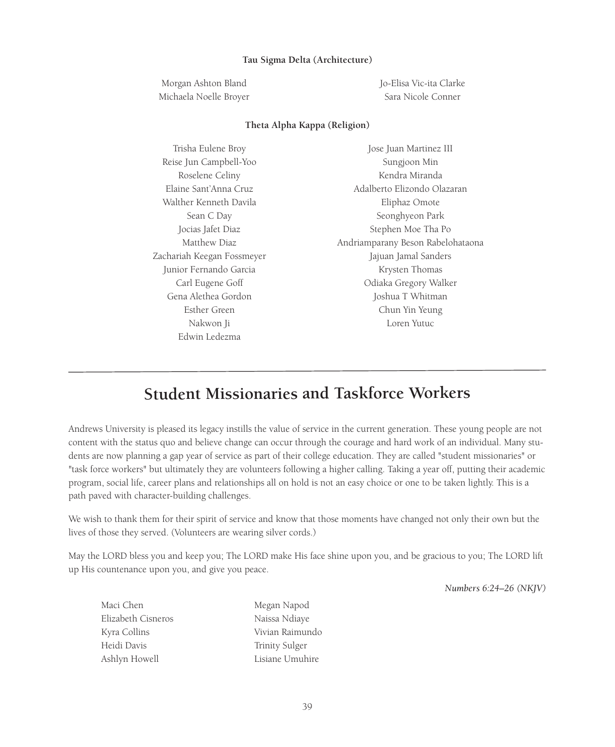### Tau Sigma Delta (Architecture)

Morgan Ashton Bland
Michaela Noelle Broyer
Jo-Elisa Vic-ita Clarke
Sara Nicole Conner

### Theta Alpha Kappa (Religion)

Trisha Eulene Broy
Reise Jun Campbell-Yoo
Roselene Celiny
Elaine Sant'Anna Cruz
Walther Kenneth Davila
Sean C Day
Jocias Jafet Diaz
Matthew Diaz
Zachariah Keegan Fossmeyer
Junior Fernando Garcia
Carl Eugene Goff
Gena Alethea Gordon
Esther Green
Nakwon Ji
Edwin Ledezma
Jose Juan Martinez III
Sungjoon Min
Kendra Miranda
Adalberto Elizondo Olazaran
Eliphaz Omote
Seonghyeon Park
Stephen Moe Tha Po
Andriamparany Beson Rabelohataona
Jajuan Jamal Sanders
Krysten Thomas
Odiaka Gregory Walker
Joshua T Whitman
Chun Yin Yeung
Loren Yutuc

---

## Student Missionaries and Taskforce Workers

Andrews University is pleased its legacy instills the value of service in the current generation. These young people are not content with the status quo and believe change can occur through the courage and hard work of an individual. Many students are now planning a gap year of service as part of their college education. They are called "student missionaries" or "task force workers" but ultimately they are volunteers following a higher calling. Taking a year off, putting their academic program, social life, career plans and relationships all on hold is not an easy choice or one to be taken lightly. This is a path paved with character-building challenges.

We wish to thank them for their spirit of service and know that those moments have changed not only their own but the lives of those they served. (Volunteers are wearing silver cords.)

May the LORD bless you and keep you; The LORD make His face shine upon you, and be gracious to you; The LORD lift up His countenance upon you, and give you peace.

*Numbers 6:24–26 (NKJV)*

Maci Chen
Elizabeth Cisneros
Kyra Collins
Heidi Davis
Ashlyn Howell
Megan Napod
Naissa Ndiaye
Vivian Raimundo
Trinity Sulger
Lisiane Umuhire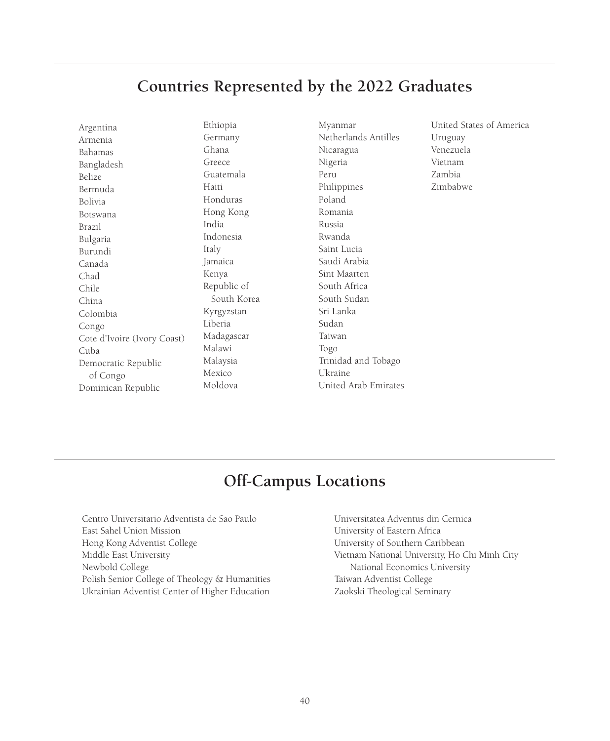## Countries Represented by the 2022 Graduates

Argentina
Armenia
Bahamas
Bangladesh
Belize
Bermuda
Bolivia
Botswana
Brazil
Bulgaria
Burundi
Canada
Chad
Chile
China
Colombia
Congo
Cote d'Ivoire (Ivory Coast)
Cuba
Democratic Republic of Congo
Dominican Republic
Ethiopia
Germany
Ghana
Greece
Guatemala
Haiti
Honduras
Hong Kong
India
Indonesia
Italy
Jamaica
Kenya
Republic of South Korea
Kyrgyzstan
Liberia
Madagascar
Malawi
Malaysia
Mexico
Moldova
Myanmar
Netherlands Antilles
Nicaragua
Nigeria
Peru
Philippines
Poland
Romania
Russia
Rwanda
Saint Lucia
Saudi Arabia
Sint Maarten
South Africa
South Sudan
Sri Lanka
Sudan
Taiwan
Togo
Trinidad and Tobago
Ukraine
United Arab Emirates
United States of America
Uruguay
Venezuela
Vietnam
Zambia
Zimbabwe

## Off-Campus Locations

Centro Universitario Adventista de Sao Paulo
East Sahel Union Mission
Hong Kong Adventist College
Middle East University
Newbold College
Polish Senior College of Theology & Humanities
Ukrainian Adventist Center of Higher Education
Universitatea Adventus din Cernica
University of Eastern Africa
University of Southern Caribbean
Vietnam National University, Ho Chi Minh City National Economics University
Taiwan Adventist College
Zaokski Theological Seminary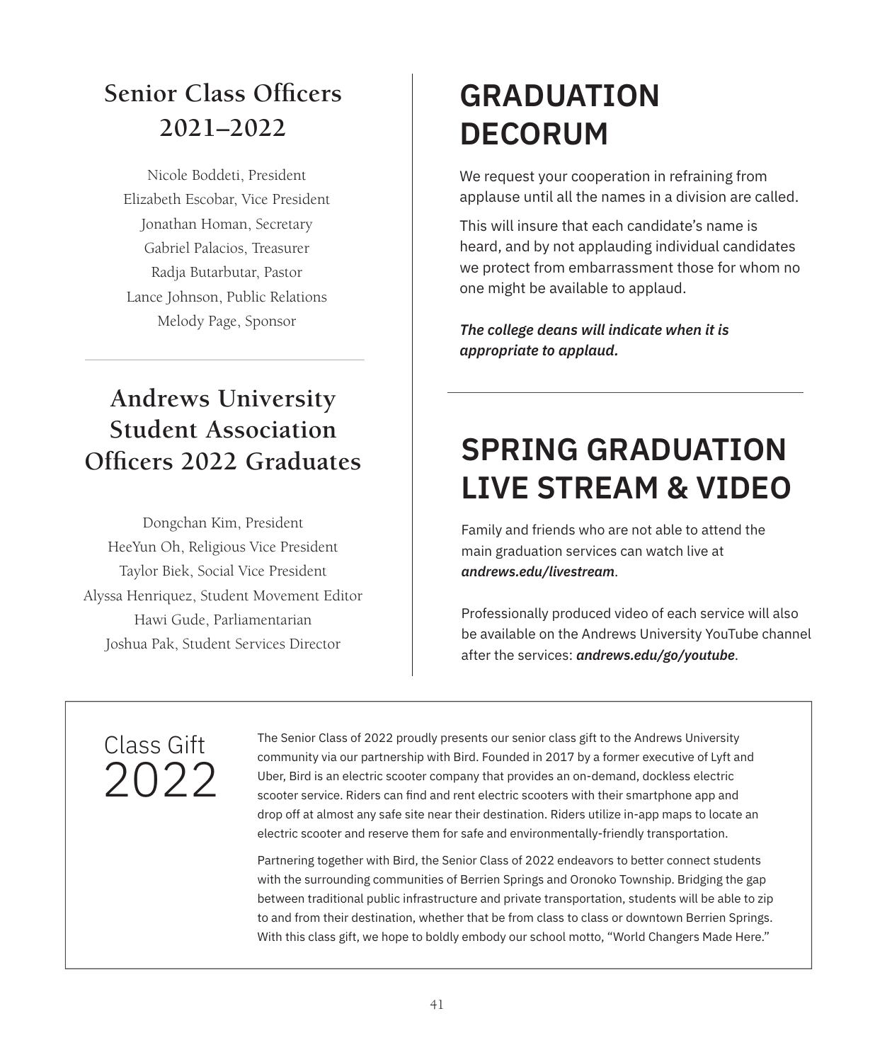## Senior Class Officers 2021–2022

Nicole Boddeti, President
Elizabeth Escobar, Vice President
Jonathan Homan, Secretary
Gabriel Palacios, Treasurer
Radja Butarbutar, Pastor
Lance Johnson, Public Relations
Melody Page, Sponsor

## Andrews University Student Association Officers 2022 Graduates

Dongchan Kim, President
HeeYun Oh, Religious Vice President
Taylor Biek, Social Vice President
Alyssa Henriquez, Student Movement Editor
Hawi Gude, Parliamentarian
Joshua Pak, Student Services Director

# GRADUATION DECORUM

We request your cooperation in refraining from applause until all the names in a division are called.

This will insure that each candidate's name is heard, and by not applauding individual candidates we protect from embarrassment those for whom no one might be available to applaud.

***The college deans will indicate when it is appropriate to applaud.***

# SPRING GRADUATION LIVE STREAM & VIDEO

Family and friends who are not able to attend the main graduation services can watch live at ***andrews.edu/livestream***.

Professionally produced video of each service will also be available on the Andrews University YouTube channel after the services: ***andrews.edu/go/youtube***.

## Class Gift 2022

The Senior Class of 2022 proudly presents our senior class gift to the Andrews University community via our partnership with Bird. Founded in 2017 by a former executive of Lyft and Uber, Bird is an electric scooter company that provides an on-demand, dockless electric scooter service. Riders can find and rent electric scooters with their smartphone app and drop off at almost any safe site near their destination. Riders utilize in-app maps to locate an electric scooter and reserve them for safe and environmentally-friendly transportation.

Partnering together with Bird, the Senior Class of 2022 endeavors to better connect students with the surrounding communities of Berrien Springs and Oronoko Township. Bridging the gap between traditional public infrastructure and private transportation, students will be able to zip to and from their destination, whether that be from class to class or downtown Berrien Springs. With this class gift, we hope to boldly embody our school motto, "World Changers Made Here."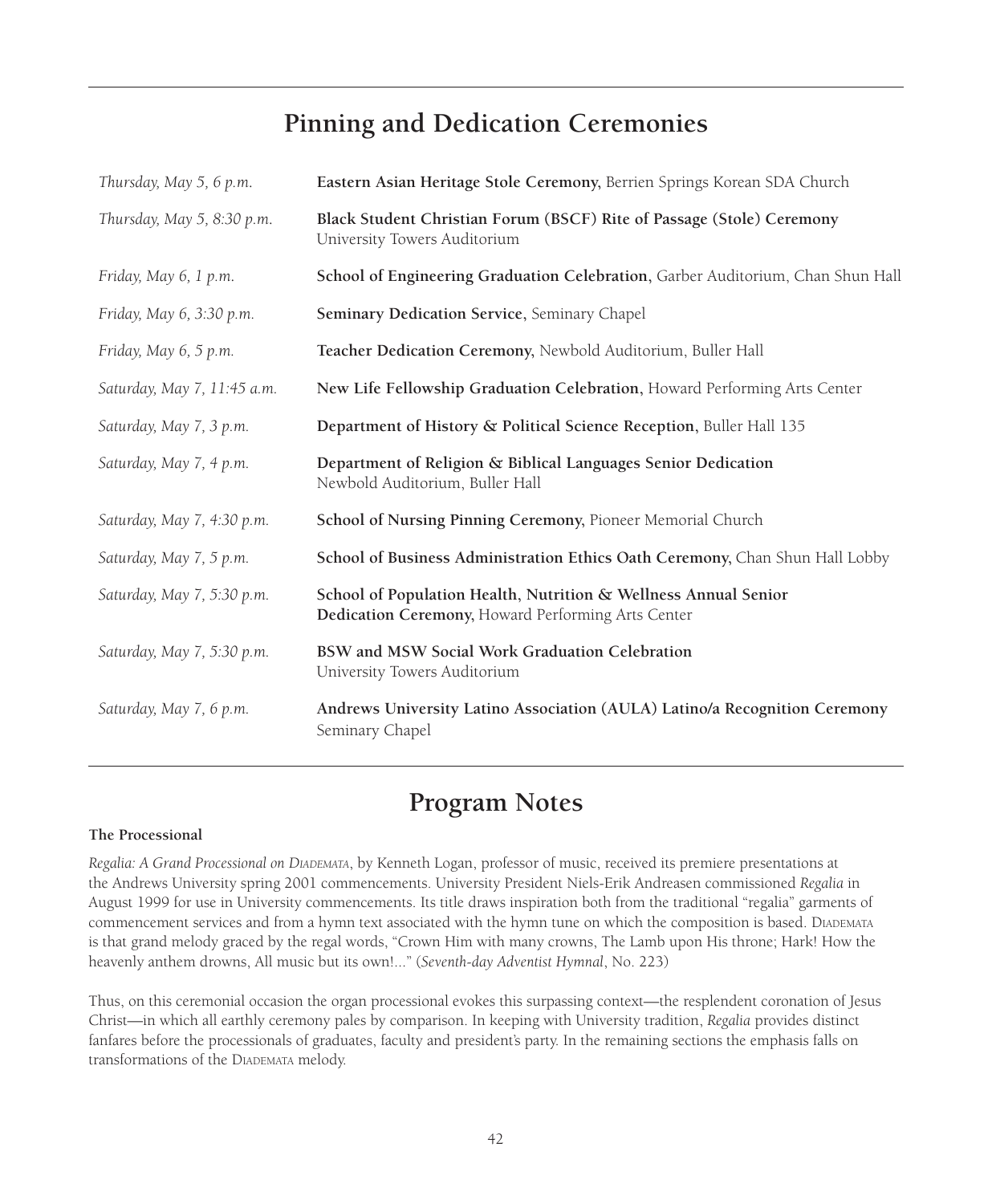## Pinning and Dedication Ceremonies

| | |
|---|---|
| *Thursday, May 5, 6 p.m.* | **Eastern Asian Heritage Stole Ceremony,** Berrien Springs Korean SDA Church |
| *Thursday, May 5, 8:30 p.m.* | **Black Student Christian Forum (BSCF) Rite of Passage (Stole) Ceremony** University Towers Auditorium |
| *Friday, May 6, 1 p.m.* | **School of Engineering Graduation Celebration,** Garber Auditorium, Chan Shun Hall |
| *Friday, May 6, 3:30 p.m.* | **Seminary Dedication Service,** Seminary Chapel |
| *Friday, May 6, 5 p.m.* | **Teacher Dedication Ceremony,** Newbold Auditorium, Buller Hall |
| *Saturday, May 7, 11:45 a.m.* | **New Life Fellowship Graduation Celebration,** Howard Performing Arts Center |
| *Saturday, May 7, 3 p.m.* | **Department of History & Political Science Reception,** Buller Hall 135 |
| *Saturday, May 7, 4 p.m.* | **Department of Religion & Biblical Languages Senior Dedication** Newbold Auditorium, Buller Hall |
| *Saturday, May 7, 4:30 p.m.* | **School of Nursing Pinning Ceremony,** Pioneer Memorial Church |
| *Saturday, May 7, 5 p.m.* | **School of Business Administration Ethics Oath Ceremony,** Chan Shun Hall Lobby |
| *Saturday, May 7, 5:30 p.m.* | **School of Population Health, Nutrition & Wellness Annual Senior Dedication Ceremony,** Howard Performing Arts Center |
| *Saturday, May 7, 5:30 p.m.* | **BSW and MSW Social Work Graduation Celebration** University Towers Auditorium |
| *Saturday, May 7, 6 p.m.* | **Andrews University Latino Association (AULA) Latino/a Recognition Ceremony** Seminary Chapel |

## Program Notes

**The Processional**

*Regalia: A Grand Processional on Diademata*, by Kenneth Logan, professor of music, received its premiere presentations at the Andrews University spring 2001 commencements. University President Niels-Erik Andreasen commissioned *Regalia* in August 1999 for use in University commencements. Its title draws inspiration both from the traditional "regalia" garments of commencement services and from a hymn text associated with the hymn tune on which the composition is based. Diademata is that grand melody graced by the regal words, "Crown Him with many crowns, The Lamb upon His throne; Hark! How the heavenly anthem drowns, All music but its own!..." (*Seventh-day Adventist Hymnal*, No. 223)

Thus, on this ceremonial occasion the organ processional evokes this surpassing context—the resplendent coronation of Jesus Christ—in which all earthly ceremony pales by comparison. In keeping with University tradition, *Regalia* provides distinct fanfares before the processionals of graduates, faculty and president's party. In the remaining sections the emphasis falls on transformations of the Diademata melody.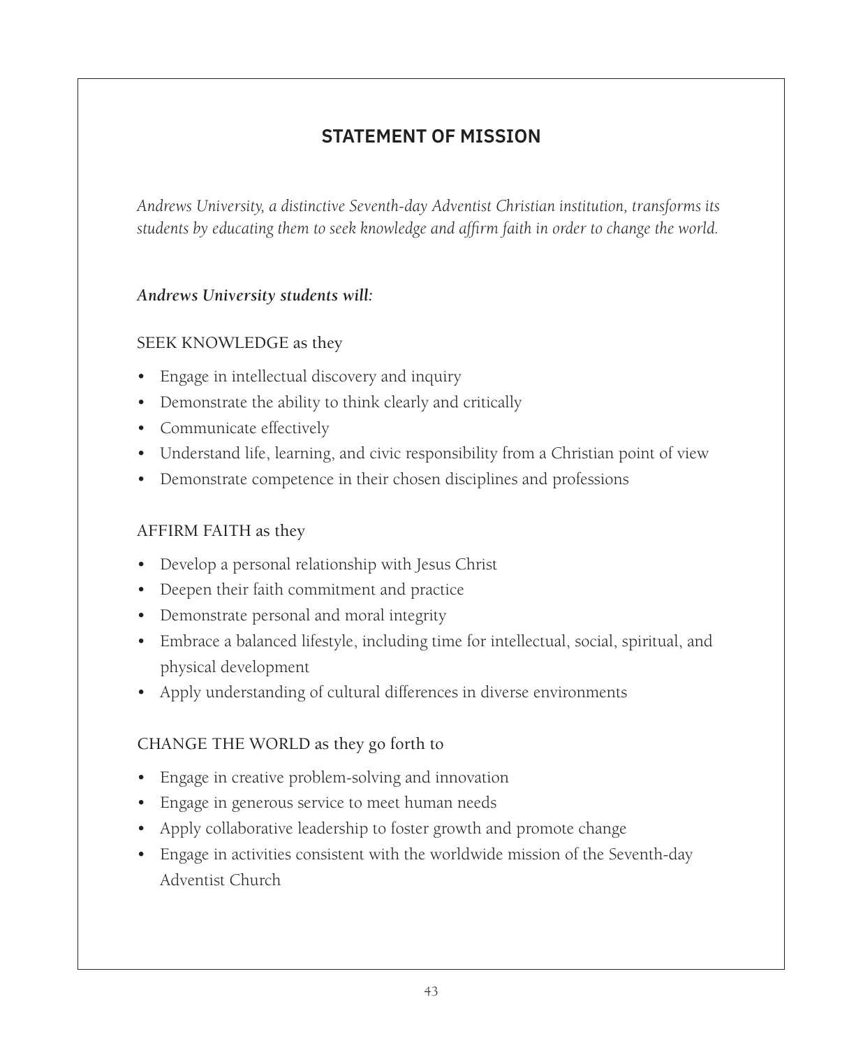## STATEMENT OF MISSION

*Andrews University, a distinctive Seventh-day Adventist Christian institution, transforms its students by educating them to seek knowledge and affirm faith in order to change the world.*

***Andrews University students will:***

SEEK KNOWLEDGE as they

- Engage in intellectual discovery and inquiry
- Demonstrate the ability to think clearly and critically
- Communicate effectively
- Understand life, learning, and civic responsibility from a Christian point of view
- Demonstrate competence in their chosen disciplines and professions

AFFIRM FAITH as they

- Develop a personal relationship with Jesus Christ
- Deepen their faith commitment and practice
- Demonstrate personal and moral integrity
- Embrace a balanced lifestyle, including time for intellectual, social, spiritual, and physical development
- Apply understanding of cultural differences in diverse environments

CHANGE THE WORLD as they go forth to

- Engage in creative problem-solving and innovation
- Engage in generous service to meet human needs
- Apply collaborative leadership to foster growth and promote change
- Engage in activities consistent with the worldwide mission of the Seventh-day Adventist Church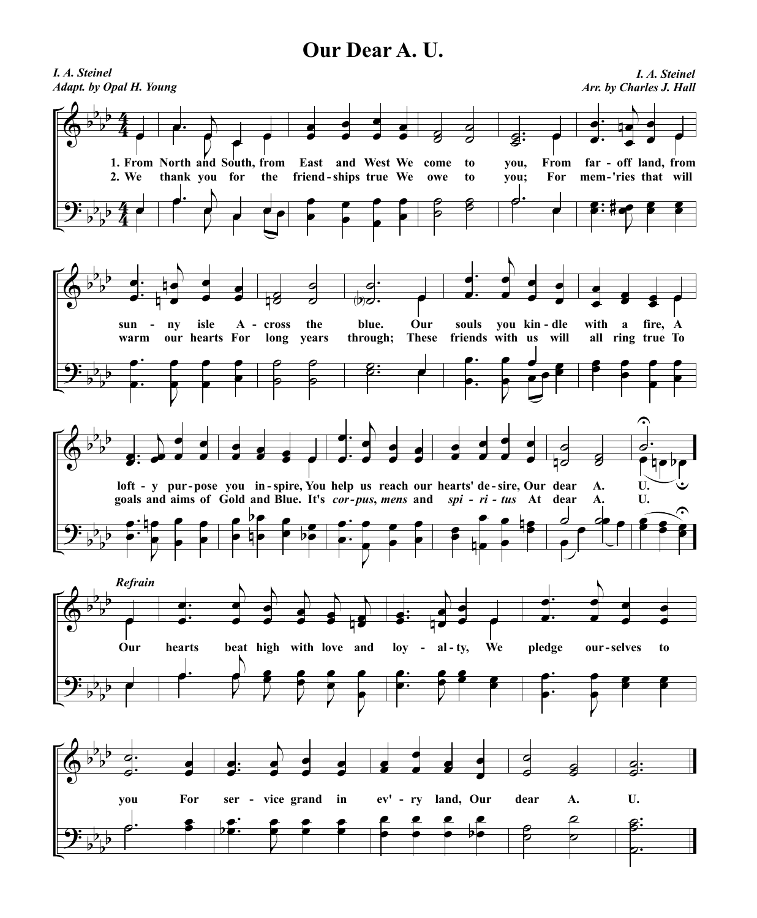# Our Dear A. U.

*I. A. Steinel*
*Adapt. by Opal H. Young*

*I. A. Steinel*
*Arr. by Charles J. Hall*

1. From North and South, from East and West We come to you, From far-off land, from sunny isle Across the blue. Our souls you kindle with a fire, A lofty purpose you inspire, You help us reach our hearts' desire, Our dear A. U.

2. We thank you for the friendships true We owe to you; For mem-'ries that will warm our hearts For long years through; These friends with us will all ring true To goals and aims of Gold and Blue. It's *corpus*, *mens* and *spiritus* At dear A. U.

*Refrain*

Our hearts beat high with love and loyalty, We pledge ourselves to you For service grand in ev'ry land, Our dear A. U.